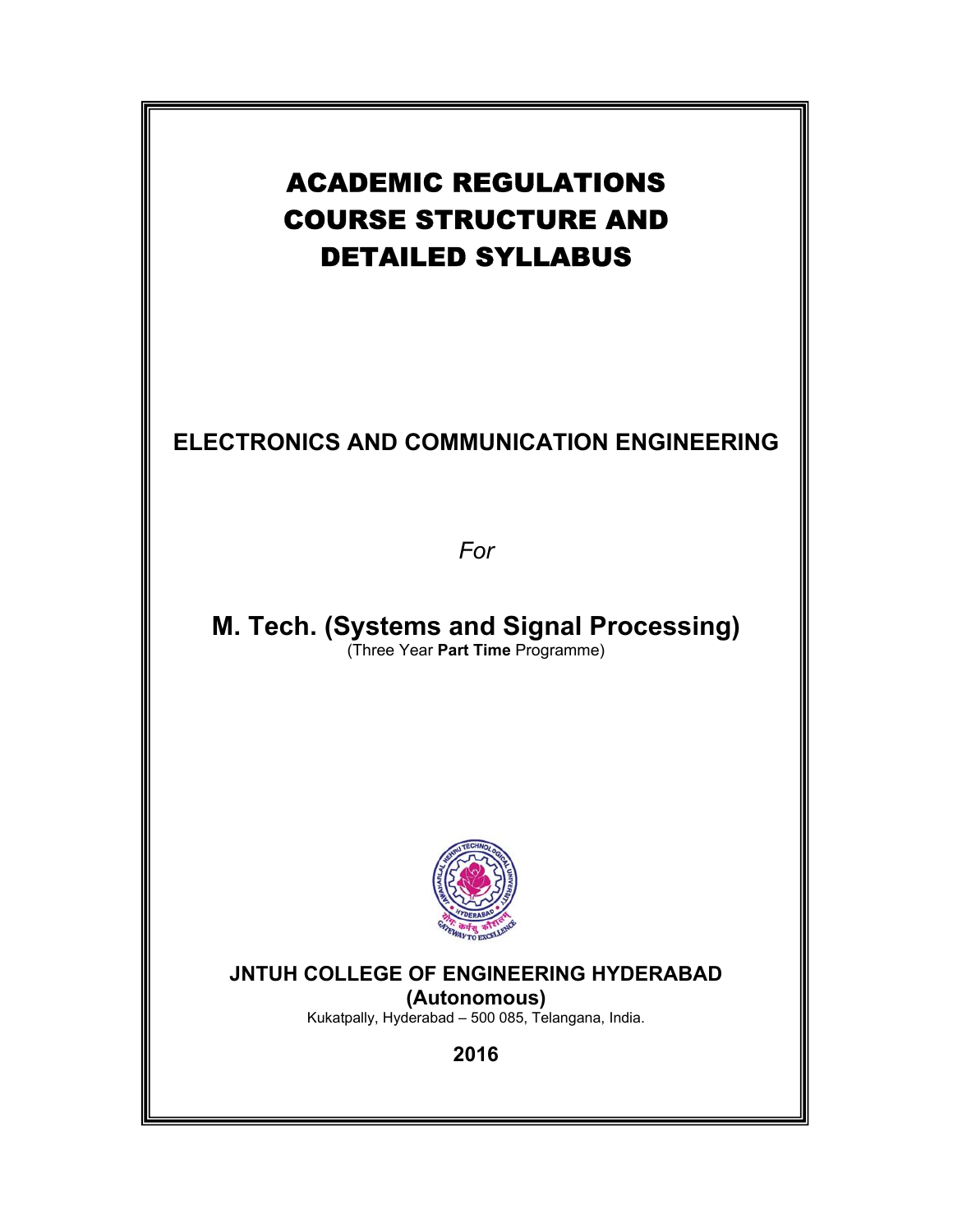# ACADEMIC REGULATIONS
# COURSE STRUCTURE AND
# DETAILED SYLLABUS

## ELECTRONICS AND COMMUNICATION ENGINEERING

*For*

## M. Tech. (Systems and Signal Processing)

(Three Year **Part Time** Programme)

**JNTUH COLLEGE OF ENGINEERING HYDERABAD**
**(Autonomous)**
Kukatpally, Hyderabad – 500 085, Telangana, India.

**2016**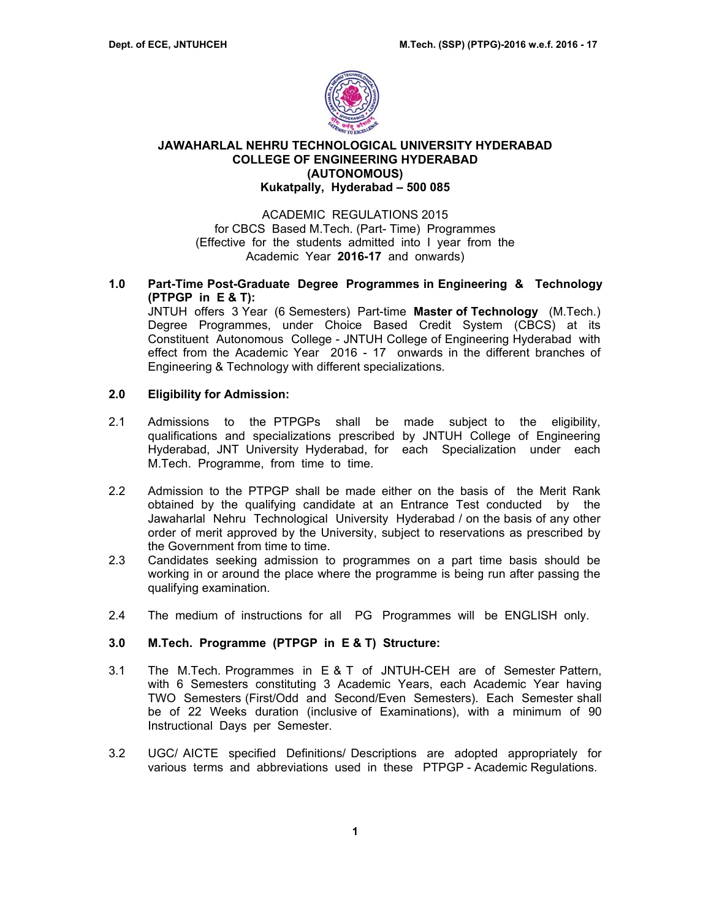# JAWAHARLAL NEHRU TECHNOLOGICAL UNIVERSITY HYDERABAD
## COLLEGE OF ENGINEERING HYDERABAD
## (AUTONOMOUS)
## Kukatpally, Hyderabad – 500 085

ACADEMIC REGULATIONS 2015
for CBCS Based M.Tech. (Part- Time) Programmes
(Effective for the students admitted into I year from the Academic Year **2016-17** and onwards)

**1.0 Part-Time Post-Graduate Degree Programmes in Engineering & Technology (PTPGP in E & T):**

JNTUH offers 3 Year (6 Semesters) Part-time **Master of Technology** (M.Tech.) Degree Programmes, under Choice Based Credit System (CBCS) at its Constituent Autonomous College - JNTUH College of Engineering Hyderabad with effect from the Academic Year 2016 - 17 onwards in the different branches of Engineering & Technology with different specializations.

**2.0 Eligibility for Admission:**

2.1 Admissions to the PTPGPs shall be made subject to the eligibility, qualifications and specializations prescribed by JNTUH College of Engineering Hyderabad, JNT University Hyderabad, for each Specialization under each M.Tech. Programme, from time to time.

2.2 Admission to the PTPGP shall be made either on the basis of the Merit Rank obtained by the qualifying candidate at an Entrance Test conducted by the Jawaharlal Nehru Technological University Hyderabad / on the basis of any other order of merit approved by the University, subject to reservations as prescribed by the Government from time to time.

2.3 Candidates seeking admission to programmes on a part time basis should be working in or around the place where the programme is being run after passing the qualifying examination.

2.4 The medium of instructions for all PG Programmes will be ENGLISH only.

**3.0 M.Tech. Programme (PTPGP in E & T) Structure:**

3.1 The M.Tech. Programmes in E & T of JNTUH-CEH are of Semester Pattern, with 6 Semesters constituting 3 Academic Years, each Academic Year having TWO Semesters (First/Odd and Second/Even Semesters). Each Semester shall be of 22 Weeks duration (inclusive of Examinations), with a minimum of 90 Instructional Days per Semester.

3.2 UGC/ AICTE specified Definitions/ Descriptions are adopted appropriately for various terms and abbreviations used in these PTPGP - Academic Regulations.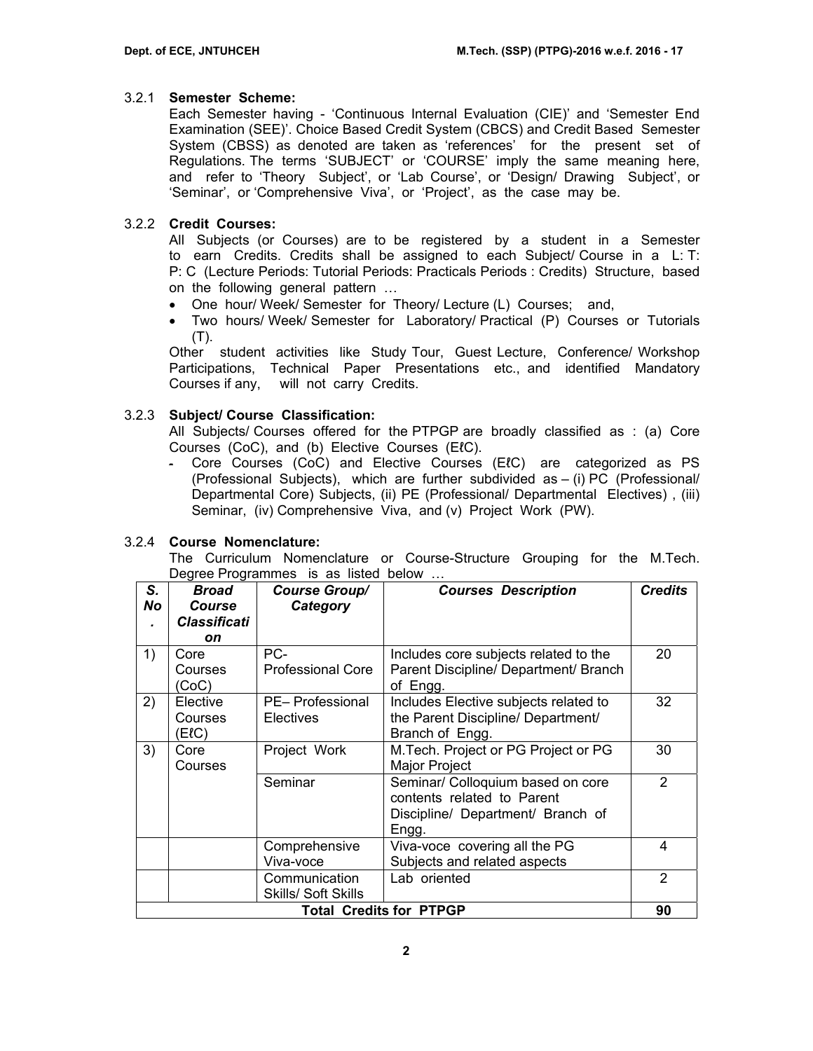3.2.1 **Semester Scheme:**

Each Semester having - 'Continuous Internal Evaluation (CIE)' and 'Semester End Examination (SEE)'. Choice Based Credit System (CBCS) and Credit Based Semester System (CBSS) as denoted are taken as 'references' for the present set of Regulations. The terms 'SUBJECT' or 'COURSE' imply the same meaning here, and refer to 'Theory Subject', or 'Lab Course', or 'Design/ Drawing Subject', or 'Seminar', or 'Comprehensive Viva', or 'Project', as the case may be.

3.2.2 **Credit Courses:**

All Subjects (or Courses) are to be registered by a student in a Semester to earn Credits. Credits shall be assigned to each Subject/ Course in a L: T: P: C (Lecture Periods: Tutorial Periods: Practicals Periods : Credits) Structure, based on the following general pattern …

- One hour/ Week/ Semester for Theory/ Lecture (L) Courses; and,
- Two hours/ Week/ Semester for Laboratory/ Practical (P) Courses or Tutorials (T).

Other student activities like Study Tour, Guest Lecture, Conference/ Workshop Participations, Technical Paper Presentations etc., and identified Mandatory Courses if any, will not carry Credits.

3.2.3 **Subject/ Course Classification:**

All Subjects/ Courses offered for the PTPGP are broadly classified as : (a) Core Courses (CoC), and (b) Elective Courses (EℓC).

- Core Courses (CoC) and Elective Courses (EℓC) are categorized as PS (Professional Subjects), which are further subdivided as – (i) PC (Professional/ Departmental Core) Subjects, (ii) PE (Professional/ Departmental Electives) , (iii) Seminar, (iv) Comprehensive Viva, and (v) Project Work (PW).

3.2.4 **Course Nomenclature:**

The Curriculum Nomenclature or Course-Structure Grouping for the M.Tech. Degree Programmes is as listed below …

| ***S. No.*** | ***Broad Course Classification*** | ***Course Group/ Category*** | ***Courses Description*** | ***Credits*** |
|---|---|---|---|---|
| 1) | Core Courses (CoC) | PC- Professional Core | Includes core subjects related to the Parent Discipline/ Department/ Branch of Engg. | 20 |
| 2) | Elective Courses (EℓC) | PE– Professional Electives | Includes Elective subjects related to the Parent Discipline/ Department/ Branch of Engg. | 32 |
| 3) | Core Courses | Project Work | M.Tech. Project or PG Project or PG Major Project | 30 |
| | | Seminar | Seminar/ Colloquium based on core contents related to Parent Discipline/ Department/ Branch of Engg. | 2 |
| | | Comprehensive Viva-voce | Viva-voce covering all the PG Subjects and related aspects | 4 |
| | | Communication Skills/ Soft Skills | Lab oriented | 2 |
| **Total Credits for PTPGP** | | | | **90** |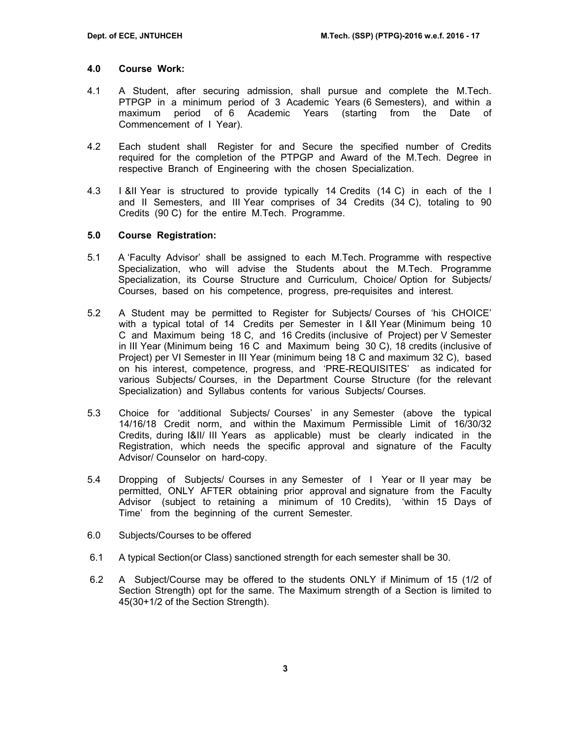## 4.0 Course Work:

4.1 A Student, after securing admission, shall pursue and complete the M.Tech. PTPGP in a minimum period of 3 Academic Years (6 Semesters), and within a maximum period of 6 Academic Years (starting from the Date of Commencement of I Year).

4.2 Each student shall Register for and Secure the specified number of Credits required for the completion of the PTPGP and Award of the M.Tech. Degree in respective Branch of Engineering with the chosen Specialization.

4.3 I &II Year is structured to provide typically 14 Credits (14 C) in each of the I and II Semesters, and III Year comprises of 34 Credits (34 C), totaling to 90 Credits (90 C) for the entire M.Tech. Programme.

## 5.0 Course Registration:

5.1 A 'Faculty Advisor' shall be assigned to each M.Tech. Programme with respective Specialization, who will advise the Students about the M.Tech. Programme Specialization, its Course Structure and Curriculum, Choice/ Option for Subjects/ Courses, based on his competence, progress, pre-requisites and interest.

5.2 A Student may be permitted to Register for Subjects/ Courses of 'his CHOICE' with a typical total of 14 Credits per Semester in I &II Year (Minimum being 10 C and Maximum being 18 C, and 16 Credits (inclusive of Project) per V Semester in III Year (Minimum being 16 C and Maximum being 30 C), 18 credits (inclusive of Project) per VI Semester in III Year (minimum being 18 C and maximum 32 C), based on his interest, competence, progress, and 'PRE-REQUISITES' as indicated for various Subjects/ Courses, in the Department Course Structure (for the relevant Specialization) and Syllabus contents for various Subjects/ Courses.

5.3 Choice for 'additional Subjects/ Courses' in any Semester (above the typical 14/16/18 Credit norm, and within the Maximum Permissible Limit of 16/30/32 Credits, during I&II/ III Years as applicable) must be clearly indicated in the Registration, which needs the specific approval and signature of the Faculty Advisor/ Counselor on hard-copy.

5.4 Dropping of Subjects/ Courses in any Semester of I Year or II year may be permitted, ONLY AFTER obtaining prior approval and signature from the Faculty Advisor (subject to retaining a minimum of 10 Credits), 'within 15 Days of Time' from the beginning of the current Semester.

6.0 Subjects/Courses to be offered

6.1 A typical Section(or Class) sanctioned strength for each semester shall be 30.

6.2 A Subject/Course may be offered to the students ONLY if Minimum of 15 (1/2 of Section Strength) opt for the same. The Maximum strength of a Section is limited to 45(30+1/2 of the Section Strength).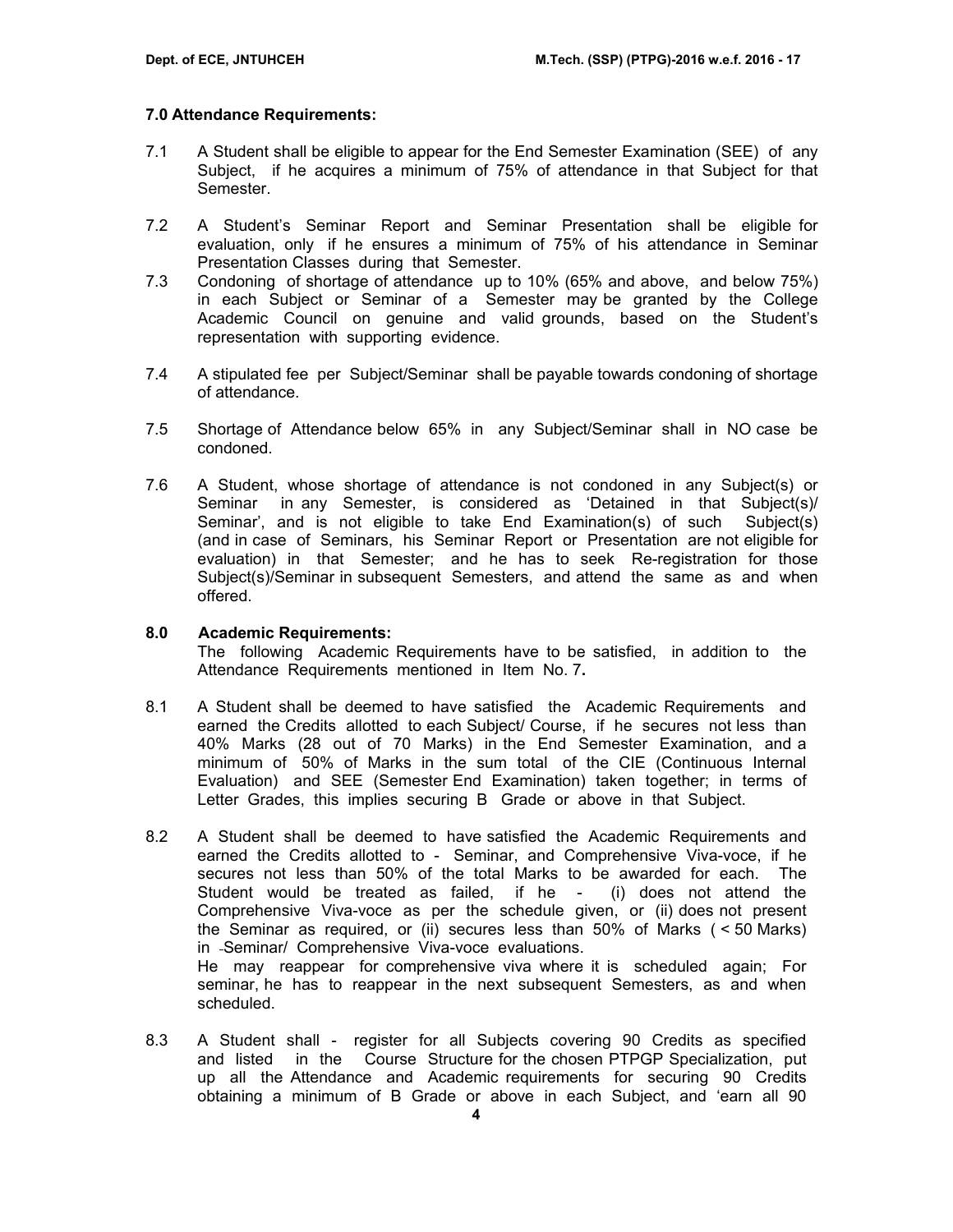### 7.0 Attendance Requirements:

7.1 A Student shall be eligible to appear for the End Semester Examination (SEE) of any Subject, if he acquires a minimum of 75% of attendance in that Subject for that Semester.

7.2 A Student's Seminar Report and Seminar Presentation shall be eligible for evaluation, only if he ensures a minimum of 75% of his attendance in Seminar Presentation Classes during that Semester.

7.3 Condoning of shortage of attendance up to 10% (65% and above, and below 75%) in each Subject or Seminar of a Semester may be granted by the College Academic Council on genuine and valid grounds, based on the Student's representation with supporting evidence.

7.4 A stipulated fee per Subject/Seminar shall be payable towards condoning of shortage of attendance.

7.5 Shortage of Attendance below 65% in any Subject/Seminar shall in NO case be condoned.

7.6 A Student, whose shortage of attendance is not condoned in any Subject(s) or Seminar in any Semester, is considered as 'Detained in that Subject(s)/ Seminar', and is not eligible to take End Examination(s) of such Subject(s) (and in case of Seminars, his Seminar Report or Presentation are not eligible for evaluation) in that Semester; and he has to seek Re-registration for those Subject(s)/Seminar in subsequent Semesters, and attend the same as and when offered.

### 8.0 Academic Requirements:

The following Academic Requirements have to be satisfied, in addition to the Attendance Requirements mentioned in Item No. 7**.**

8.1 A Student shall be deemed to have satisfied the Academic Requirements and earned the Credits allotted to each Subject/ Course, if he secures not less than 40% Marks (28 out of 70 Marks) in the End Semester Examination, and a minimum of 50% of Marks in the sum total of the CIE (Continuous Internal Evaluation) and SEE (Semester End Examination) taken together; in terms of Letter Grades, this implies securing B Grade or above in that Subject.

8.2 A Student shall be deemed to have satisfied the Academic Requirements and earned the Credits allotted to - Seminar, and Comprehensive Viva-voce, if he secures not less than 50% of the total Marks to be awarded for each. The Student would be treated as failed, if he - (i) does not attend the Comprehensive Viva-voce as per the schedule given, or (ii) does not present the Seminar as required, or (ii) secures less than 50% of Marks ( < 50 Marks) in -Seminar/ Comprehensive Viva-voce evaluations.
He may reappear for comprehensive viva where it is scheduled again; For seminar, he has to reappear in the next subsequent Semesters, as and when scheduled.

8.3 A Student shall - register for all Subjects covering 90 Credits as specified and listed in the Course Structure for the chosen PTPGP Specialization, put up all the Attendance and Academic requirements for securing 90 Credits obtaining a minimum of B Grade or above in each Subject, and 'earn all 90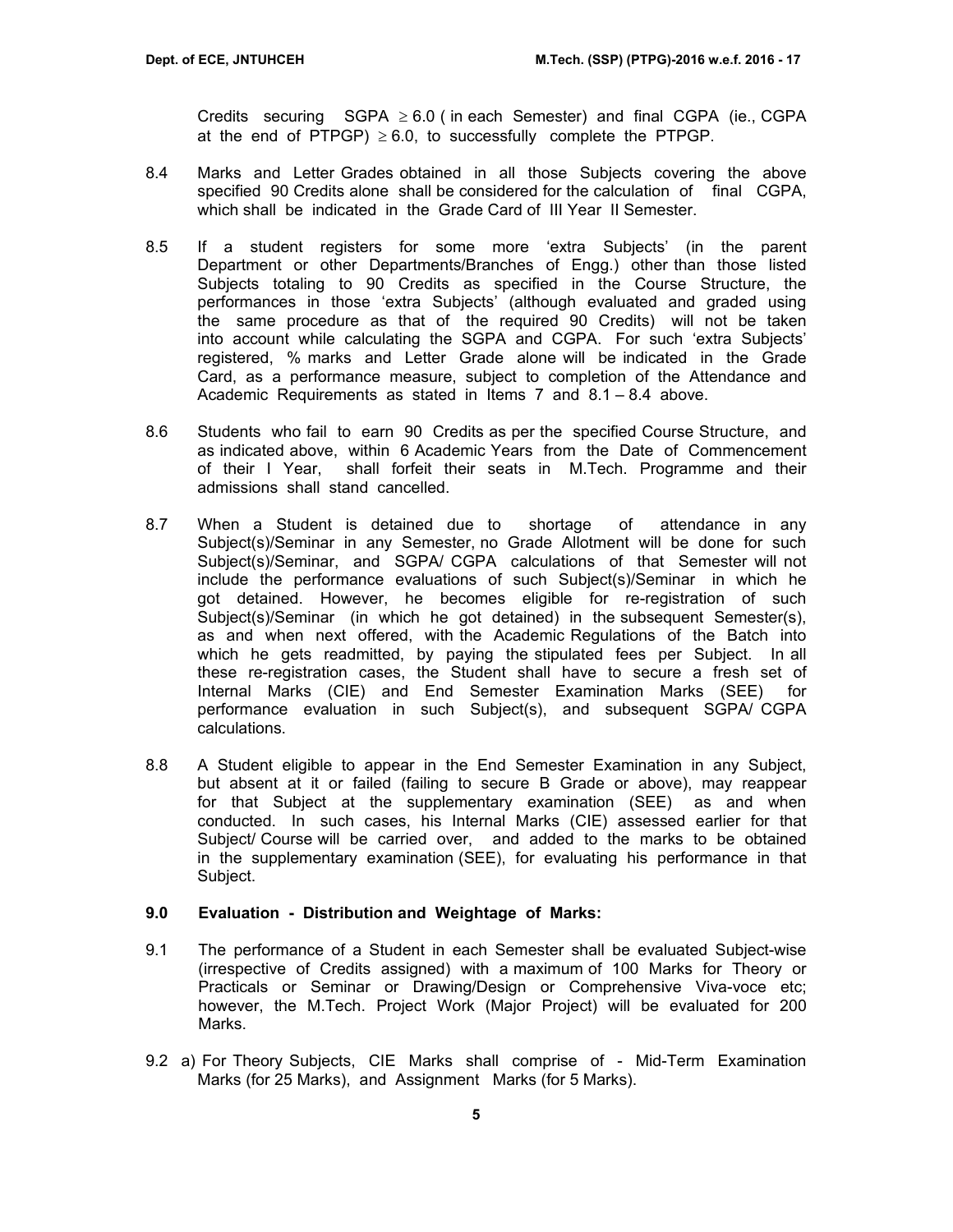Credits securing SGPA $\geq$ 6.0 ( in each Semester) and final CGPA (ie., CGPA at the end of PTPGP) $\geq$ 6.0, to successfully complete the PTPGP.

8.4 Marks and Letter Grades obtained in all those Subjects covering the above specified 90 Credits alone shall be considered for the calculation of final CGPA, which shall be indicated in the Grade Card of III Year II Semester.

8.5 If a student registers for some more 'extra Subjects' (in the parent Department or other Departments/Branches of Engg.) other than those listed Subjects totaling to 90 Credits as specified in the Course Structure, the performances in those 'extra Subjects' (although evaluated and graded using the same procedure as that of the required 90 Credits) will not be taken into account while calculating the SGPA and CGPA. For such 'extra Subjects' registered, % marks and Letter Grade alone will be indicated in the Grade Card, as a performance measure, subject to completion of the Attendance and Academic Requirements as stated in Items 7 and 8.1 – 8.4 above.

8.6 Students who fail to earn 90 Credits as per the specified Course Structure, and as indicated above, within 6 Academic Years from the Date of Commencement of their I Year, shall forfeit their seats in M.Tech. Programme and their admissions shall stand cancelled.

8.7 When a Student is detained due to shortage of attendance in any Subject(s)/Seminar in any Semester, no Grade Allotment will be done for such Subject(s)/Seminar, and SGPA/ CGPA calculations of that Semester will not include the performance evaluations of such Subject(s)/Seminar in which he got detained. However, he becomes eligible for re-registration of such Subject(s)/Seminar (in which he got detained) in the subsequent Semester(s), as and when next offered, with the Academic Regulations of the Batch into which he gets readmitted, by paying the stipulated fees per Subject. In all these re-registration cases, the Student shall have to secure a fresh set of Internal Marks (CIE) and End Semester Examination Marks (SEE) for performance evaluation in such Subject(s), and subsequent SGPA/ CGPA calculations.

8.8 A Student eligible to appear in the End Semester Examination in any Subject, but absent at it or failed (failing to secure B Grade or above), may reappear for that Subject at the supplementary examination (SEE) as and when conducted. In such cases, his Internal Marks (CIE) assessed earlier for that Subject/ Course will be carried over, and added to the marks to be obtained in the supplementary examination (SEE), for evaluating his performance in that Subject.

## 9.0 Evaluation - Distribution and Weightage of Marks:

9.1 The performance of a Student in each Semester shall be evaluated Subject-wise (irrespective of Credits assigned) with a maximum of 100 Marks for Theory or Practicals or Seminar or Drawing/Design or Comprehensive Viva-voce etc; however, the M.Tech. Project Work (Major Project) will be evaluated for 200 Marks.

9.2 a) For Theory Subjects, CIE Marks shall comprise of - Mid-Term Examination Marks (for 25 Marks), and Assignment Marks (for 5 Marks).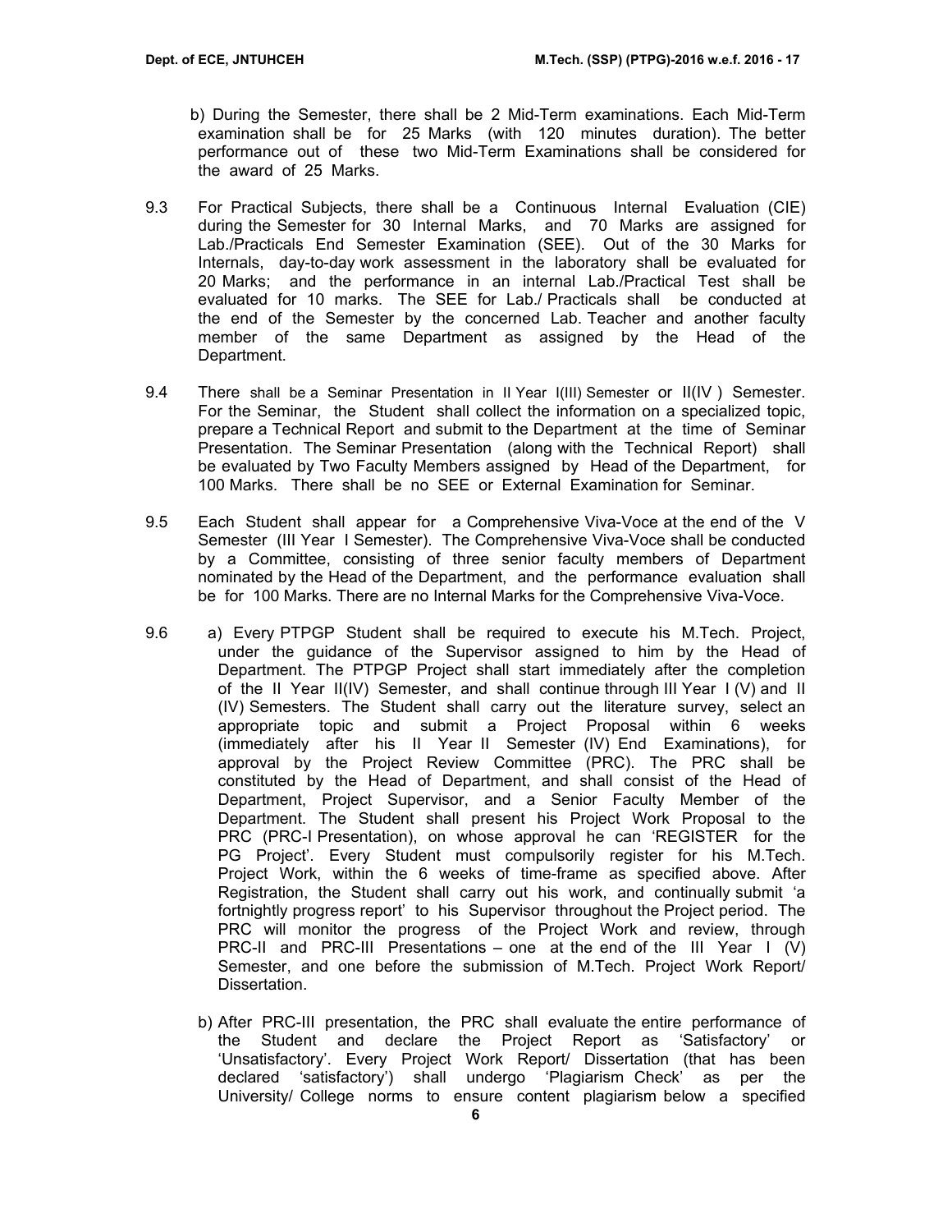b) During the Semester, there shall be 2 Mid-Term examinations. Each Mid-Term examination shall be for 25 Marks (with 120 minutes duration). The better performance out of these two Mid-Term Examinations shall be considered for the award of 25 Marks.

9.3 For Practical Subjects, there shall be a Continuous Internal Evaluation (CIE) during the Semester for 30 Internal Marks, and 70 Marks are assigned for Lab./Practicals End Semester Examination (SEE). Out of the 30 Marks for Internals, day-to-day work assessment in the laboratory shall be evaluated for 20 Marks; and the performance in an internal Lab./Practical Test shall be evaluated for 10 marks. The SEE for Lab./ Practicals shall be conducted at the end of the Semester by the concerned Lab. Teacher and another faculty member of the same Department as assigned by the Head of the Department.

9.4 There shall be a Seminar Presentation in II Year I(III) Semester or II(IV ) Semester. For the Seminar, the Student shall collect the information on a specialized topic, prepare a Technical Report and submit to the Department at the time of Seminar Presentation. The Seminar Presentation (along with the Technical Report) shall be evaluated by Two Faculty Members assigned by Head of the Department, for 100 Marks. There shall be no SEE or External Examination for Seminar.

9.5 Each Student shall appear for a Comprehensive Viva-Voce at the end of the V Semester (III Year I Semester). The Comprehensive Viva-Voce shall be conducted by a Committee, consisting of three senior faculty members of Department nominated by the Head of the Department, and the performance evaluation shall be for 100 Marks. There are no Internal Marks for the Comprehensive Viva-Voce.

9.6 a) Every PTPGP Student shall be required to execute his M.Tech. Project, under the guidance of the Supervisor assigned to him by the Head of Department. The PTPGP Project shall start immediately after the completion of the II Year II(IV) Semester, and shall continue through III Year I (V) and II (IV) Semesters. The Student shall carry out the literature survey, select an appropriate topic and submit a Project Proposal within 6 weeks (immediately after his II Year II Semester (IV) End Examinations), for approval by the Project Review Committee (PRC). The PRC shall be constituted by the Head of Department, and shall consist of the Head of Department, Project Supervisor, and a Senior Faculty Member of the Department. The Student shall present his Project Work Proposal to the PRC (PRC-I Presentation), on whose approval he can 'REGISTER for the PG Project'. Every Student must compulsorily register for his M.Tech. Project Work, within the 6 weeks of time-frame as specified above. After Registration, the Student shall carry out his work, and continually submit 'a fortnightly progress report' to his Supervisor throughout the Project period. The PRC will monitor the progress of the Project Work and review, through PRC-II and PRC-III Presentations – one at the end of the III Year I (V) Semester, and one before the submission of M.Tech. Project Work Report/ Dissertation.

b) After PRC-III presentation, the PRC shall evaluate the entire performance of the Student and declare the Project Report as 'Satisfactory' or 'Unsatisfactory'. Every Project Work Report/ Dissertation (that has been declared 'satisfactory') shall undergo 'Plagiarism Check' as per the University/ College norms to ensure content plagiarism below a specified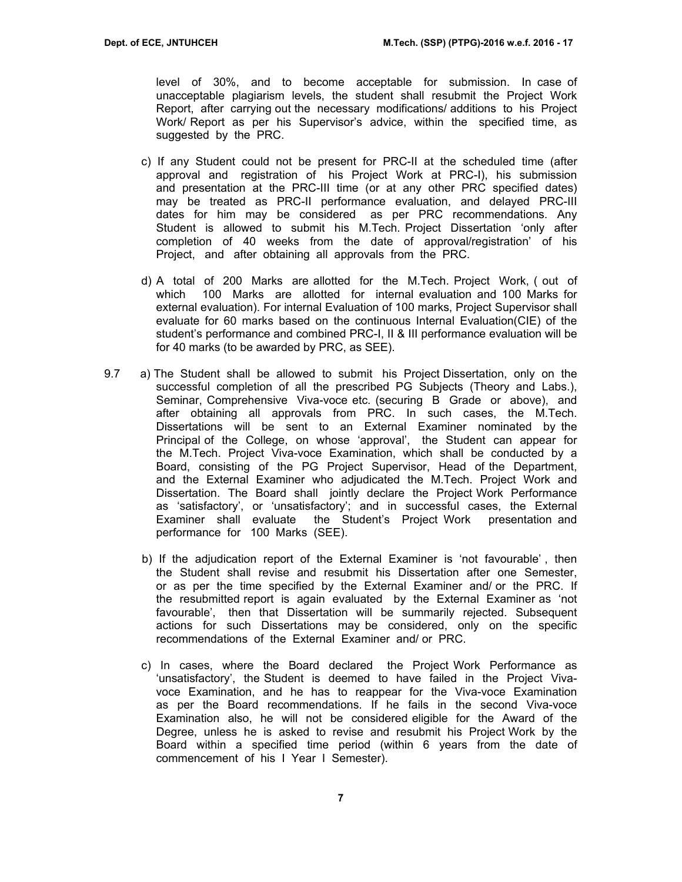level of 30%, and to become acceptable for submission. In case of unacceptable plagiarism levels, the student shall resubmit the Project Work Report, after carrying out the necessary modifications/ additions to his Project Work/ Report as per his Supervisor's advice, within the specified time, as suggested by the PRC.

c) If any Student could not be present for PRC-II at the scheduled time (after approval and registration of his Project Work at PRC-I), his submission and presentation at the PRC-III time (or at any other PRC specified dates) may be treated as PRC-II performance evaluation, and delayed PRC-III dates for him may be considered as per PRC recommendations. Any Student is allowed to submit his M.Tech. Project Dissertation 'only after completion of 40 weeks from the date of approval/registration' of his Project, and after obtaining all approvals from the PRC.

d) A total of 200 Marks are allotted for the M.Tech. Project Work, ( out of which 100 Marks are allotted for internal evaluation and 100 Marks for external evaluation). For internal Evaluation of 100 marks, Project Supervisor shall evaluate for 60 marks based on the continuous Internal Evaluation(CIE) of the student's performance and combined PRC-I, II & III performance evaluation will be for 40 marks (to be awarded by PRC, as SEE).

9.7 a) The Student shall be allowed to submit his Project Dissertation, only on the successful completion of all the prescribed PG Subjects (Theory and Labs.), Seminar, Comprehensive Viva-voce etc. (securing B Grade or above), and after obtaining all approvals from PRC. In such cases, the M.Tech. Dissertations will be sent to an External Examiner nominated by the Principal of the College, on whose 'approval', the Student can appear for the M.Tech. Project Viva-voce Examination, which shall be conducted by a Board, consisting of the PG Project Supervisor, Head of the Department, and the External Examiner who adjudicated the M.Tech. Project Work and Dissertation. The Board shall jointly declare the Project Work Performance as 'satisfactory', or 'unsatisfactory'; and in successful cases, the External Examiner shall evaluate the Student's Project Work presentation and performance for 100 Marks (SEE).

b) If the adjudication report of the External Examiner is 'not favourable' , then the Student shall revise and resubmit his Dissertation after one Semester, or as per the time specified by the External Examiner and/ or the PRC. If the resubmitted report is again evaluated by the External Examiner as 'not favourable', then that Dissertation will be summarily rejected. Subsequent actions for such Dissertations may be considered, only on the specific recommendations of the External Examiner and/ or PRC.

c) In cases, where the Board declared the Project Work Performance as 'unsatisfactory', the Student is deemed to have failed in the Project Viva-voce Examination, and he has to reappear for the Viva-voce Examination as per the Board recommendations. If he fails in the second Viva-voce Examination also, he will not be considered eligible for the Award of the Degree, unless he is asked to revise and resubmit his Project Work by the Board within a specified time period (within 6 years from the date of commencement of his I Year I Semester).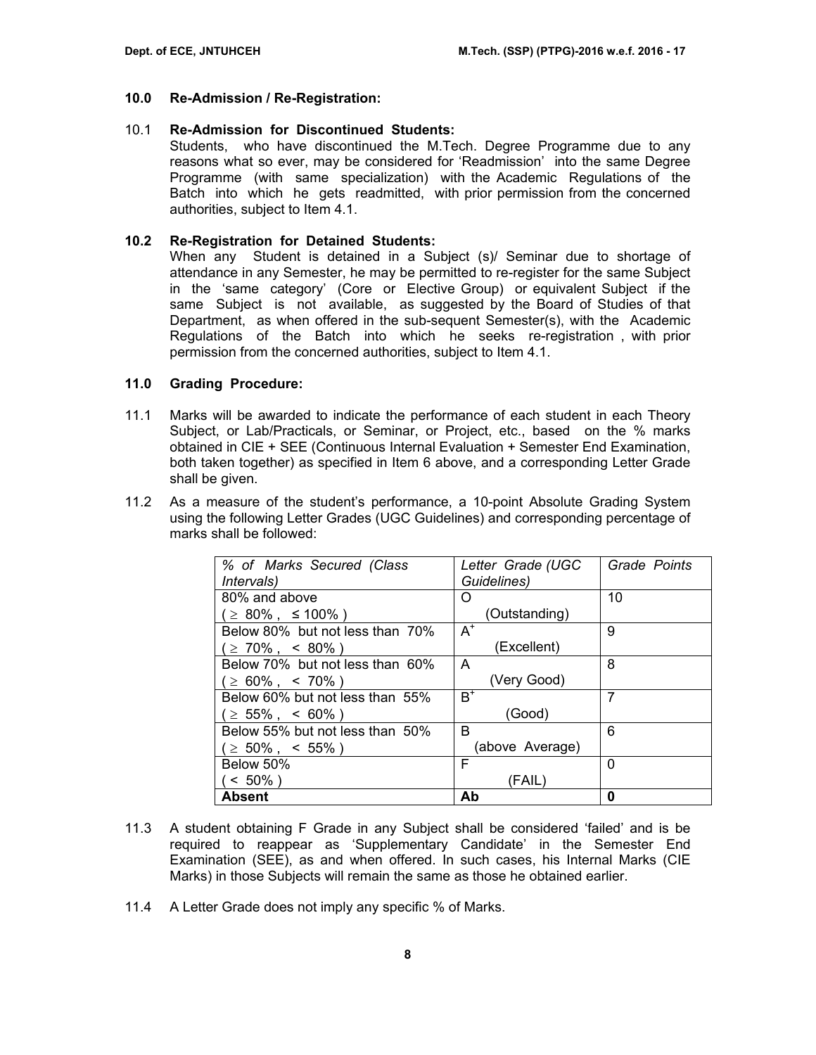## 10.0 Re-Admission / Re-Registration:

10.1 **Re-Admission for Discontinued Students:**
Students, who have discontinued the M.Tech. Degree Programme due to any reasons what so ever, may be considered for 'Readmission' into the same Degree Programme (with same specialization) with the Academic Regulations of the Batch into which he gets readmitted, with prior permission from the concerned authorities, subject to Item 4.1.

**10.2 Re-Registration for Detained Students:**
When any Student is detained in a Subject (s)/ Seminar due to shortage of attendance in any Semester, he may be permitted to re-register for the same Subject in the 'same category' (Core or Elective Group) or equivalent Subject if the same Subject is not available, as suggested by the Board of Studies of that Department, as when offered in the sub-sequent Semester(s), with the Academic Regulations of the Batch into which he seeks re-registration , with prior permission from the concerned authorities, subject to Item 4.1.

## 11.0 Grading Procedure:

11.1 Marks will be awarded to indicate the performance of each student in each Theory Subject, or Lab/Practicals, or Seminar, or Project, etc., based on the % marks obtained in CIE + SEE (Continuous Internal Evaluation + Semester End Examination, both taken together) as specified in Item 6 above, and a corresponding Letter Grade shall be given.

11.2 As a measure of the student's performance, a 10-point Absolute Grading System using the following Letter Grades (UGC Guidelines) and corresponding percentage of marks shall be followed:

| *% of Marks Secured (Class Intervals)* | *Letter Grade (UGC Guidelines)* | *Grade Points* |
|---|---|---|
| 80% and above ( $\geq$ 80% , $\leq$ 100% ) | O (Outstanding) | 10 |
| Below 80% but not less than 70% ( $\geq$ 70% , < 80% ) | $A^+$ (Excellent) | 9 |
| Below 70% but not less than 60% ( $\geq$ 60% , < 70% ) | A (Very Good) | 8 |
| Below 60% but not less than 55% ( $\geq$ 55% , < 60% ) | $B^+$ (Good) | 7 |
| Below 55% but not less than 50% ( $\geq$ 50% , < 55% ) | B (above Average) | 6 |
| Below 50% ( < 50% ) | F (FAIL) | 0 |
| **Absent** | **Ab** | **0** |

11.3 A student obtaining F Grade in any Subject shall be considered 'failed' and is be required to reappear as 'Supplementary Candidate' in the Semester End Examination (SEE), as and when offered. In such cases, his Internal Marks (CIE Marks) in those Subjects will remain the same as those he obtained earlier.

11.4 A Letter Grade does not imply any specific % of Marks.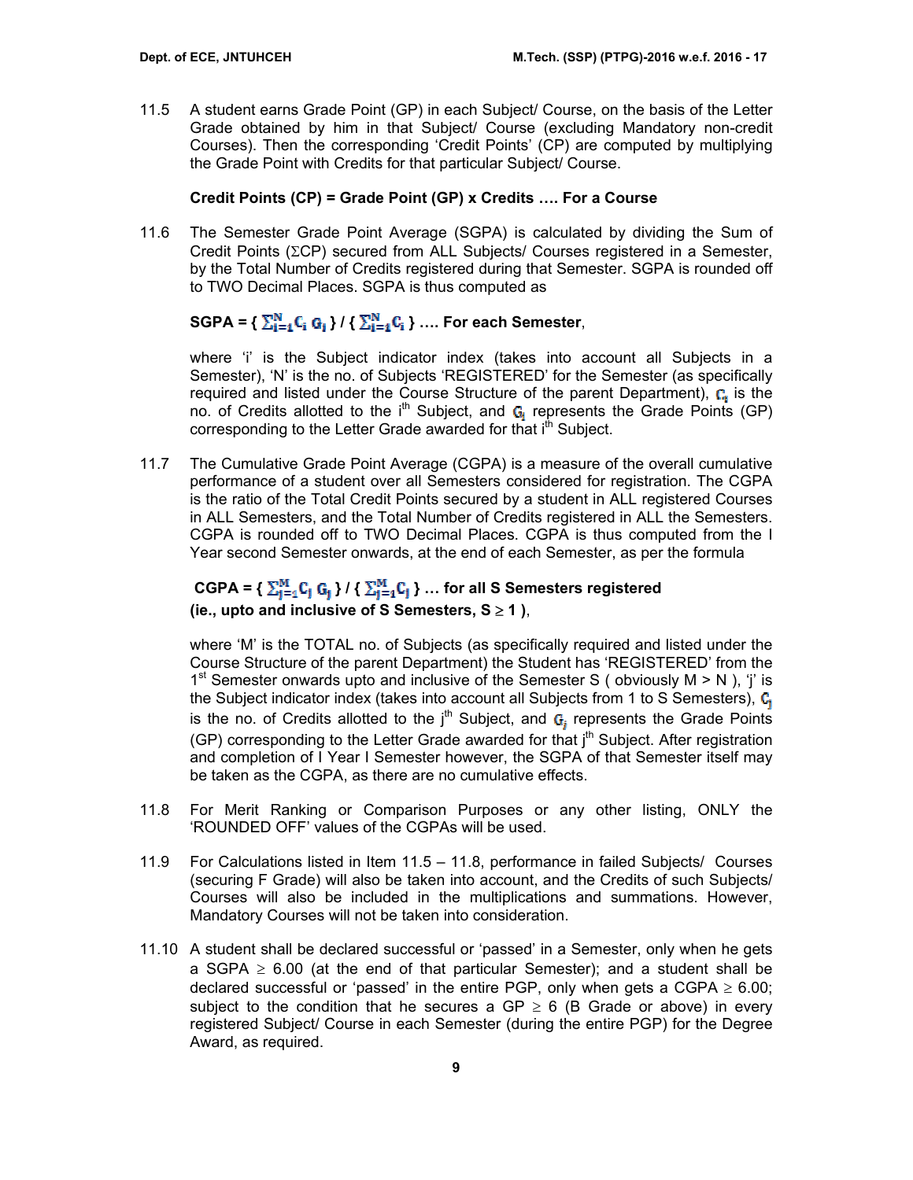11.5 A student earns Grade Point (GP) in each Subject/ Course, on the basis of the Letter Grade obtained by him in that Subject/ Course (excluding Mandatory non-credit Courses). Then the corresponding 'Credit Points' (CP) are computed by multiplying the Grade Point with Credits for that particular Subject/ Course.

**Credit Points (CP) = Grade Point (GP) x Credits …. For a Course**

11.6 The Semester Grade Point Average (SGPA) is calculated by dividing the Sum of Credit Points (ΣCP) secured from ALL Subjects/ Courses registered in a Semester, by the Total Number of Credits registered during that Semester. SGPA is rounded off to TWO Decimal Places. SGPA is thus computed as

**SGPA = { $\sum_{i=1}^{N} C_i G_i$ } / { $\sum_{i=1}^{N} C_i$ } …. For each Semester**,

where 'i' is the Subject indicator index (takes into account all Subjects in a Semester), 'N' is the no. of Subjects 'REGISTERED' for the Semester (as specifically required and listed under the Course Structure of the parent Department), $C_i$ is the no. of Credits allotted to the $i^{th}$ Subject, and $G_i$ represents the Grade Points (GP) corresponding to the Letter Grade awarded for that $i^{th}$ Subject.

11.7 The Cumulative Grade Point Average (CGPA) is a measure of the overall cumulative performance of a student over all Semesters considered for registration. The CGPA is the ratio of the Total Credit Points secured by a student in ALL registered Courses in ALL Semesters, and the Total Number of Credits registered in ALL the Semesters. CGPA is rounded off to TWO Decimal Places. CGPA is thus computed from the I Year second Semester onwards, at the end of each Semester, as per the formula

**CGPA = { $\sum_{j=1}^{M} C_j G_j$ } / { $\sum_{j=1}^{M} C_j$ } … for all S Semesters registered (ie., upto and inclusive of S Semesters, S $\geq$ 1 )**,

where 'M' is the TOTAL no. of Subjects (as specifically required and listed under the Course Structure of the parent Department) the Student has 'REGISTERED' from the 1st Semester onwards upto and inclusive of the Semester S ( obviously M > N ), 'j' is the Subject indicator index (takes into account all Subjects from 1 to S Semesters), $C_j$ is the no. of Credits allotted to the $j^{th}$ Subject, and $G_j$ represents the Grade Points (GP) corresponding to the Letter Grade awarded for that $j^{th}$ Subject. After registration and completion of I Year I Semester however, the SGPA of that Semester itself may be taken as the CGPA, as there are no cumulative effects.

11.8 For Merit Ranking or Comparison Purposes or any other listing, ONLY the 'ROUNDED OFF' values of the CGPAs will be used.

11.9 For Calculations listed in Item 11.5 – 11.8, performance in failed Subjects/ Courses (securing F Grade) will also be taken into account, and the Credits of such Subjects/ Courses will also be included in the multiplications and summations. However, Mandatory Courses will not be taken into consideration.

11.10 A student shall be declared successful or 'passed' in a Semester, only when he gets a SGPA $\geq$ 6.00 (at the end of that particular Semester); and a student shall be declared successful or 'passed' in the entire PGP, only when gets a CGPA $\geq$ 6.00; subject to the condition that he secures a GP $\geq$ 6 (B Grade or above) in every registered Subject/ Course in each Semester (during the entire PGP) for the Degree Award, as required.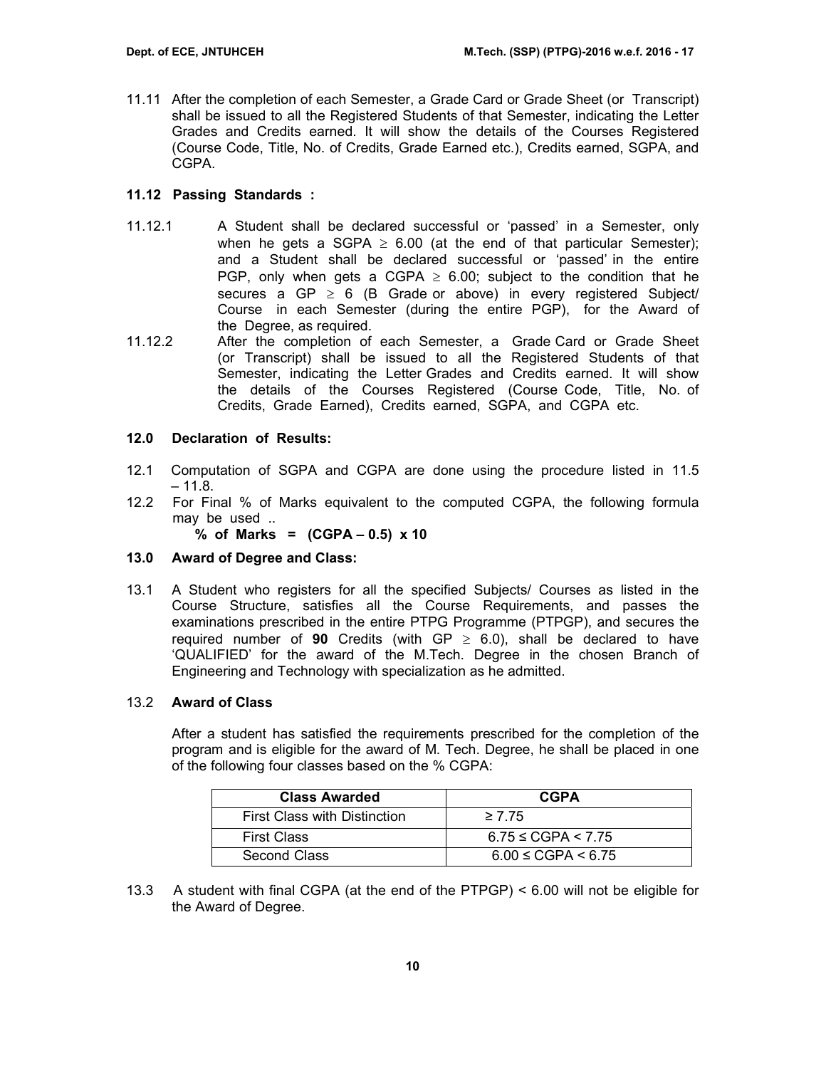11.11 After the completion of each Semester, a Grade Card or Grade Sheet (or Transcript) shall be issued to all the Registered Students of that Semester, indicating the Letter Grades and Credits earned. It will show the details of the Courses Registered (Course Code, Title, No. of Credits, Grade Earned etc.), Credits earned, SGPA, and CGPA.

### 11.12 Passing Standards :

11.12.1 A Student shall be declared successful or 'passed' in a Semester, only when he gets a SGPA $\geq$ 6.00 (at the end of that particular Semester); and a Student shall be declared successful or 'passed' in the entire PGP, only when gets a CGPA $\geq$ 6.00; subject to the condition that he secures a GP $\geq$ 6 (B Grade or above) in every registered Subject/ Course in each Semester (during the entire PGP), for the Award of the Degree, as required.

11.12.2 After the completion of each Semester, a Grade Card or Grade Sheet (or Transcript) shall be issued to all the Registered Students of that Semester, indicating the Letter Grades and Credits earned. It will show the details of the Courses Registered (Course Code, Title, No. of Credits, Grade Earned), Credits earned, SGPA, and CGPA etc.

### 12.0 Declaration of Results:

12.1 Computation of SGPA and CGPA are done using the procedure listed in 11.5 – 11.8.

12.2 For Final % of Marks equivalent to the computed CGPA, the following formula may be used ..

**% of Marks = (CGPA – 0.5) x 10**

### 13.0 Award of Degree and Class:

13.1 A Student who registers for all the specified Subjects/ Courses as listed in the Course Structure, satisfies all the Course Requirements, and passes the examinations prescribed in the entire PTPG Programme (PTPGP), and secures the required number of **90** Credits (with GP $\geq$ 6.0), shall be declared to have 'QUALIFIED' for the award of the M.Tech. Degree in the chosen Branch of Engineering and Technology with specialization as he admitted.

13.2 **Award of Class**

After a student has satisfied the requirements prescribed for the completion of the program and is eligible for the award of M. Tech. Degree, he shall be placed in one of the following four classes based on the % CGPA:

| Class Awarded | CGPA |
|---|---|
| First Class with Distinction | $\geq 7.75$ |
| First Class | $6.75 \leq$ CGPA $< 7.75$ |
| Second Class | $6.00 \leq$ CGPA $< 6.75$ |

13.3 A student with final CGPA (at the end of the PTPGP) < 6.00 will not be eligible for the Award of Degree.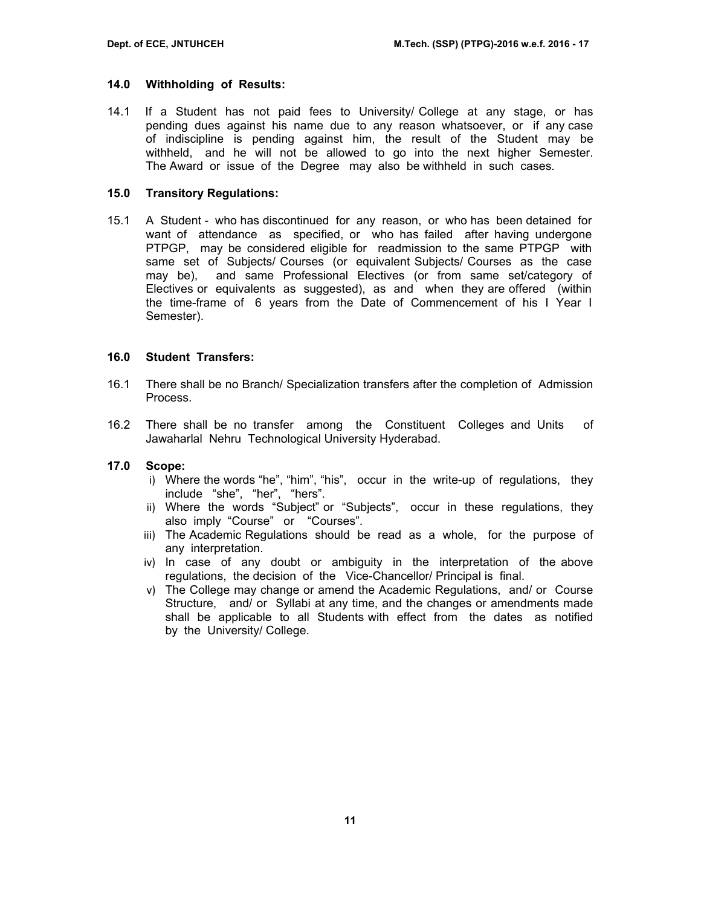### 14.0 Withholding of Results:

14.1 If a Student has not paid fees to University/ College at any stage, or has pending dues against his name due to any reason whatsoever, or if any case of indiscipline is pending against him, the result of the Student may be withheld, and he will not be allowed to go into the next higher Semester. The Award or issue of the Degree may also be withheld in such cases.

### 15.0 Transitory Regulations:

15.1 A Student - who has discontinued for any reason, or who has been detained for want of attendance as specified, or who has failed after having undergone PTPGP, may be considered eligible for readmission to the same PTPGP with same set of Subjects/ Courses (or equivalent Subjects/ Courses as the case may be), and same Professional Electives (or from same set/category of Electives or equivalents as suggested), as and when they are offered (within the time-frame of 6 years from the Date of Commencement of his I Year I Semester).

### 16.0 Student Transfers:

16.1 There shall be no Branch/ Specialization transfers after the completion of Admission Process.

16.2 There shall be no transfer among the Constituent Colleges and Units of Jawaharlal Nehru Technological University Hyderabad.

### 17.0 Scope:

i) Where the words “he”, “him”, “his”, occur in the write-up of regulations, they include “she”, “her”, “hers”.

ii) Where the words “Subject” or “Subjects”, occur in these regulations, they also imply “Course” or “Courses”.

iii) The Academic Regulations should be read as a whole, for the purpose of any interpretation.

iv) In case of any doubt or ambiguity in the interpretation of the above regulations, the decision of the Vice-Chancellor/ Principal is final.

v) The College may change or amend the Academic Regulations, and/ or Course Structure, and/ or Syllabi at any time, and the changes or amendments made shall be applicable to all Students with effect from the dates as notified by the University/ College.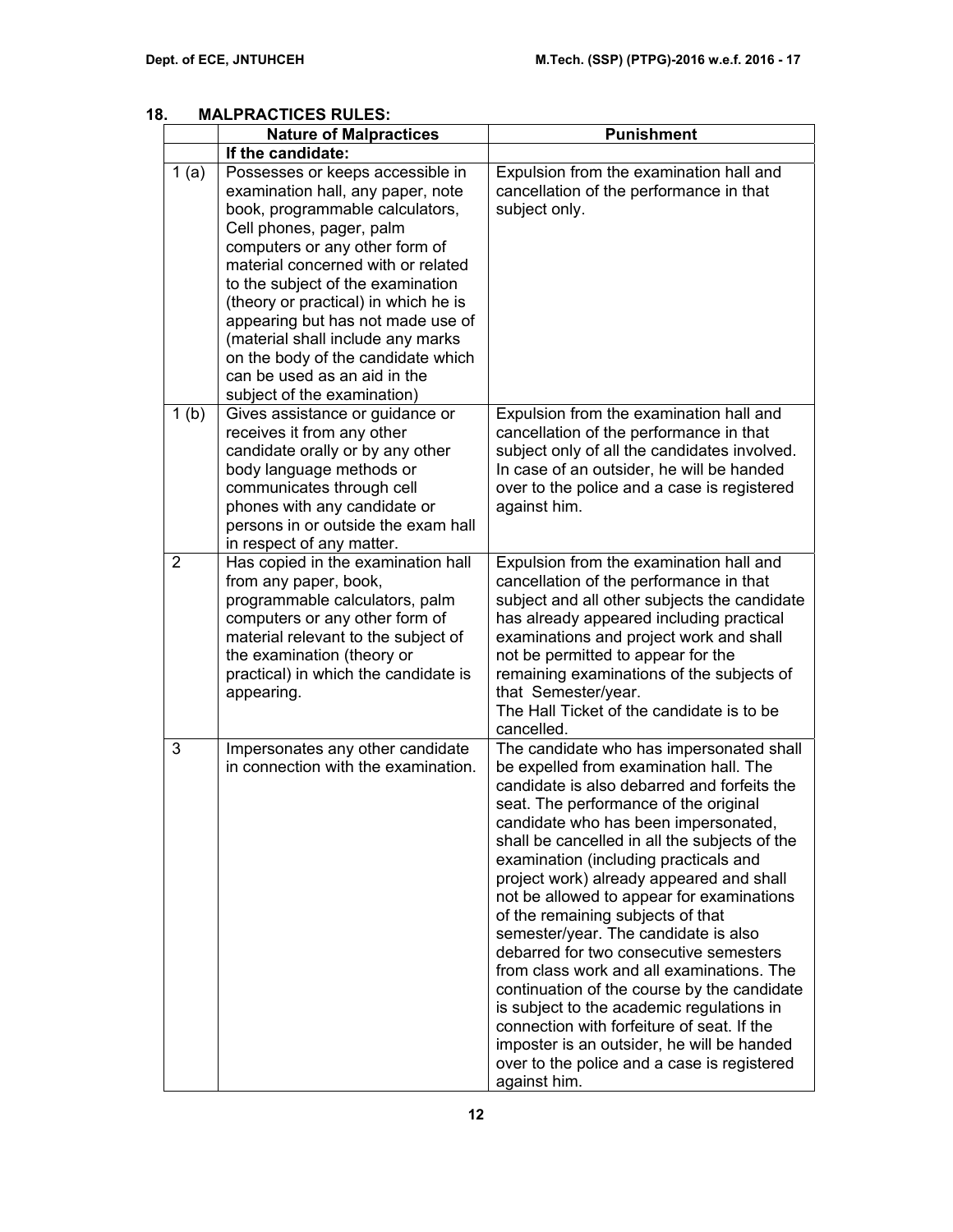## 18. MALPRACTICES RULES:

| | Nature of Malpractices | Punishment |
|---|---|---|
| | **If the candidate:** | |
| 1 (a) | Possesses or keeps accessible in examination hall, any paper, note book, programmable calculators, Cell phones, pager, palm computers or any other form of material concerned with or related to the subject of the examination (theory or practical) in which he is appearing but has not made use of (material shall include any marks on the body of the candidate which can be used as an aid in the subject of the examination) | Expulsion from the examination hall and cancellation of the performance in that subject only. |
| 1 (b) | Gives assistance or guidance or receives it from any other candidate orally or by any other body language methods or communicates through cell phones with any candidate or persons in or outside the exam hall in respect of any matter. | Expulsion from the examination hall and cancellation of the performance in that subject only of all the candidates involved. In case of an outsider, he will be handed over to the police and a case is registered against him. |
| 2 | Has copied in the examination hall from any paper, book, programmable calculators, palm computers or any other form of material relevant to the subject of the examination (theory or practical) in which the candidate is appearing. | Expulsion from the examination hall and cancellation of the performance in that subject and all other subjects the candidate has already appeared including practical examinations and project work and shall not be permitted to appear for the remaining examinations of the subjects of that Semester/year. The Hall Ticket of the candidate is to be cancelled. |
| 3 | Impersonates any other candidate in connection with the examination. | The candidate who has impersonated shall be expelled from examination hall. The candidate is also debarred and forfeits the seat. The performance of the original candidate who has been impersonated, shall be cancelled in all the subjects of the examination (including practicals and project work) already appeared and shall not be allowed to appear for examinations of the remaining subjects of that semester/year. The candidate is also debarred for two consecutive semesters from class work and all examinations. The continuation of the course by the candidate is subject to the academic regulations in connection with forfeiture of seat. If the imposter is an outsider, he will be handed over to the police and a case is registered against him. |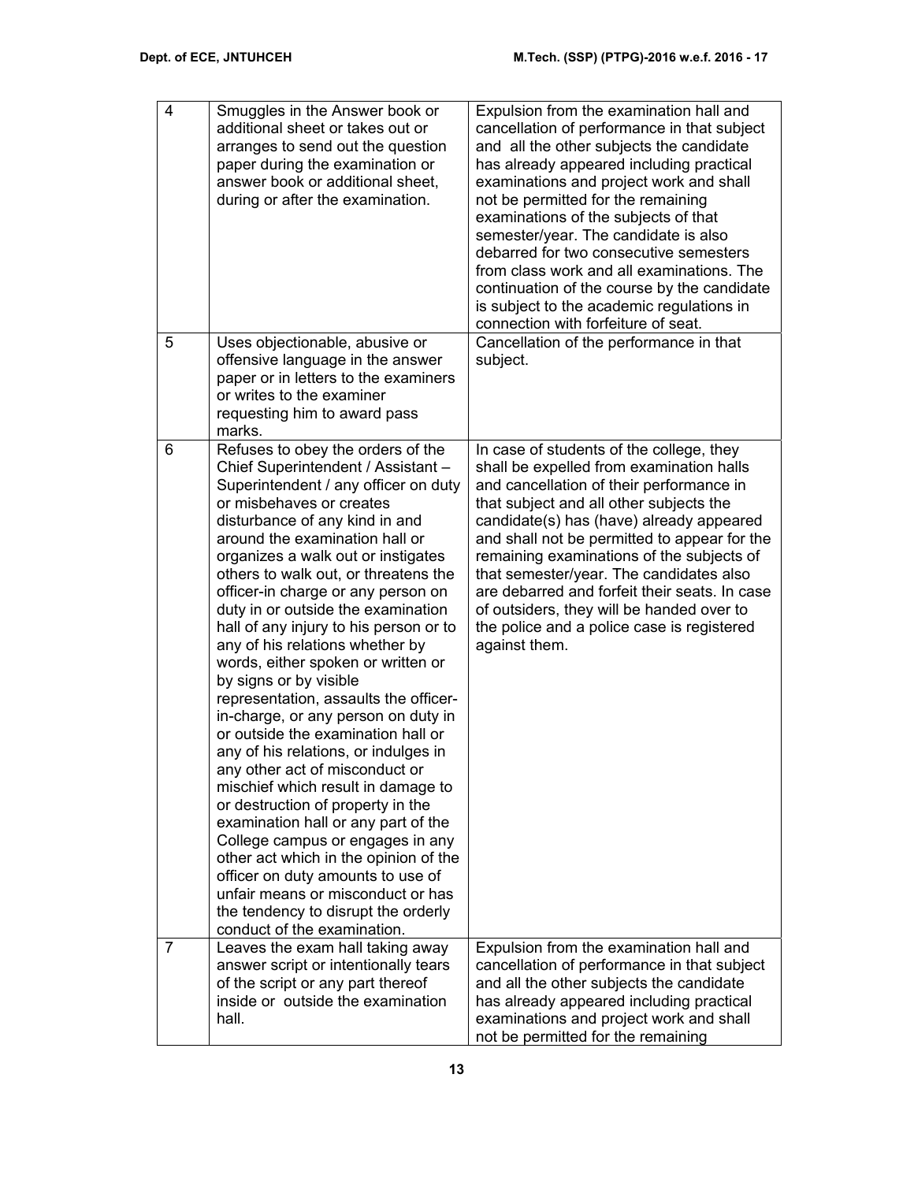| 4 | Smuggles in the Answer book or additional sheet or takes out or arranges to send out the question paper during the examination or answer book or additional sheet, during or after the examination. | Expulsion from the examination hall and cancellation of performance in that subject and all the other subjects the candidate has already appeared including practical examinations and project work and shall not be permitted for the remaining examinations of the subjects of that semester/year. The candidate is also debarred for two consecutive semesters from class work and all examinations. The continuation of the course by the candidate is subject to the academic regulations in connection with forfeiture of seat. |
|---|---|---|
| 5 | Uses objectionable, abusive or offensive language in the answer paper or in letters to the examiners or writes to the examiner requesting him to award pass marks. | Cancellation of the performance in that subject. |
| 6 | Refuses to obey the orders of the Chief Superintendent / Assistant – Superintendent / any officer on duty or misbehaves or creates disturbance of any kind in and around the examination hall or organizes a walk out or instigates others to walk out, or threatens the officer-in charge or any person on duty in or outside the examination hall of any injury to his person or to any of his relations whether by words, either spoken or written or by signs or by visible representation, assaults the officer-in-charge, or any person on duty in or outside the examination hall or any of his relations, or indulges in any other act of misconduct or mischief which result in damage to or destruction of property in the examination hall or any part of the College campus or engages in any other act which in the opinion of the officer on duty amounts to use of unfair means or misconduct or has the tendency to disrupt the orderly conduct of the examination. | In case of students of the college, they shall be expelled from examination halls and cancellation of their performance in that subject and all other subjects the candidate(s) has (have) already appeared and shall not be permitted to appear for the remaining examinations of the subjects of that semester/year. The candidates also are debarred and forfeit their seats. In case of outsiders, they will be handed over to the police and a police case is registered against them. |
| 7 | Leaves the exam hall taking away answer script or intentionally tears of the script or any part thereof inside or outside the examination hall. | Expulsion from the examination hall and cancellation of performance in that subject and all the other subjects the candidate has already appeared including practical examinations and project work and shall not be permitted for the remaining |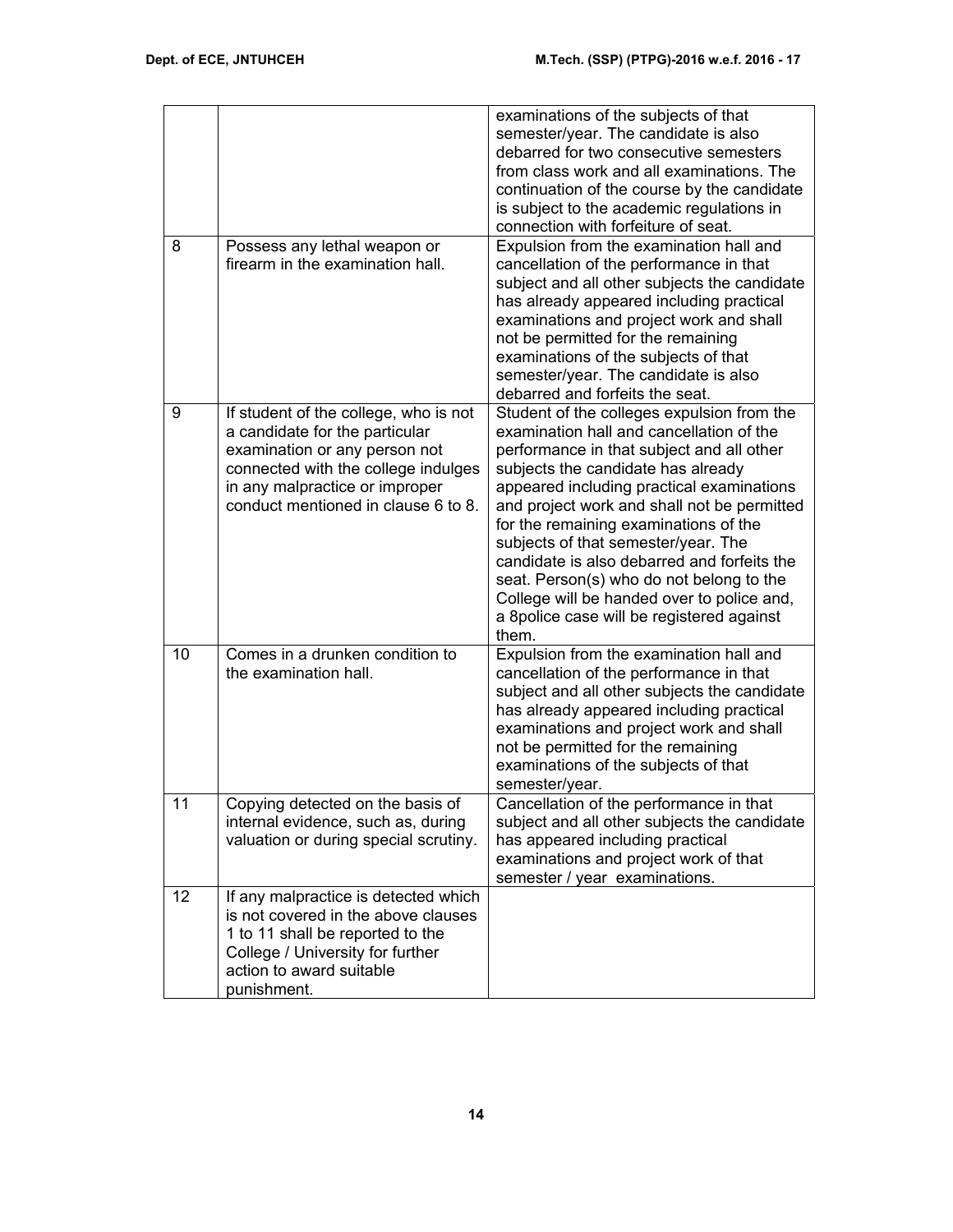|  |  |  |
|---|---|---|
|  |  | examinations of the subjects of that semester/year. The candidate is also debarred for two consecutive semesters from class work and all examinations. The continuation of the course by the candidate is subject to the academic regulations in connection with forfeiture of seat. |
| 8 | Possess any lethal weapon or firearm in the examination hall. | Expulsion from the examination hall and cancellation of the performance in that subject and all other subjects the candidate has already appeared including practical examinations and project work and shall not be permitted for the remaining examinations of the subjects of that semester/year. The candidate is also debarred and forfeits the seat. |
| 9 | If student of the college, who is not a candidate for the particular examination or any person not connected with the college indulges in any malpractice or improper conduct mentioned in clause 6 to 8. | Student of the colleges expulsion from the examination hall and cancellation of the performance in that subject and all other subjects the candidate has already appeared including practical examinations and project work and shall not be permitted for the remaining examinations of the subjects of that semester/year. The candidate is also debarred and forfeits the seat. Person(s) who do not belong to the College will be handed over to police and, a 8police case will be registered against them. |
| 10 | Comes in a drunken condition to the examination hall. | Expulsion from the examination hall and cancellation of the performance in that subject and all other subjects the candidate has already appeared including practical examinations and project work and shall not be permitted for the remaining examinations of the subjects of that semester/year. |
| 11 | Copying detected on the basis of internal evidence, such as, during valuation or during special scrutiny. | Cancellation of the performance in that subject and all other subjects the candidate has appeared including practical examinations and project work of that semester / year examinations. |
| 12 | If any malpractice is detected which is not covered in the above clauses 1 to 11 shall be reported to the College / University for further action to award suitable punishment. |  |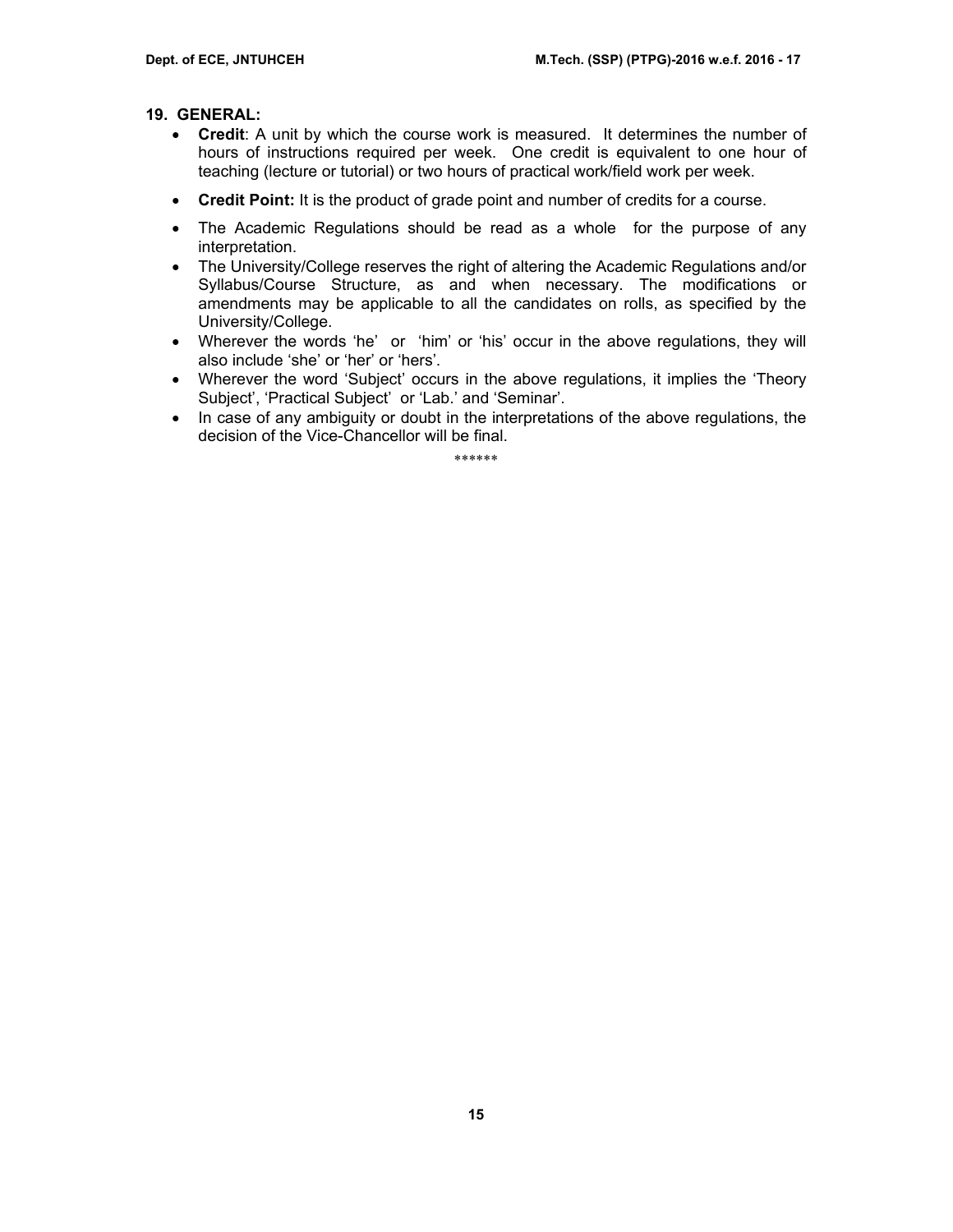## 19. GENERAL:

- **Credit**: A unit by which the course work is measured. It determines the number of hours of instructions required per week. One credit is equivalent to one hour of teaching (lecture or tutorial) or two hours of practical work/field work per week.
- **Credit Point:** It is the product of grade point and number of credits for a course.
- The Academic Regulations should be read as a whole for the purpose of any interpretation.
- The University/College reserves the right of altering the Academic Regulations and/or Syllabus/Course Structure, as and when necessary. The modifications or amendments may be applicable to all the candidates on rolls, as specified by the University/College.
- Wherever the words 'he' or 'him' or 'his' occur in the above regulations, they will also include 'she' or 'her' or 'hers'.
- Wherever the word 'Subject' occurs in the above regulations, it implies the 'Theory Subject', 'Practical Subject' or 'Lab.' and 'Seminar'.
- In case of any ambiguity or doubt in the interpretations of the above regulations, the decision of the Vice-Chancellor will be final.

******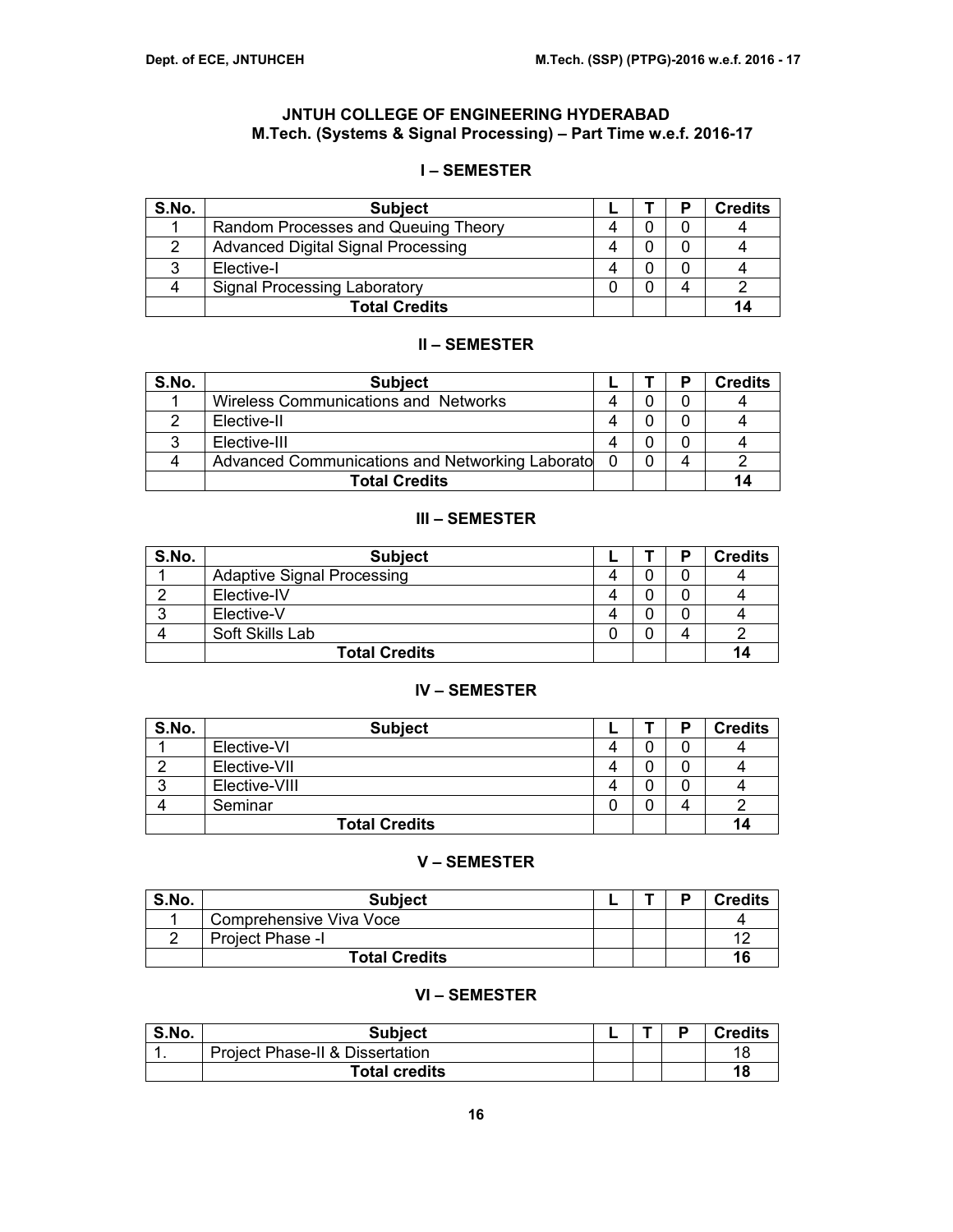# JNTUH COLLEGE OF ENGINEERING HYDERABAD
## M.Tech. (Systems & Signal Processing) – Part Time w.e.f. 2016-17

### I – SEMESTER

| S.No. | Subject | L | T | P | Credits |
|---|---|---|---|---|---|
| 1 | Random Processes and Queuing Theory | 4 | 0 | 0 | 4 |
| 2 | Advanced Digital Signal Processing | 4 | 0 | 0 | 4 |
| 3 | Elective-I | 4 | 0 | 0 | 4 |
| 4 | Signal Processing Laboratory | 0 | 0 | 4 | 2 |
| | **Total Credits** | | | | **14** |

### II – SEMESTER

| S.No. | Subject | L | T | P | Credits |
|---|---|---|---|---|---|
| 1 | Wireless Communications and Networks | 4 | 0 | 0 | 4 |
| 2 | Elective-II | 4 | 0 | 0 | 4 |
| 3 | Elective-III | 4 | 0 | 0 | 4 |
| 4 | Advanced Communications and Networking Laborato | 0 | 0 | 4 | 2 |
| | **Total Credits** | | | | **14** |

### III – SEMESTER

| S.No. | Subject | L | T | P | Credits |
|---|---|---|---|---|---|
| 1 | Adaptive Signal Processing | 4 | 0 | 0 | 4 |
| 2 | Elective-IV | 4 | 0 | 0 | 4 |
| 3 | Elective-V | 4 | 0 | 0 | 4 |
| 4 | Soft Skills Lab | 0 | 0 | 4 | 2 |
| | **Total Credits** | | | | **14** |

### IV – SEMESTER

| S.No. | Subject | L | T | P | Credits |
|---|---|---|---|---|---|
| 1 | Elective-VI | 4 | 0 | 0 | 4 |
| 2 | Elective-VII | 4 | 0 | 0 | 4 |
| 3 | Elective-VIII | 4 | 0 | 0 | 4 |
| 4 | Seminar | 0 | 0 | 4 | 2 |
| | **Total Credits** | | | | **14** |

### V – SEMESTER

| S.No. | Subject | L | T | P | Credits |
|---|---|---|---|---|---|
| 1 | Comprehensive Viva Voce | | | | 4 |
| 2 | Project Phase -I | | | | 12 |
| | **Total Credits** | | | | **16** |

### VI – SEMESTER

| S.No. | Subject | L | T | P | Credits |
|---|---|---|---|---|---|
| 1. | Project Phase-II & Dissertation | | | | 18 |
| | **Total credits** | | | | **18** |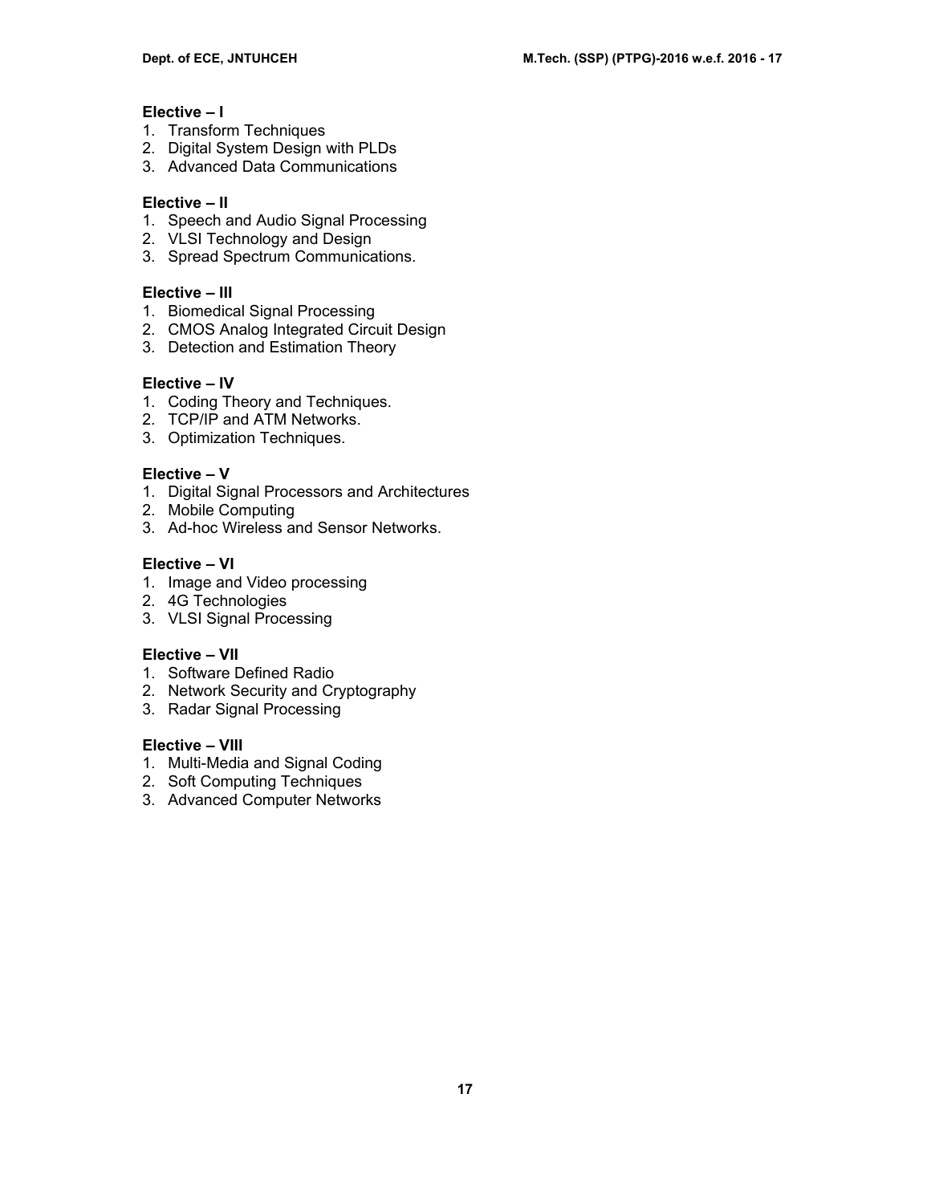**Elective – I**
1. Transform Techniques
2. Digital System Design with PLDs
3. Advanced Data Communications

**Elective – II**
1. Speech and Audio Signal Processing
2. VLSI Technology and Design
3. Spread Spectrum Communications.

**Elective – III**
1. Biomedical Signal Processing
2. CMOS Analog Integrated Circuit Design
3. Detection and Estimation Theory

**Elective – IV**
1. Coding Theory and Techniques.
2. TCP/IP and ATM Networks.
3. Optimization Techniques.

**Elective – V**
1. Digital Signal Processors and Architectures
2. Mobile Computing
3. Ad-hoc Wireless and Sensor Networks.

**Elective – VI**
1. Image and Video processing
2. 4G Technologies
3. VLSI Signal Processing

**Elective – VII**
1. Software Defined Radio
2. Network Security and Cryptography
3. Radar Signal Processing

**Elective – VIII**
1. Multi-Media and Signal Coding
2. Soft Computing Techniques
3. Advanced Computer Networks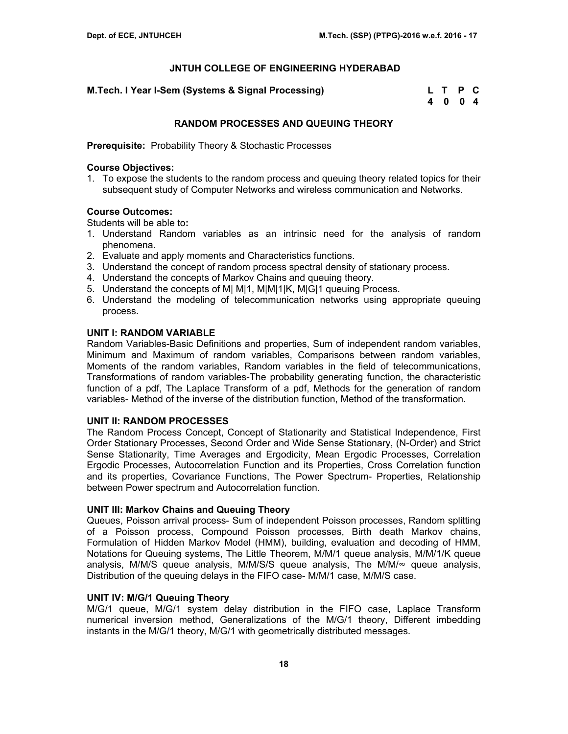## JNTUH COLLEGE OF ENGINEERING HYDERABAD

**M.Tech. I Year I-Sem (Systems & Signal Processing)**

| L | T | P | C |
|---|---|---|---|
| 4 | 0 | 0 | 4 |

## RANDOM PROCESSES AND QUEUING THEORY

**Prerequisite:** Probability Theory & Stochastic Processes

**Course Objectives:**

1. To expose the students to the random process and queuing theory related topics for their subsequent study of Computer Networks and wireless communication and Networks.

**Course Outcomes:**

Students will be able to**:**

1. Understand Random variables as an intrinsic need for the analysis of random phenomena.
2. Evaluate and apply moments and Characteristics functions.
3. Understand the concept of random process spectral density of stationary process.
4. Understand the concepts of Markov Chains and queuing theory.
5. Understand the concepts of M| M|1, M|M|1|K, M|G|1 queuing Process.
6. Understand the modeling of telecommunication networks using appropriate queuing process.

**UNIT I: RANDOM VARIABLE**

Random Variables-Basic Definitions and properties, Sum of independent random variables, Minimum and Maximum of random variables, Comparisons between random variables, Moments of the random variables, Random variables in the field of telecommunications, Transformations of random variables-The probability generating function, the characteristic function of a pdf, The Laplace Transform of a pdf, Methods for the generation of random variables- Method of the inverse of the distribution function, Method of the transformation.

**UNIT II: RANDOM PROCESSES**

The Random Process Concept, Concept of Stationarity and Statistical Independence, First Order Stationary Processes, Second Order and Wide Sense Stationary, (N-Order) and Strict Sense Stationarity, Time Averages and Ergodicity, Mean Ergodic Processes, Correlation Ergodic Processes, Autocorrelation Function and its Properties, Cross Correlation function and its properties, Covariance Functions, The Power Spectrum- Properties, Relationship between Power spectrum and Autocorrelation function.

**UNIT III: Markov Chains and Queuing Theory**

Queues, Poisson arrival process- Sum of independent Poisson processes, Random splitting of a Poisson process, Compound Poisson processes, Birth death Markov chains, Formulation of Hidden Markov Model (HMM), building, evaluation and decoding of HMM, Notations for Queuing systems, The Little Theorem, M/M/1 queue analysis, M/M/1/K queue analysis, M/M/S queue analysis, M/M/S/S queue analysis, The M/M/∞ queue analysis, Distribution of the queuing delays in the FIFO case- M/M/1 case, M/M/S case.

**UNIT IV: M/G/1 Queuing Theory**

M/G/1 queue, M/G/1 system delay distribution in the FIFO case, Laplace Transform numerical inversion method, Generalizations of the M/G/1 theory, Different imbedding instants in the M/G/1 theory, M/G/1 with geometrically distributed messages.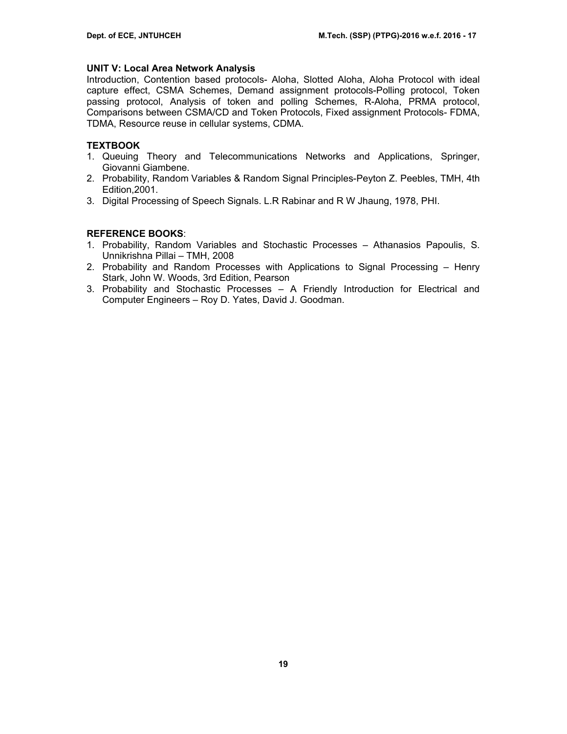**UNIT V: Local Area Network Analysis**

Introduction, Contention based protocols- Aloha, Slotted Aloha, Aloha Protocol with ideal capture effect, CSMA Schemes, Demand assignment protocols-Polling protocol, Token passing protocol, Analysis of token and polling Schemes, R-Aloha, PRMA protocol, Comparisons between CSMA/CD and Token Protocols, Fixed assignment Protocols- FDMA, TDMA, Resource reuse in cellular systems, CDMA.

**TEXTBOOK**

1. Queuing Theory and Telecommunications Networks and Applications, Springer, Giovanni Giambene.
2. Probability, Random Variables & Random Signal Principles-Peyton Z. Peebles, TMH, 4th Edition,2001.
3. Digital Processing of Speech Signals. L.R Rabinar and R W Jhaung, 1978, PHI.

**REFERENCE BOOKS**:

1. Probability, Random Variables and Stochastic Processes – Athanasios Papoulis, S. Unnikrishna Pillai – TMH, 2008
2. Probability and Random Processes with Applications to Signal Processing – Henry Stark, John W. Woods, 3rd Edition, Pearson
3. Probability and Stochastic Processes – A Friendly Introduction for Electrical and Computer Engineers – Roy D. Yates, David J. Goodman.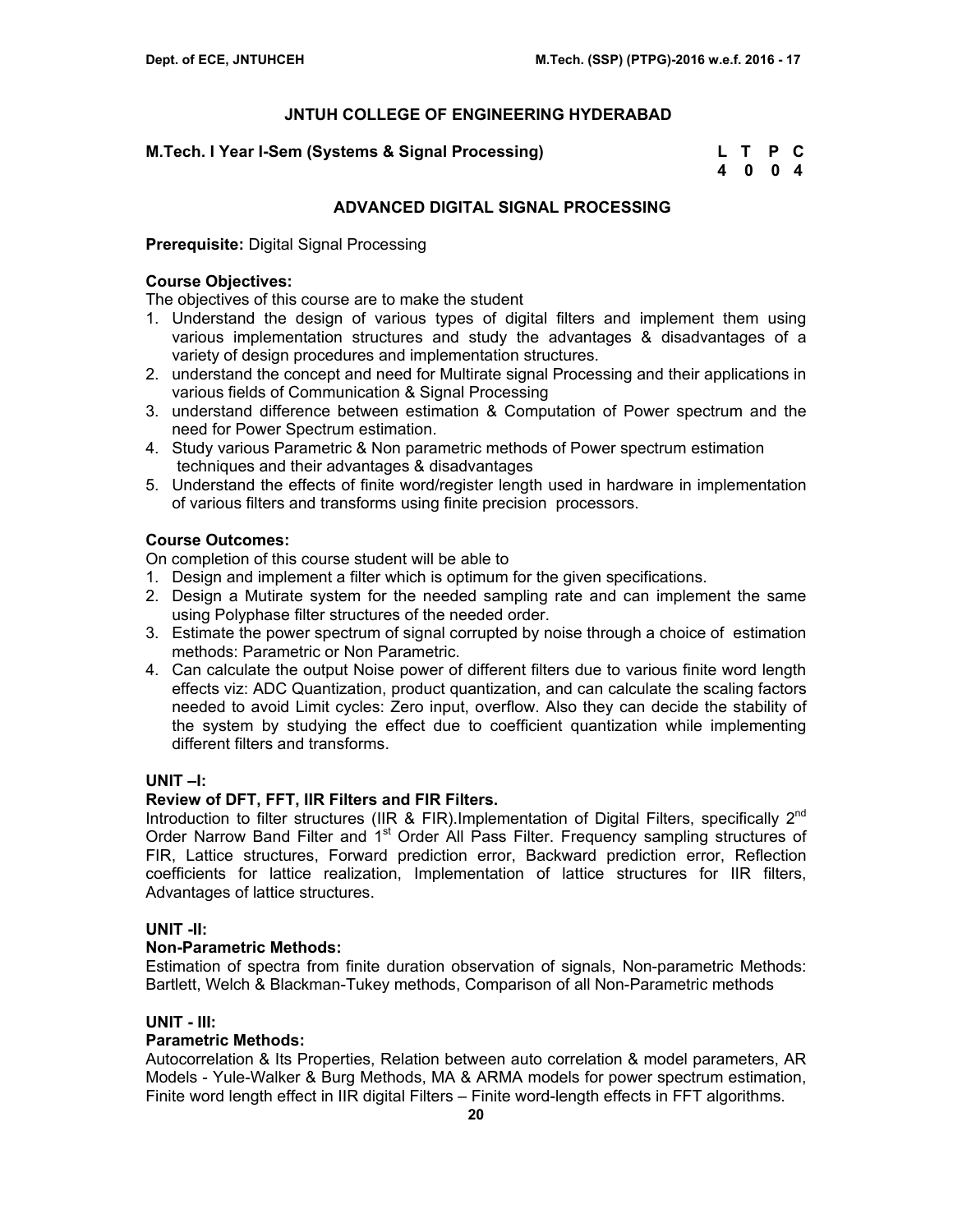## JNTUH COLLEGE OF ENGINEERING HYDERABAD

**M.Tech. I Year I-Sem (Systems & Signal Processing)**

| L | T | P | C |
|---|---|---|---|
| 4 | 0 | 0 | 4 |

### ADVANCED DIGITAL SIGNAL PROCESSING

**Prerequisite:** Digital Signal Processing

**Course Objectives:**
The objectives of this course are to make the student

1. Understand the design of various types of digital filters and implement them using various implementation structures and study the advantages & disadvantages of a variety of design procedures and implementation structures.
2. understand the concept and need for Multirate signal Processing and their applications in various fields of Communication & Signal Processing
3. understand difference between estimation & Computation of Power spectrum and the need for Power Spectrum estimation.
4. Study various Parametric & Non parametric methods of Power spectrum estimation techniques and their advantages & disadvantages
5. Understand the effects of finite word/register length used in hardware in implementation of various filters and transforms using finite precision processors.

**Course Outcomes:**
On completion of this course student will be able to

1. Design and implement a filter which is optimum for the given specifications.
2. Design a Mutirate system for the needed sampling rate and can implement the same using Polyphase filter structures of the needed order.
3. Estimate the power spectrum of signal corrupted by noise through a choice of estimation methods: Parametric or Non Parametric.
4. Can calculate the output Noise power of different filters due to various finite word length effects viz: ADC Quantization, product quantization, and can calculate the scaling factors needed to avoid Limit cycles: Zero input, overflow. Also they can decide the stability of the system by studying the effect due to coefficient quantization while implementing different filters and transforms.

**UNIT –I:**

**Review of DFT, FFT, IIR Filters and FIR Filters.**

Introduction to filter structures (IIR & FIR).Implementation of Digital Filters, specifically 2nd Order Narrow Band Filter and 1st Order All Pass Filter. Frequency sampling structures of FIR, Lattice structures, Forward prediction error, Backward prediction error, Reflection coefficients for lattice realization, Implementation of lattice structures for IIR filters, Advantages of lattice structures.

**UNIT -II:**

**Non-Parametric Methods:**

Estimation of spectra from finite duration observation of signals, Non-parametric Methods: Bartlett, Welch & Blackman-Tukey methods, Comparison of all Non-Parametric methods

**UNIT - III:**

**Parametric Methods:**

Autocorrelation & Its Properties, Relation between auto correlation & model parameters, AR Models - Yule-Walker & Burg Methods, MA & ARMA models for power spectrum estimation, Finite word length effect in IIR digital Filters – Finite word-length effects in FFT algorithms.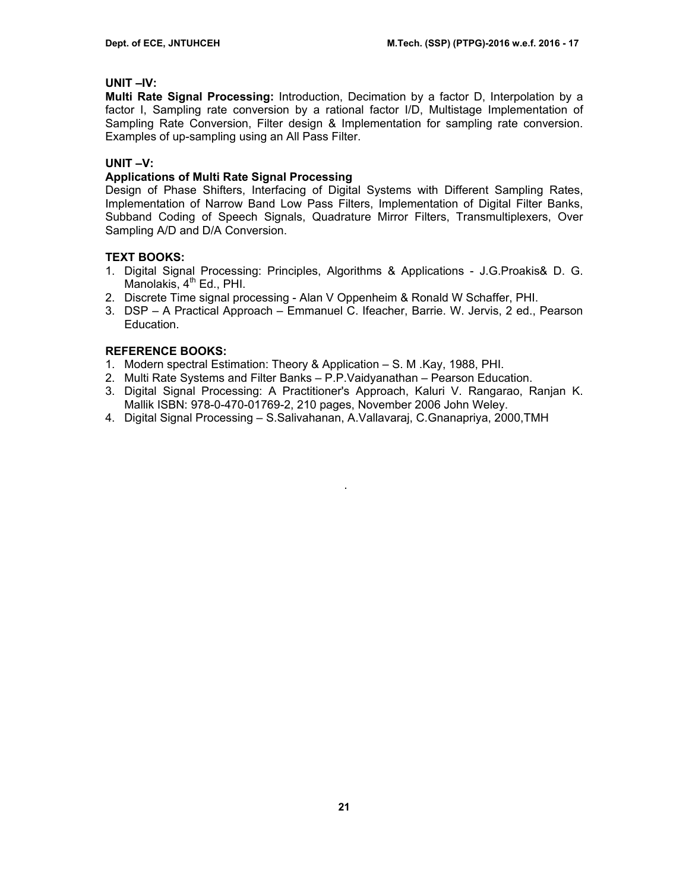**UNIT –IV:**

**Multi Rate Signal Processing:** Introduction, Decimation by a factor D, Interpolation by a factor I, Sampling rate conversion by a rational factor I/D, Multistage Implementation of Sampling Rate Conversion, Filter design & Implementation for sampling rate conversion. Examples of up-sampling using an All Pass Filter.

**UNIT –V:**

**Applications of Multi Rate Signal Processing**

Design of Phase Shifters, Interfacing of Digital Systems with Different Sampling Rates, Implementation of Narrow Band Low Pass Filters, Implementation of Digital Filter Banks, Subband Coding of Speech Signals, Quadrature Mirror Filters, Transmultiplexers, Over Sampling A/D and D/A Conversion.

**TEXT BOOKS:**

1. Digital Signal Processing: Principles, Algorithms & Applications - J.G.Proakis& D. G. Manolakis, 4th Ed., PHI.
2. Discrete Time signal processing - Alan V Oppenheim & Ronald W Schaffer, PHI.
3. DSP – A Practical Approach – Emmanuel C. Ifeacher, Barrie. W. Jervis, 2 ed., Pearson Education.

**REFERENCE BOOKS:**

1. Modern spectral Estimation: Theory & Application – S. M .Kay, 1988, PHI.
2. Multi Rate Systems and Filter Banks – P.P.Vaidyanathan – Pearson Education.
3. Digital Signal Processing: A Practitioner's Approach, Kaluri V. Rangarao, Ranjan K. Mallik ISBN: 978-0-470-01769-2, 210 pages, November 2006 John Weley.
4. Digital Signal Processing – S.Salivahanan, A.Vallavaraj, C.Gnanapriya, 2000,TMH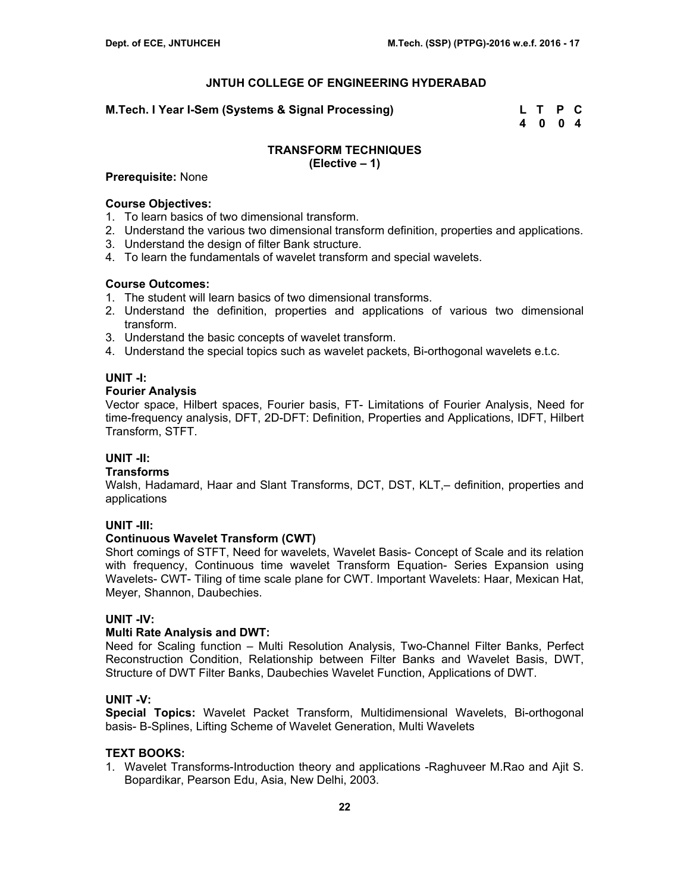## JNTUH COLLEGE OF ENGINEERING HYDERABAD

**M.Tech. I Year I-Sem (Systems & Signal Processing)**

| L | T | P | C |
|---|---|---|---|
| 4 | 0 | 0 | 4 |

### TRANSFORM TECHNIQUES
**(Elective – 1)**

**Prerequisite:** None

**Course Objectives:**

1. To learn basics of two dimensional transform.
2. Understand the various two dimensional transform definition, properties and applications.
3. Understand the design of filter Bank structure.
4. To learn the fundamentals of wavelet transform and special wavelets.

**Course Outcomes:**

1. The student will learn basics of two dimensional transforms.
2. Understand the definition, properties and applications of various two dimensional transform.
3. Understand the basic concepts of wavelet transform.
4. Understand the special topics such as wavelet packets, Bi-orthogonal wavelets e.t.c.

**UNIT -I:**

**Fourier Analysis**

Vector space, Hilbert spaces, Fourier basis, FT- Limitations of Fourier Analysis, Need for time-frequency analysis, DFT, 2D-DFT: Definition, Properties and Applications, IDFT, Hilbert Transform, STFT.

**UNIT -II:**

**Transforms**

Walsh, Hadamard, Haar and Slant Transforms, DCT, DST, KLT,– definition, properties and applications

**UNIT -III:**

**Continuous Wavelet Transform (CWT)**

Short comings of STFT, Need for wavelets, Wavelet Basis- Concept of Scale and its relation with frequency, Continuous time wavelet Transform Equation- Series Expansion using Wavelets- CWT- Tiling of time scale plane for CWT. Important Wavelets: Haar, Mexican Hat, Meyer, Shannon, Daubechies.

**UNIT -IV:**

**Multi Rate Analysis and DWT:**

Need for Scaling function – Multi Resolution Analysis, Two-Channel Filter Banks, Perfect Reconstruction Condition, Relationship between Filter Banks and Wavelet Basis, DWT, Structure of DWT Filter Banks, Daubechies Wavelet Function, Applications of DWT.

**UNIT -V:**

**Special Topics:** Wavelet Packet Transform, Multidimensional Wavelets, Bi-orthogonal basis- B-Splines, Lifting Scheme of Wavelet Generation, Multi Wavelets

**TEXT BOOKS:**

1. Wavelet Transforms-Introduction theory and applications -Raghuveer M.Rao and Ajit S. Bopardikar, Pearson Edu, Asia, New Delhi, 2003.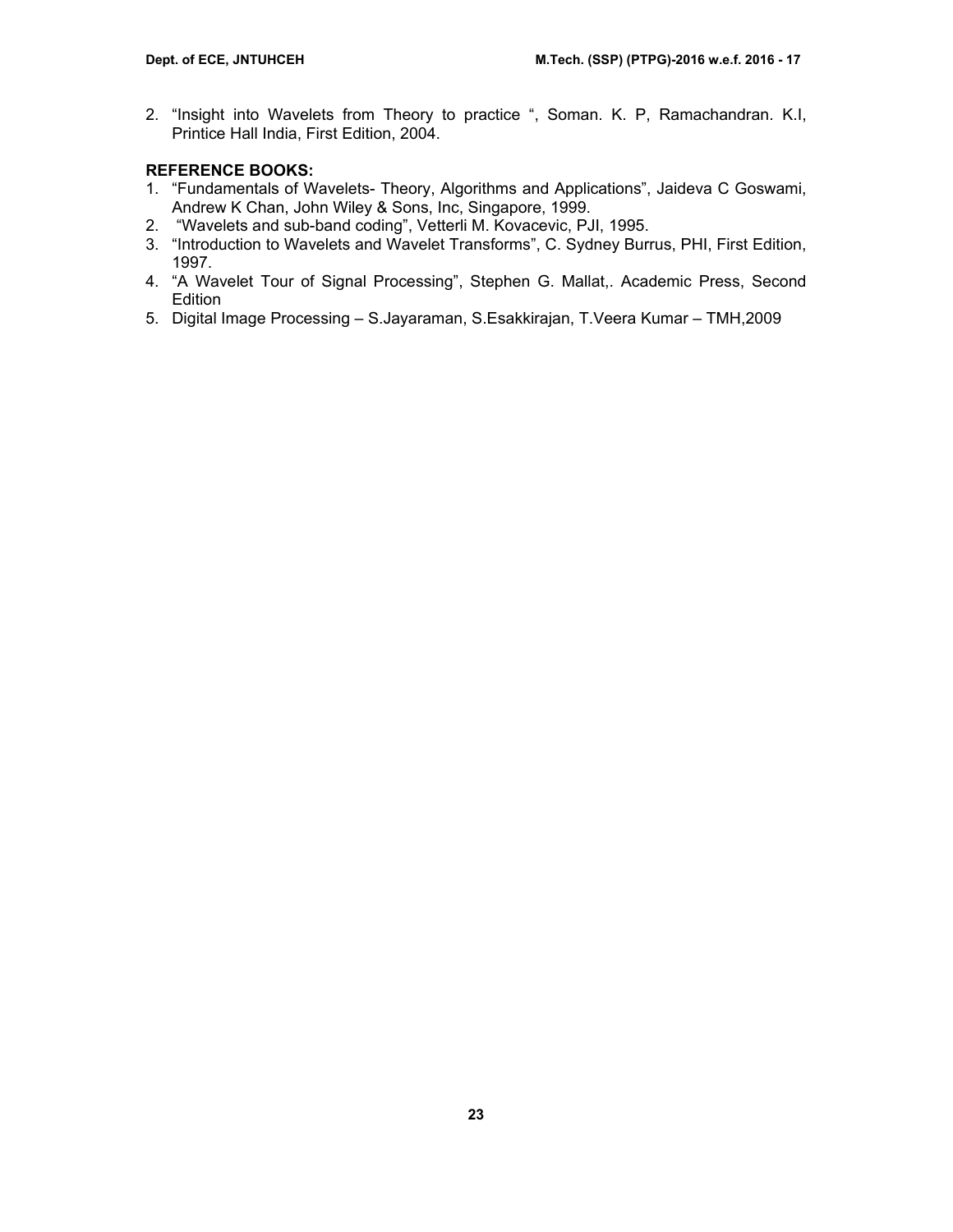2. "Insight into Wavelets from Theory to practice ", Soman. K. P, Ramachandran. K.I, Printice Hall India, First Edition, 2004.

**REFERENCE BOOKS:**

1. "Fundamentals of Wavelets- Theory, Algorithms and Applications", Jaideva C Goswami, Andrew K Chan, John Wiley & Sons, Inc, Singapore, 1999.
2. "Wavelets and sub-band coding", Vetterli M. Kovacevic, PJI, 1995.
3. "Introduction to Wavelets and Wavelet Transforms", C. Sydney Burrus, PHI, First Edition, 1997.
4. "A Wavelet Tour of Signal Processing", Stephen G. Mallat,. Academic Press, Second Edition
5. Digital Image Processing – S.Jayaraman, S.Esakkirajan, T.Veera Kumar – TMH,2009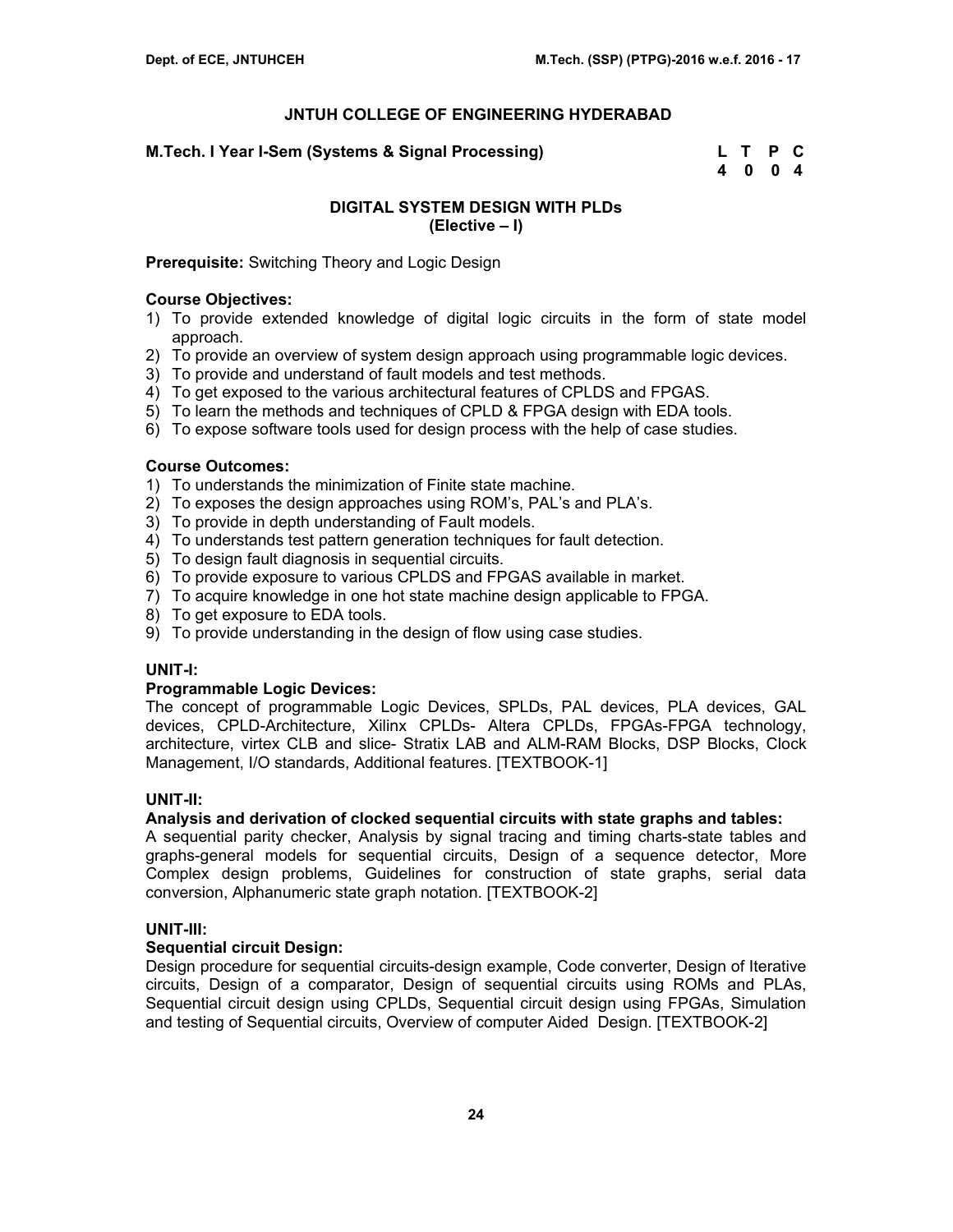# JNTUH COLLEGE OF ENGINEERING HYDERABAD

**M.Tech. I Year I-Sem (Systems & Signal Processing)**

| L | T | P | C |
|---|---|---|---|
| 4 | 0 | 0 | 4 |

## DIGITAL SYSTEM DESIGN WITH PLDs
## (Elective – I)

**Prerequisite:** Switching Theory and Logic Design

**Course Objectives:**

1) To provide extended knowledge of digital logic circuits in the form of state model approach.
2) To provide an overview of system design approach using programmable logic devices.
3) To provide and understand of fault models and test methods.
4) To get exposed to the various architectural features of CPLDS and FPGAS.
5) To learn the methods and techniques of CPLD & FPGA design with EDA tools.
6) To expose software tools used for design process with the help of case studies.

**Course Outcomes:**

1) To understands the minimization of Finite state machine.
2) To exposes the design approaches using ROM's, PAL's and PLA's.
3) To provide in depth understanding of Fault models.
4) To understands test pattern generation techniques for fault detection.
5) To design fault diagnosis in sequential circuits.
6) To provide exposure to various CPLDS and FPGAS available in market.
7) To acquire knowledge in one hot state machine design applicable to FPGA.
8) To get exposure to EDA tools.
9) To provide understanding in the design of flow using case studies.

**UNIT-I:**

**Programmable Logic Devices:**

The concept of programmable Logic Devices, SPLDs, PAL devices, PLA devices, GAL devices, CPLD-Architecture, Xilinx CPLDs- Altera CPLDs, FPGAs-FPGA technology, architecture, virtex CLB and slice- Stratix LAB and ALM-RAM Blocks, DSP Blocks, Clock Management, I/O standards, Additional features. [TEXTBOOK-1]

**UNIT-II:**

**Analysis and derivation of clocked sequential circuits with state graphs and tables:**

A sequential parity checker, Analysis by signal tracing and timing charts-state tables and graphs-general models for sequential circuits, Design of a sequence detector, More Complex design problems, Guidelines for construction of state graphs, serial data conversion, Alphanumeric state graph notation. [TEXTBOOK-2]

**UNIT-III:**

**Sequential circuit Design:**

Design procedure for sequential circuits-design example, Code converter, Design of Iterative circuits, Design of a comparator, Design of sequential circuits using ROMs and PLAs, Sequential circuit design using CPLDs, Sequential circuit design using FPGAs, Simulation and testing of Sequential circuits, Overview of computer Aided Design. [TEXTBOOK-2]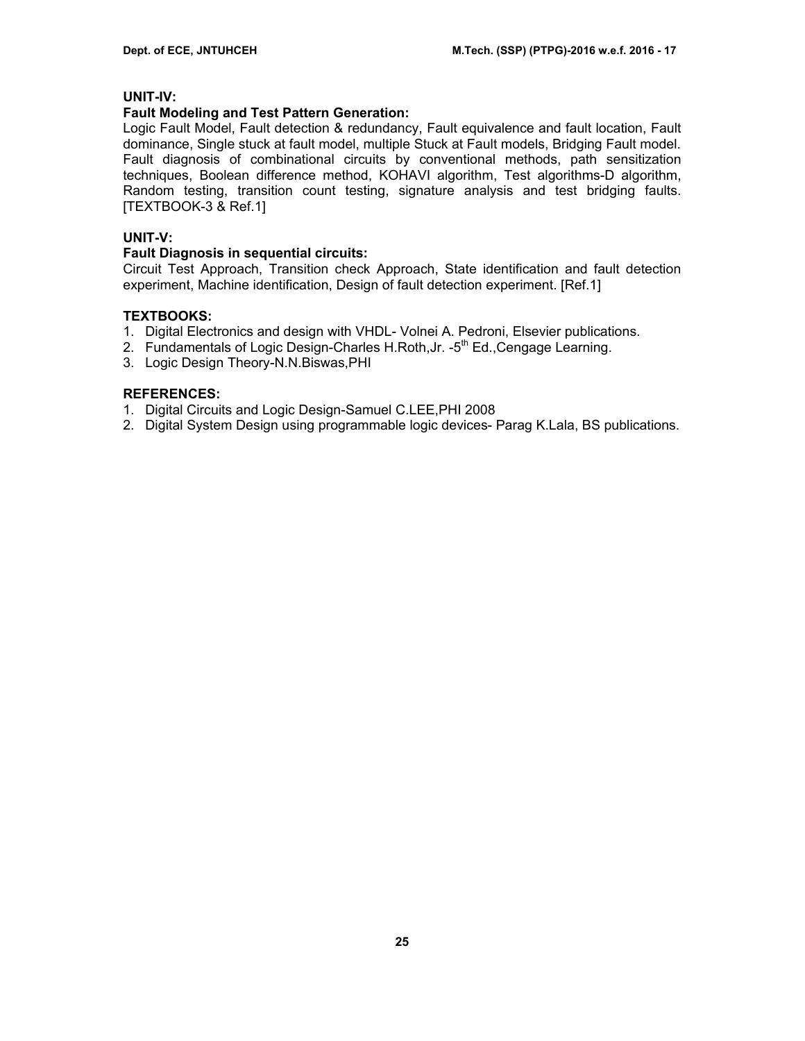**UNIT-IV:**

**Fault Modeling and Test Pattern Generation:**

Logic Fault Model, Fault detection & redundancy, Fault equivalence and fault location, Fault dominance, Single stuck at fault model, multiple Stuck at Fault models, Bridging Fault model. Fault diagnosis of combinational circuits by conventional methods, path sensitization techniques, Boolean difference method, KOHAVI algorithm, Test algorithms-D algorithm, Random testing, transition count testing, signature analysis and test bridging faults. [TEXTBOOK-3 & Ref.1]

**UNIT-V:**

**Fault Diagnosis in sequential circuits:**

Circuit Test Approach, Transition check Approach, State identification and fault detection experiment, Machine identification, Design of fault detection experiment. [Ref.1]

**TEXTBOOKS:**

1. Digital Electronics and design with VHDL- Volnei A. Pedroni, Elsevier publications.
2. Fundamentals of Logic Design-Charles H.Roth,Jr. -5th Ed.,Cengage Learning.
3. Logic Design Theory-N.N.Biswas,PHI

**REFERENCES:**

1. Digital Circuits and Logic Design-Samuel C.LEE,PHI 2008
2. Digital System Design using programmable logic devices- Parag K.Lala, BS publications.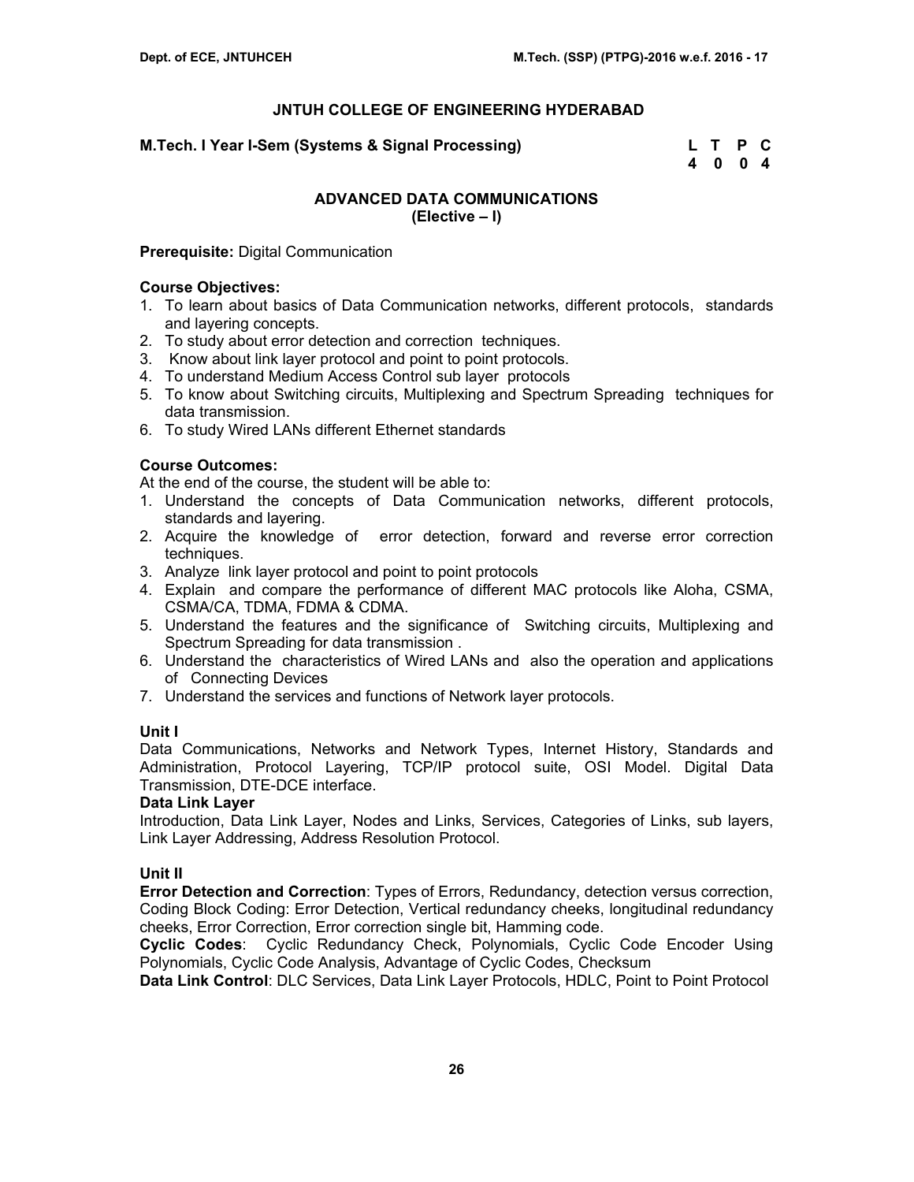# JNTUH COLLEGE OF ENGINEERING HYDERABAD

**M.Tech. I Year I-Sem (Systems & Signal Processing)**

| L | T | P | C |
|---|---|---|---|
| 4 | 0 | 0 | 4 |

## ADVANCED DATA COMMUNICATIONS
### (Elective – I)

**Prerequisite:** Digital Communication

**Course Objectives:**

1. To learn about basics of Data Communication networks, different protocols, standards and layering concepts.
2. To study about error detection and correction techniques.
3. Know about link layer protocol and point to point protocols.
4. To understand Medium Access Control sub layer protocols
5. To know about Switching circuits, Multiplexing and Spectrum Spreading techniques for data transmission.
6. To study Wired LANs different Ethernet standards

**Course Outcomes:**

At the end of the course, the student will be able to:

1. Understand the concepts of Data Communication networks, different protocols, standards and layering.
2. Acquire the knowledge of error detection, forward and reverse error correction techniques.
3. Analyze link layer protocol and point to point protocols
4. Explain and compare the performance of different MAC protocols like Aloha, CSMA, CSMA/CA, TDMA, FDMA & CDMA.
5. Understand the features and the significance of Switching circuits, Multiplexing and Spectrum Spreading for data transmission .
6. Understand the characteristics of Wired LANs and also the operation and applications of Connecting Devices
7. Understand the services and functions of Network layer protocols.

**Unit I**

Data Communications, Networks and Network Types, Internet History, Standards and Administration, Protocol Layering, TCP/IP protocol suite, OSI Model. Digital Data Transmission, DTE-DCE interface.

**Data Link Layer**

Introduction, Data Link Layer, Nodes and Links, Services, Categories of Links, sub layers, Link Layer Addressing, Address Resolution Protocol.

**Unit II**

**Error Detection and Correction**: Types of Errors, Redundancy, detection versus correction, Coding Block Coding: Error Detection, Vertical redundancy cheeks, longitudinal redundancy cheeks, Error Correction, Error correction single bit, Hamming code.

**Cyclic Codes**: Cyclic Redundancy Check, Polynomials, Cyclic Code Encoder Using Polynomials, Cyclic Code Analysis, Advantage of Cyclic Codes, Checksum

**Data Link Control**: DLC Services, Data Link Layer Protocols, HDLC, Point to Point Protocol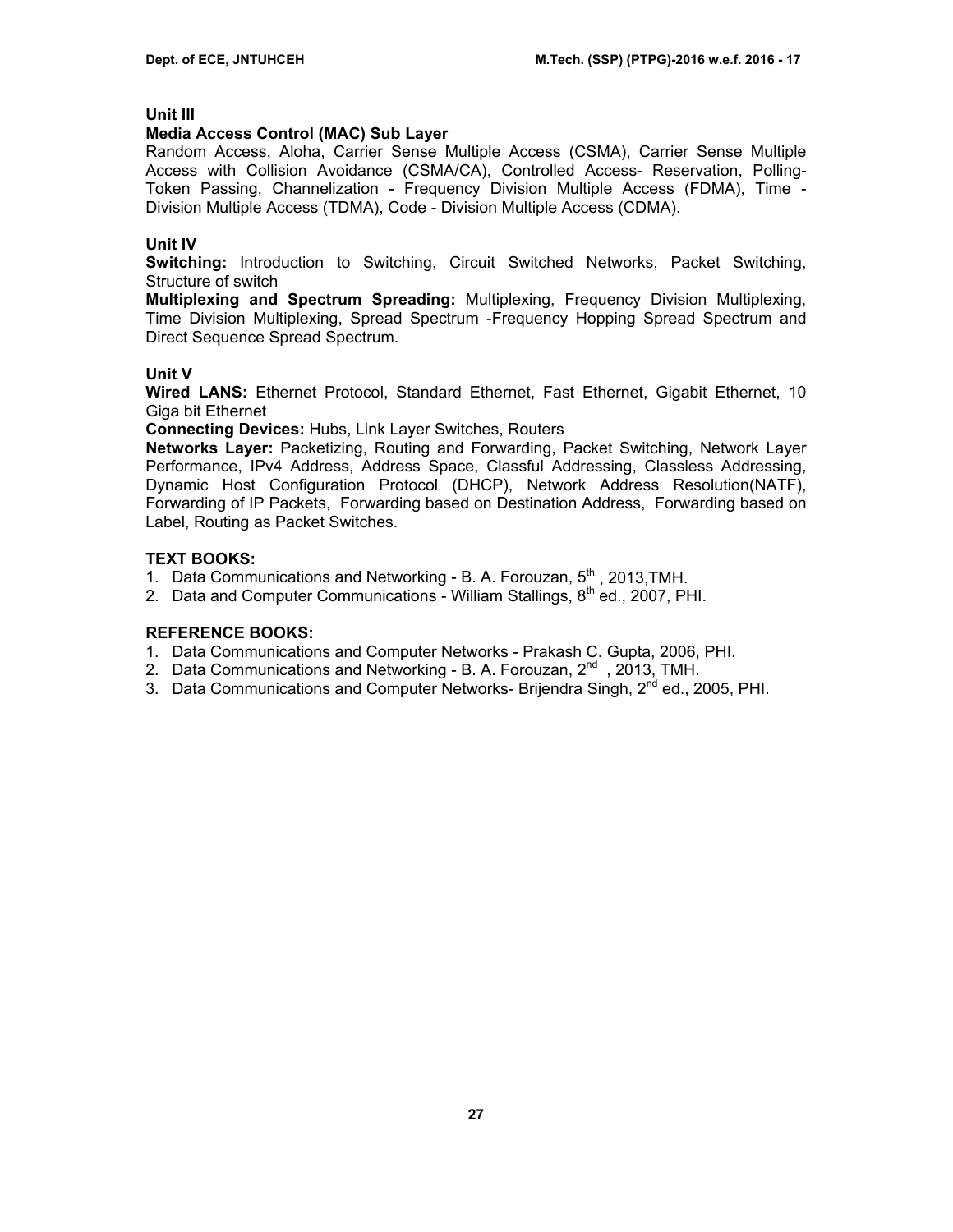**Unit III**

**Media Access Control (MAC) Sub Layer**

Random Access, Aloha, Carrier Sense Multiple Access (CSMA), Carrier Sense Multiple Access with Collision Avoidance (CSMA/CA), Controlled Access- Reservation, Polling-Token Passing, Channelization - Frequency Division Multiple Access (FDMA), Time - Division Multiple Access (TDMA), Code - Division Multiple Access (CDMA).

**Unit IV**

**Switching:** Introduction to Switching, Circuit Switched Networks, Packet Switching, Structure of switch

**Multiplexing and Spectrum Spreading:** Multiplexing, Frequency Division Multiplexing, Time Division Multiplexing, Spread Spectrum -Frequency Hopping Spread Spectrum and Direct Sequence Spread Spectrum.

**Unit V**

**Wired LANS:** Ethernet Protocol, Standard Ethernet, Fast Ethernet, Gigabit Ethernet, 10 Giga bit Ethernet

**Connecting Devices:** Hubs, Link Layer Switches, Routers

**Networks Layer:** Packetizing, Routing and Forwarding, Packet Switching, Network Layer Performance, IPv4 Address, Address Space, Classful Addressing, Classless Addressing, Dynamic Host Configuration Protocol (DHCP), Network Address Resolution(NATF), Forwarding of IP Packets, Forwarding based on Destination Address, Forwarding based on Label, Routing as Packet Switches.

**TEXT BOOKS:**

1. Data Communications and Networking - B. A. Forouzan, 5th , 2013,TMH.
2. Data and Computer Communications - William Stallings, 8th ed., 2007, PHI.

**REFERENCE BOOKS:**

1. Data Communications and Computer Networks - Prakash C. Gupta, 2006, PHI.
2. Data Communications and Networking - B. A. Forouzan, 2nd , 2013, TMH.
3. Data Communications and Computer Networks- Brijendra Singh, 2nd ed., 2005, PHI.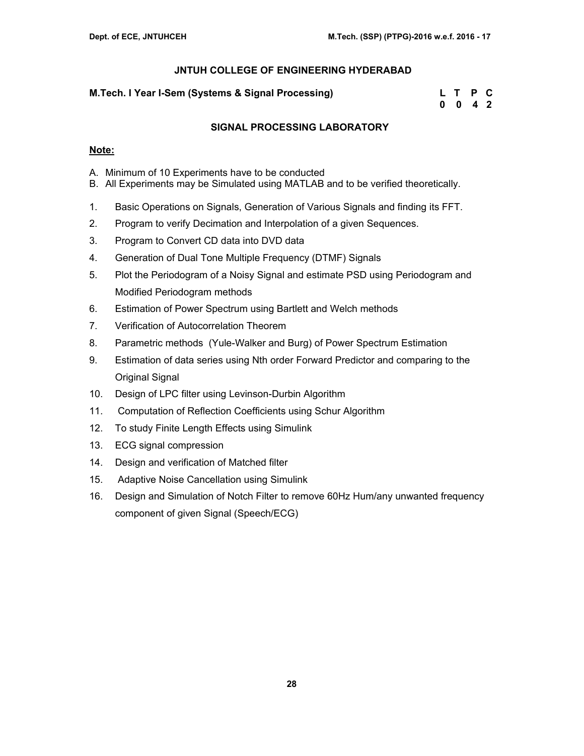## JNTUH COLLEGE OF ENGINEERING HYDERABAD

**M.Tech. I Year I-Sem (Systems & Signal Processing)**

| L | T | P | C |
|---|---|---|---|
| 0 | 0 | 4 | 2 |

## SIGNAL PROCESSING LABORATORY

**Note:**

A. Minimum of 10 Experiments have to be conducted
B. All Experiments may be Simulated using MATLAB and to be verified theoretically.

1. Basic Operations on Signals, Generation of Various Signals and finding its FFT.
2. Program to verify Decimation and Interpolation of a given Sequences.
3. Program to Convert CD data into DVD data
4. Generation of Dual Tone Multiple Frequency (DTMF) Signals
5. Plot the Periodogram of a Noisy Signal and estimate PSD using Periodogram and Modified Periodogram methods
6. Estimation of Power Spectrum using Bartlett and Welch methods
7. Verification of Autocorrelation Theorem
8. Parametric methods (Yule-Walker and Burg) of Power Spectrum Estimation
9. Estimation of data series using Nth order Forward Predictor and comparing to the Original Signal
10. Design of LPC filter using Levinson-Durbin Algorithm
11. Computation of Reflection Coefficients using Schur Algorithm
12. To study Finite Length Effects using Simulink
13. ECG signal compression
14. Design and verification of Matched filter
15. Adaptive Noise Cancellation using Simulink
16. Design and Simulation of Notch Filter to remove 60Hz Hum/any unwanted frequency component of given Signal (Speech/ECG)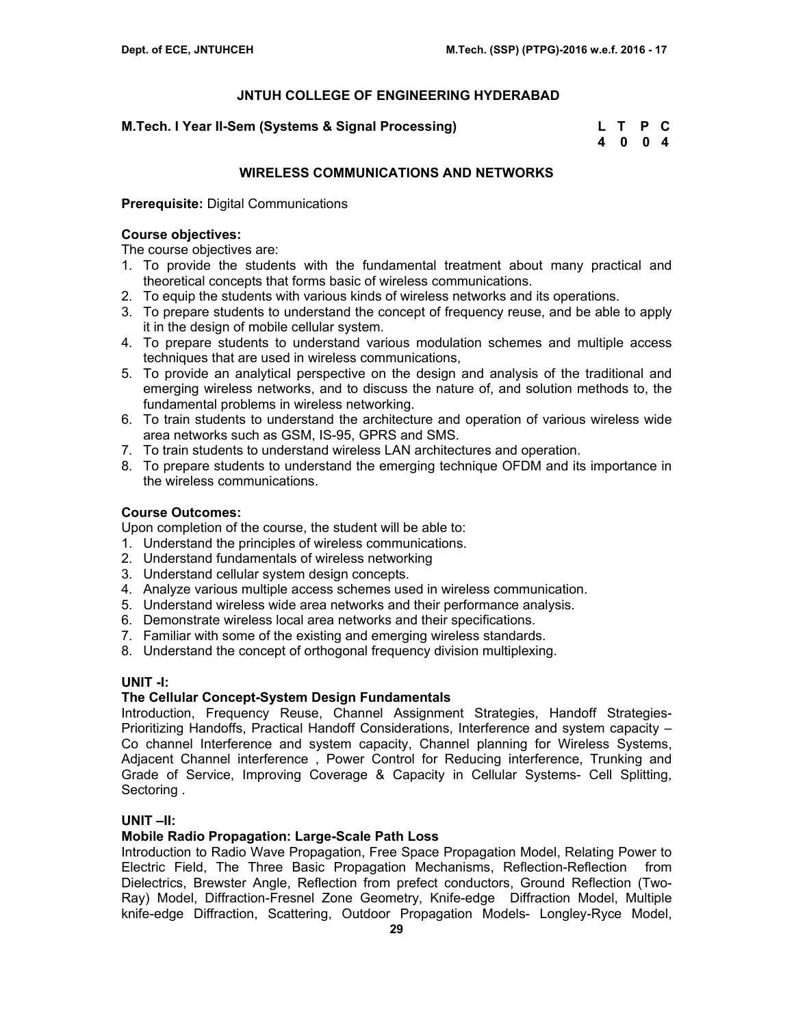## JNTUH COLLEGE OF ENGINEERING HYDERABAD

**M.Tech. I Year II-Sem (Systems & Signal Processing)**

| L | T | P | C |
|---|---|---|---|
| 4 | 0 | 0 | 4 |

## WIRELESS COMMUNICATIONS AND NETWORKS

**Prerequisite:** Digital Communications

**Course objectives:**
The course objectives are:

1. To provide the students with the fundamental treatment about many practical and theoretical concepts that forms basic of wireless communications.
2. To equip the students with various kinds of wireless networks and its operations.
3. To prepare students to understand the concept of frequency reuse, and be able to apply it in the design of mobile cellular system.
4. To prepare students to understand various modulation schemes and multiple access techniques that are used in wireless communications,
5. To provide an analytical perspective on the design and analysis of the traditional and emerging wireless networks, and to discuss the nature of, and solution methods to, the fundamental problems in wireless networking.
6. To train students to understand the architecture and operation of various wireless wide area networks such as GSM, IS-95, GPRS and SMS.
7. To train students to understand wireless LAN architectures and operation.
8. To prepare students to understand the emerging technique OFDM and its importance in the wireless communications.

**Course Outcomes:**
Upon completion of the course, the student will be able to:

1. Understand the principles of wireless communications.
2. Understand fundamentals of wireless networking
3. Understand cellular system design concepts.
4. Analyze various multiple access schemes used in wireless communication.
5. Understand wireless wide area networks and their performance analysis.
6. Demonstrate wireless local area networks and their specifications.
7. Familiar with some of the existing and emerging wireless standards.
8. Understand the concept of orthogonal frequency division multiplexing.

### UNIT -I:

**The Cellular Concept-System Design Fundamentals**

Introduction, Frequency Reuse, Channel Assignment Strategies, Handoff Strategies-Prioritizing Handoffs, Practical Handoff Considerations, Interference and system capacity – Co channel Interference and system capacity, Channel planning for Wireless Systems, Adjacent Channel interference , Power Control for Reducing interference, Trunking and Grade of Service, Improving Coverage & Capacity in Cellular Systems- Cell Splitting, Sectoring .

### UNIT –II:

**Mobile Radio Propagation: Large-Scale Path Loss**

Introduction to Radio Wave Propagation, Free Space Propagation Model, Relating Power to Electric Field, The Three Basic Propagation Mechanisms, Reflection-Reflection from Dielectrics, Brewster Angle, Reflection from prefect conductors, Ground Reflection (Two-Ray) Model, Diffraction-Fresnel Zone Geometry, Knife-edge Diffraction Model, Multiple knife-edge Diffraction, Scattering, Outdoor Propagation Models- Longley-Ryce Model,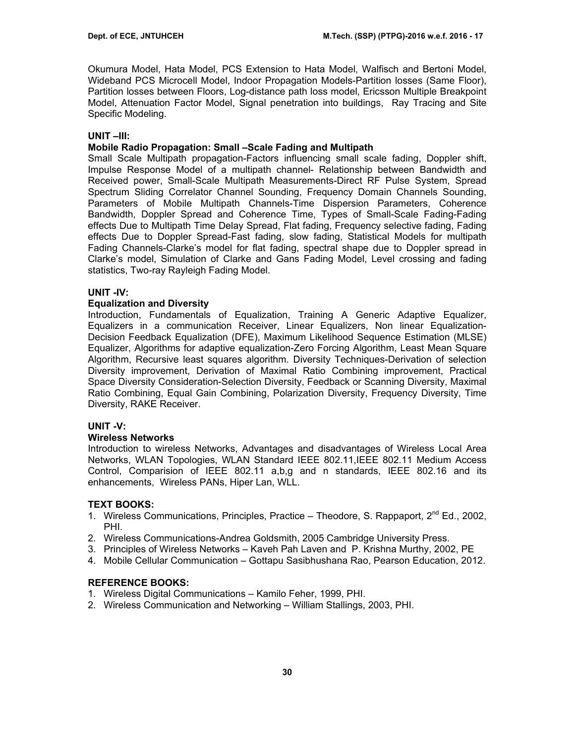Okumura Model, Hata Model, PCS Extension to Hata Model, Walfisch and Bertoni Model, Wideband PCS Microcell Model, Indoor Propagation Models-Partition losses (Same Floor), Partition losses between Floors, Log-distance path loss model, Ericsson Multiple Breakpoint Model, Attenuation Factor Model, Signal penetration into buildings, Ray Tracing and Site Specific Modeling.

**UNIT –III:**

**Mobile Radio Propagation: Small –Scale Fading and Multipath**

Small Scale Multipath propagation-Factors influencing small scale fading, Doppler shift, Impulse Response Model of a multipath channel- Relationship between Bandwidth and Received power, Small-Scale Multipath Measurements-Direct RF Pulse System, Spread Spectrum Sliding Correlator Channel Sounding, Frequency Domain Channels Sounding, Parameters of Mobile Multipath Channels-Time Dispersion Parameters, Coherence Bandwidth, Doppler Spread and Coherence Time, Types of Small-Scale Fading-Fading effects Due to Multipath Time Delay Spread, Flat fading, Frequency selective fading, Fading effects Due to Doppler Spread-Fast fading, slow fading, Statistical Models for multipath Fading Channels-Clarke's model for flat fading, spectral shape due to Doppler spread in Clarke's model, Simulation of Clarke and Gans Fading Model, Level crossing and fading statistics, Two-ray Rayleigh Fading Model.

**UNIT -IV:**

**Equalization and Diversity**

Introduction, Fundamentals of Equalization, Training A Generic Adaptive Equalizer, Equalizers in a communication Receiver, Linear Equalizers, Non linear Equalization-Decision Feedback Equalization (DFE), Maximum Likelihood Sequence Estimation (MLSE) Equalizer, Algorithms for adaptive equalization-Zero Forcing Algorithm, Least Mean Square Algorithm, Recursive least squares algorithm. Diversity Techniques-Derivation of selection Diversity improvement, Derivation of Maximal Ratio Combining improvement, Practical Space Diversity Consideration-Selection Diversity, Feedback or Scanning Diversity, Maximal Ratio Combining, Equal Gain Combining, Polarization Diversity, Frequency Diversity, Time Diversity, RAKE Receiver.

**UNIT -V:**

**Wireless Networks**

Introduction to wireless Networks, Advantages and disadvantages of Wireless Local Area Networks, WLAN Topologies, WLAN Standard IEEE 802.11,IEEE 802.11 Medium Access Control, Comparision of IEEE 802.11 a,b,g and n standards, IEEE 802.16 and its enhancements, Wireless PANs, Hiper Lan, WLL.

**TEXT BOOKS:**

1. Wireless Communications, Principles, Practice – Theodore, S. Rappaport, 2nd Ed., 2002, PHI.
2. Wireless Communications-Andrea Goldsmith, 2005 Cambridge University Press.
3. Principles of Wireless Networks – Kaveh Pah Laven and P. Krishna Murthy, 2002, PE
4. Mobile Cellular Communication – Gottapu Sasibhushana Rao, Pearson Education, 2012.

**REFERENCE BOOKS:**

1. Wireless Digital Communications – Kamilo Feher, 1999, PHI.
2. Wireless Communication and Networking – William Stallings, 2003, PHI.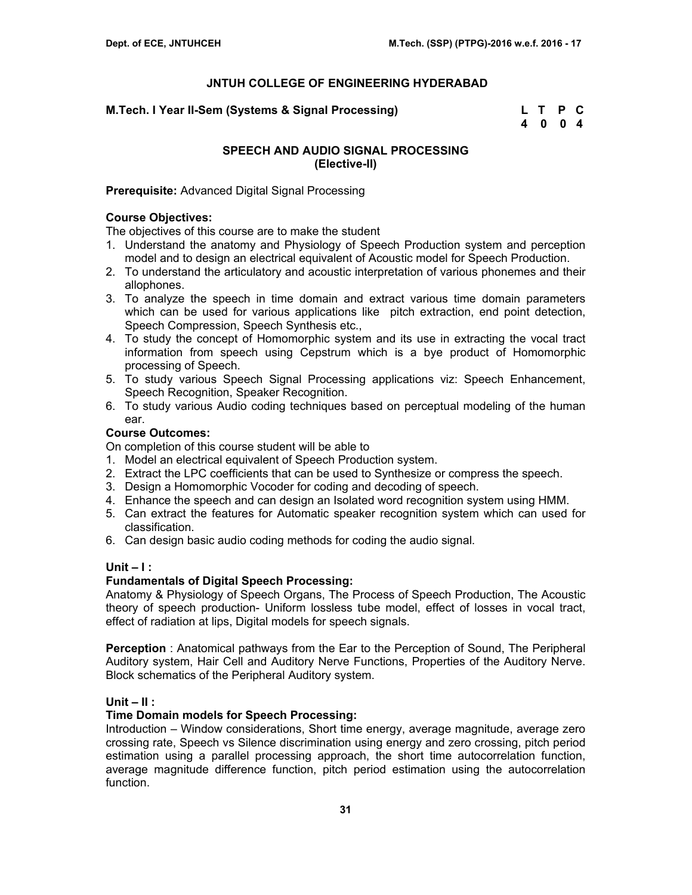## JNTUH COLLEGE OF ENGINEERING HYDERABAD

**M.Tech. I Year II-Sem (Systems & Signal Processing)**

| L | T | P | C |
|---|---|---|---|
| 4 | 0 | 0 | 4 |

### SPEECH AND AUDIO SIGNAL PROCESSING
**(Elective-II)**

**Prerequisite:** Advanced Digital Signal Processing

**Course Objectives:**
The objectives of this course are to make the student

1. Understand the anatomy and Physiology of Speech Production system and perception model and to design an electrical equivalent of Acoustic model for Speech Production.
2. To understand the articulatory and acoustic interpretation of various phonemes and their allophones.
3. To analyze the speech in time domain and extract various time domain parameters which can be used for various applications like pitch extraction, end point detection, Speech Compression, Speech Synthesis etc.,
4. To study the concept of Homomorphic system and its use in extracting the vocal tract information from speech using Cepstrum which is a bye product of Homomorphic processing of Speech.
5. To study various Speech Signal Processing applications viz: Speech Enhancement, Speech Recognition, Speaker Recognition.
6. To study various Audio coding techniques based on perceptual modeling of the human ear.

**Course Outcomes:**
On completion of this course student will be able to

1. Model an electrical equivalent of Speech Production system.
2. Extract the LPC coefficients that can be used to Synthesize or compress the speech.
3. Design a Homomorphic Vocoder for coding and decoding of speech.
4. Enhance the speech and can design an Isolated word recognition system using HMM.
5. Can extract the features for Automatic speaker recognition system which can used for classification.
6. Can design basic audio coding methods for coding the audio signal.

**Unit – I :**

**Fundamentals of Digital Speech Processing:**
Anatomy & Physiology of Speech Organs, The Process of Speech Production, The Acoustic theory of speech production- Uniform lossless tube model, effect of losses in vocal tract, effect of radiation at lips, Digital models for speech signals.

**Perception** : Anatomical pathways from the Ear to the Perception of Sound, The Peripheral Auditory system, Hair Cell and Auditory Nerve Functions, Properties of the Auditory Nerve. Block schematics of the Peripheral Auditory system.

**Unit – II :**

**Time Domain models for Speech Processing:**
Introduction – Window considerations, Short time energy, average magnitude, average zero crossing rate, Speech vs Silence discrimination using energy and zero crossing, pitch period estimation using a parallel processing approach, the short time autocorrelation function, average magnitude difference function, pitch period estimation using the autocorrelation function.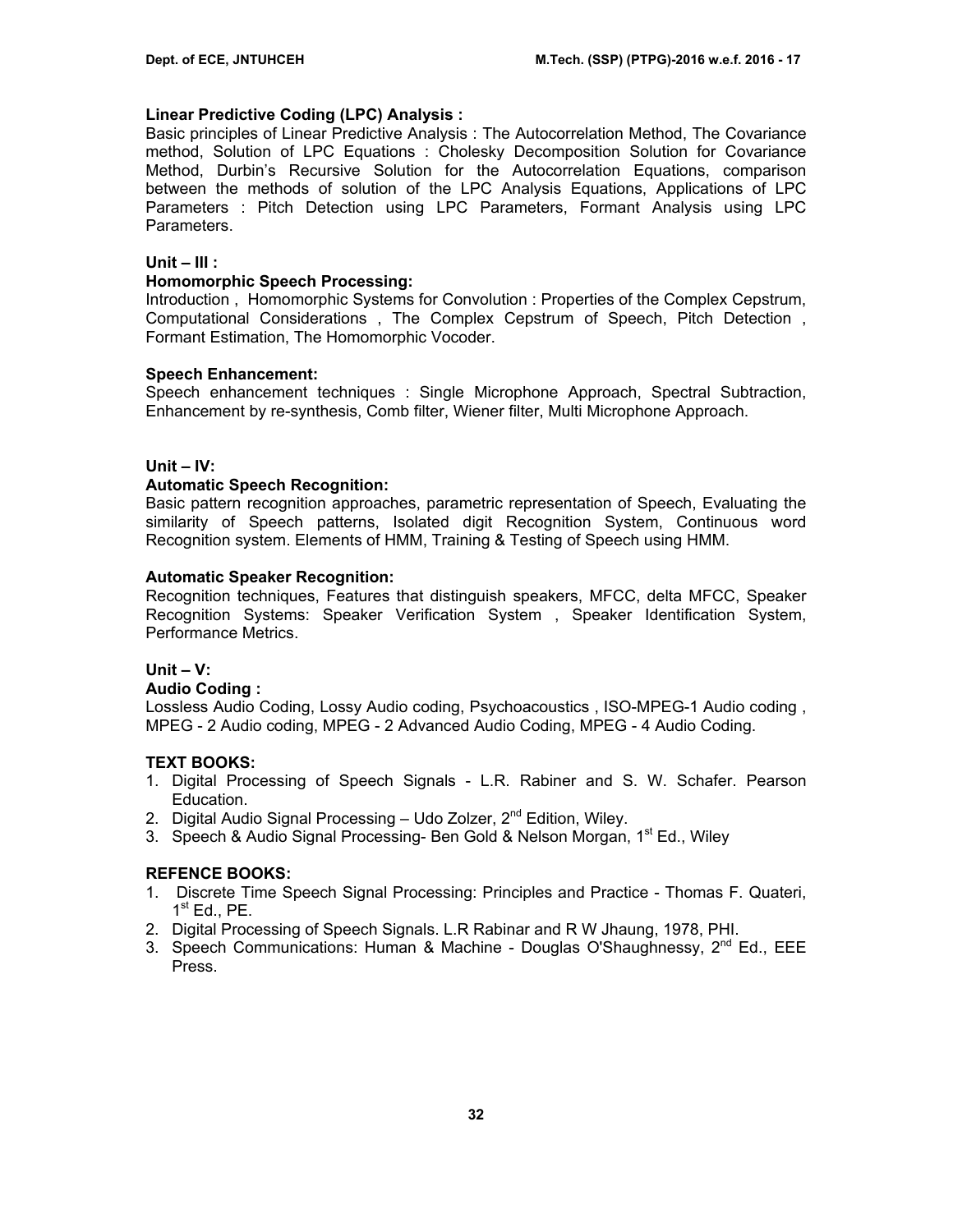**Linear Predictive Coding (LPC) Analysis :**

Basic principles of Linear Predictive Analysis : The Autocorrelation Method, The Covariance method, Solution of LPC Equations : Cholesky Decomposition Solution for Covariance Method, Durbin's Recursive Solution for the Autocorrelation Equations, comparison between the methods of solution of the LPC Analysis Equations, Applications of LPC Parameters : Pitch Detection using LPC Parameters, Formant Analysis using LPC Parameters.

**Unit – III :**

**Homomorphic Speech Processing:**

Introduction , Homomorphic Systems for Convolution : Properties of the Complex Cepstrum, Computational Considerations , The Complex Cepstrum of Speech, Pitch Detection , Formant Estimation, The Homomorphic Vocoder.

**Speech Enhancement:**

Speech enhancement techniques : Single Microphone Approach, Spectral Subtraction, Enhancement by re-synthesis, Comb filter, Wiener filter, Multi Microphone Approach.

**Unit – IV:**

**Automatic Speech Recognition:**

Basic pattern recognition approaches, parametric representation of Speech, Evaluating the similarity of Speech patterns, Isolated digit Recognition System, Continuous word Recognition system. Elements of HMM, Training & Testing of Speech using HMM.

**Automatic Speaker Recognition:**

Recognition techniques, Features that distinguish speakers, MFCC, delta MFCC, Speaker Recognition Systems: Speaker Verification System , Speaker Identification System, Performance Metrics.

**Unit – V:**

**Audio Coding :**

Lossless Audio Coding, Lossy Audio coding, Psychoacoustics , ISO-MPEG-1 Audio coding , MPEG - 2 Audio coding, MPEG - 2 Advanced Audio Coding, MPEG - 4 Audio Coding.

**TEXT BOOKS:**

1. Digital Processing of Speech Signals - L.R. Rabiner and S. W. Schafer. Pearson Education.
2. Digital Audio Signal Processing – Udo Zolzer, 2nd Edition, Wiley.
3. Speech & Audio Signal Processing- Ben Gold & Nelson Morgan, 1st Ed., Wiley

**REFENCE BOOKS:**

1. Discrete Time Speech Signal Processing: Principles and Practice - Thomas F. Quateri, 1st Ed., PE.
2. Digital Processing of Speech Signals. L.R Rabinar and R W Jhaung, 1978, PHI.
3. Speech Communications: Human & Machine - Douglas O'Shaughnessy, 2nd Ed., EEE Press.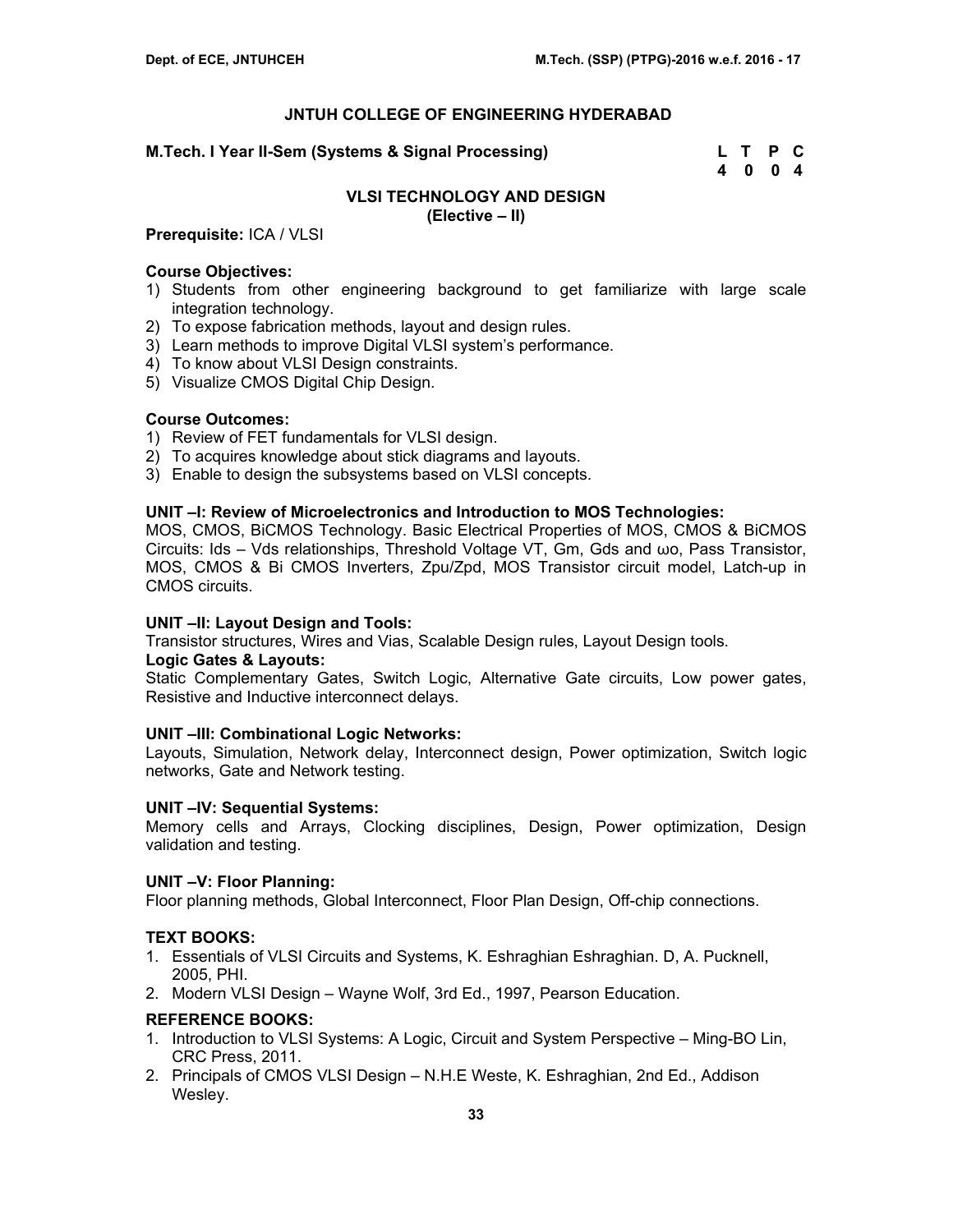## JNTUH COLLEGE OF ENGINEERING HYDERABAD

**M.Tech. I Year II-Sem (Systems & Signal Processing)**

| L | T | P | C |
|---|---|---|---|
| 4 | 0 | 0 | 4 |

### VLSI TECHNOLOGY AND DESIGN
**(Elective – II)**

**Prerequisite:** ICA / VLSI

**Course Objectives:**
1) Students from other engineering background to get familiarize with large scale integration technology.
2) To expose fabrication methods, layout and design rules.
3) Learn methods to improve Digital VLSI system's performance.
4) To know about VLSI Design constraints.
5) Visualize CMOS Digital Chip Design.

**Course Outcomes:**
1) Review of FET fundamentals for VLSI design.
2) To acquires knowledge about stick diagrams and layouts.
3) Enable to design the subsystems based on VLSI concepts.

**UNIT –I: Review of Microelectronics and Introduction to MOS Technologies:**
MOS, CMOS, BiCMOS Technology. Basic Electrical Properties of MOS, CMOS & BiCMOS Circuits: Ids – Vds relationships, Threshold Voltage VT, Gm, Gds and ωo, Pass Transistor, MOS, CMOS & Bi CMOS Inverters, Zpu/Zpd, MOS Transistor circuit model, Latch-up in CMOS circuits.

**UNIT –II: Layout Design and Tools:**
Transistor structures, Wires and Vias, Scalable Design rules, Layout Design tools.
**Logic Gates & Layouts:**
Static Complementary Gates, Switch Logic, Alternative Gate circuits, Low power gates, Resistive and Inductive interconnect delays.

**UNIT –III: Combinational Logic Networks:**
Layouts, Simulation, Network delay, Interconnect design, Power optimization, Switch logic networks, Gate and Network testing.

**UNIT –IV: Sequential Systems:**
Memory cells and Arrays, Clocking disciplines, Design, Power optimization, Design validation and testing.

**UNIT –V: Floor Planning:**
Floor planning methods, Global Interconnect, Floor Plan Design, Off-chip connections.

**TEXT BOOKS:**
1. Essentials of VLSI Circuits and Systems, K. Eshraghian Eshraghian. D, A. Pucknell, 2005, PHI.
2. Modern VLSI Design – Wayne Wolf, 3rd Ed., 1997, Pearson Education.

**REFERENCE BOOKS:**
1. Introduction to VLSI Systems: A Logic, Circuit and System Perspective – Ming-BO Lin, CRC Press, 2011.
2. Principals of CMOS VLSI Design – N.H.E Weste, K. Eshraghian, 2nd Ed., Addison Wesley.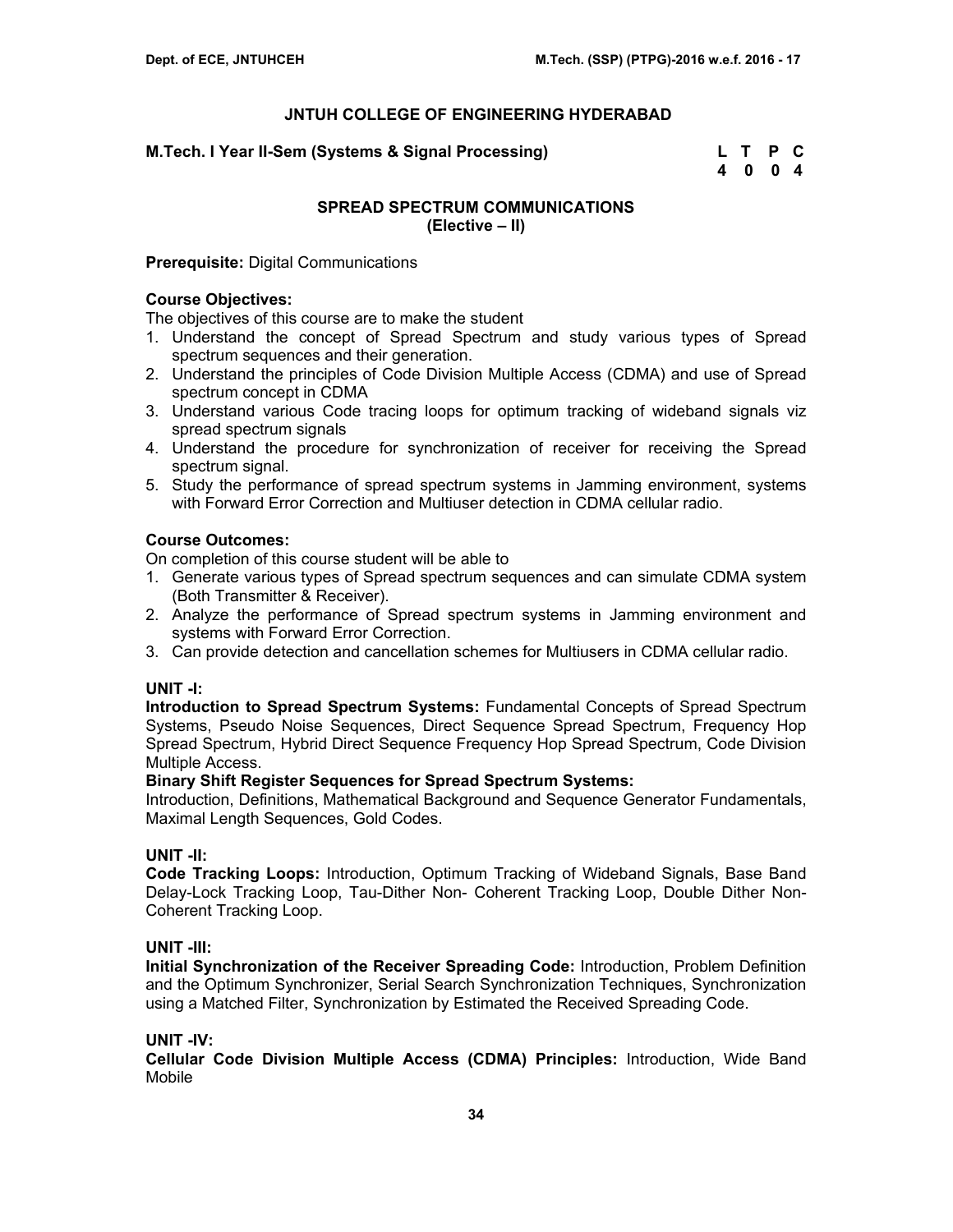## JNTUH COLLEGE OF ENGINEERING HYDERABAD

**M.Tech. I Year II-Sem (Systems & Signal Processing)**

| L | T | P | C |
|---|---|---|---|
| 4 | 0 | 0 | 4 |

### SPREAD SPECTRUM COMMUNICATIONS
### (Elective – II)

**Prerequisite:** Digital Communications

**Course Objectives:**

The objectives of this course are to make the student

1. Understand the concept of Spread Spectrum and study various types of Spread spectrum sequences and their generation.
2. Understand the principles of Code Division Multiple Access (CDMA) and use of Spread spectrum concept in CDMA
3. Understand various Code tracing loops for optimum tracking of wideband signals viz spread spectrum signals
4. Understand the procedure for synchronization of receiver for receiving the Spread spectrum signal.
5. Study the performance of spread spectrum systems in Jamming environment, systems with Forward Error Correction and Multiuser detection in CDMA cellular radio.

**Course Outcomes:**

On completion of this course student will be able to

1. Generate various types of Spread spectrum sequences and can simulate CDMA system (Both Transmitter & Receiver).
2. Analyze the performance of Spread spectrum systems in Jamming environment and systems with Forward Error Correction.
3. Can provide detection and cancellation schemes for Multiusers in CDMA cellular radio.

**UNIT -I:**

**Introduction to Spread Spectrum Systems:** Fundamental Concepts of Spread Spectrum Systems, Pseudo Noise Sequences, Direct Sequence Spread Spectrum, Frequency Hop Spread Spectrum, Hybrid Direct Sequence Frequency Hop Spread Spectrum, Code Division Multiple Access.

**Binary Shift Register Sequences for Spread Spectrum Systems:**

Introduction, Definitions, Mathematical Background and Sequence Generator Fundamentals, Maximal Length Sequences, Gold Codes.

**UNIT -II:**

**Code Tracking Loops:** Introduction, Optimum Tracking of Wideband Signals, Base Band Delay-Lock Tracking Loop, Tau-Dither Non- Coherent Tracking Loop, Double Dither Non-Coherent Tracking Loop.

**UNIT -III:**

**Initial Synchronization of the Receiver Spreading Code:** Introduction, Problem Definition and the Optimum Synchronizer, Serial Search Synchronization Techniques, Synchronization using a Matched Filter, Synchronization by Estimated the Received Spreading Code.

**UNIT -IV:**

**Cellular Code Division Multiple Access (CDMA) Principles:** Introduction, Wide Band Mobile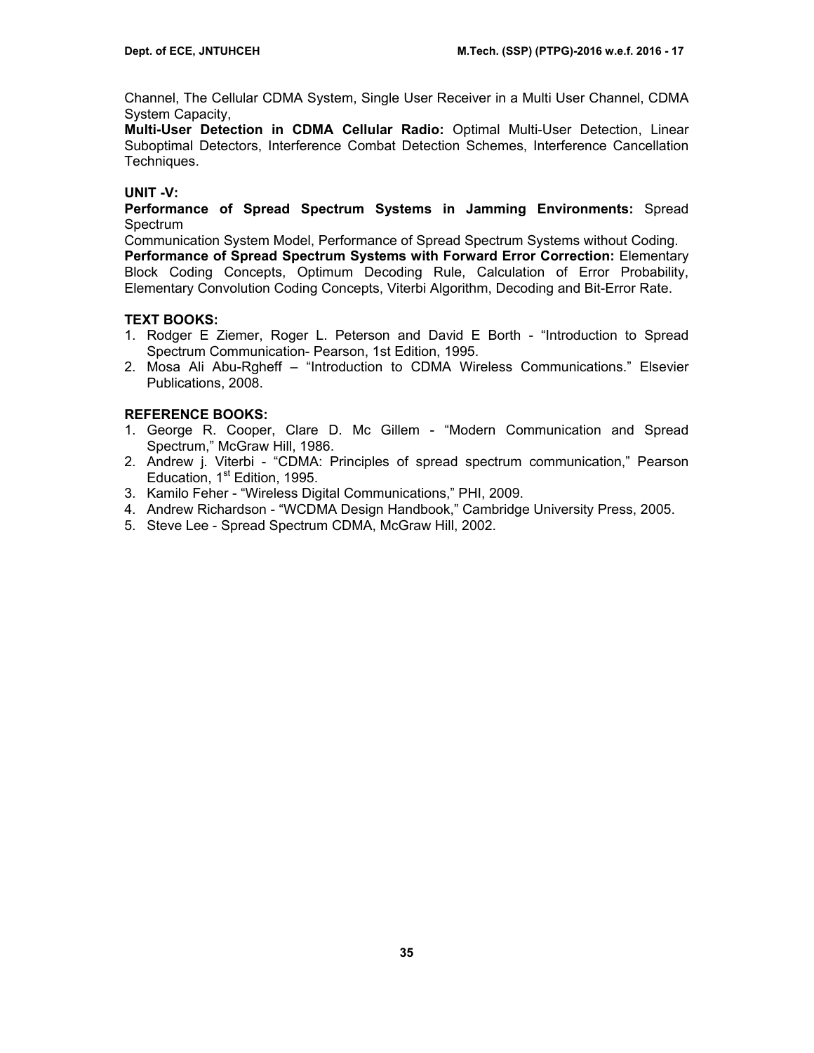Channel, The Cellular CDMA System, Single User Receiver in a Multi User Channel, CDMA System Capacity,

**Multi-User Detection in CDMA Cellular Radio:** Optimal Multi-User Detection, Linear Suboptimal Detectors, Interference Combat Detection Schemes, Interference Cancellation Techniques.

**UNIT -V:**

**Performance of Spread Spectrum Systems in Jamming Environments:** Spread Spectrum
Communication System Model, Performance of Spread Spectrum Systems without Coding.

**Performance of Spread Spectrum Systems with Forward Error Correction:** Elementary Block Coding Concepts, Optimum Decoding Rule, Calculation of Error Probability, Elementary Convolution Coding Concepts, Viterbi Algorithm, Decoding and Bit-Error Rate.

**TEXT BOOKS:**

1. Rodger E Ziemer, Roger L. Peterson and David E Borth - "Introduction to Spread Spectrum Communication- Pearson, 1st Edition, 1995.
2. Mosa Ali Abu-Rgheff – "Introduction to CDMA Wireless Communications." Elsevier Publications, 2008.

**REFERENCE BOOKS:**

1. George R. Cooper, Clare D. Mc Gillem - "Modern Communication and Spread Spectrum," McGraw Hill, 1986.
2. Andrew j. Viterbi - "CDMA: Principles of spread spectrum communication," Pearson Education, 1st Edition, 1995.
3. Kamilo Feher - "Wireless Digital Communications," PHI, 2009.
4. Andrew Richardson - "WCDMA Design Handbook," Cambridge University Press, 2005.
5. Steve Lee - Spread Spectrum CDMA, McGraw Hill, 2002.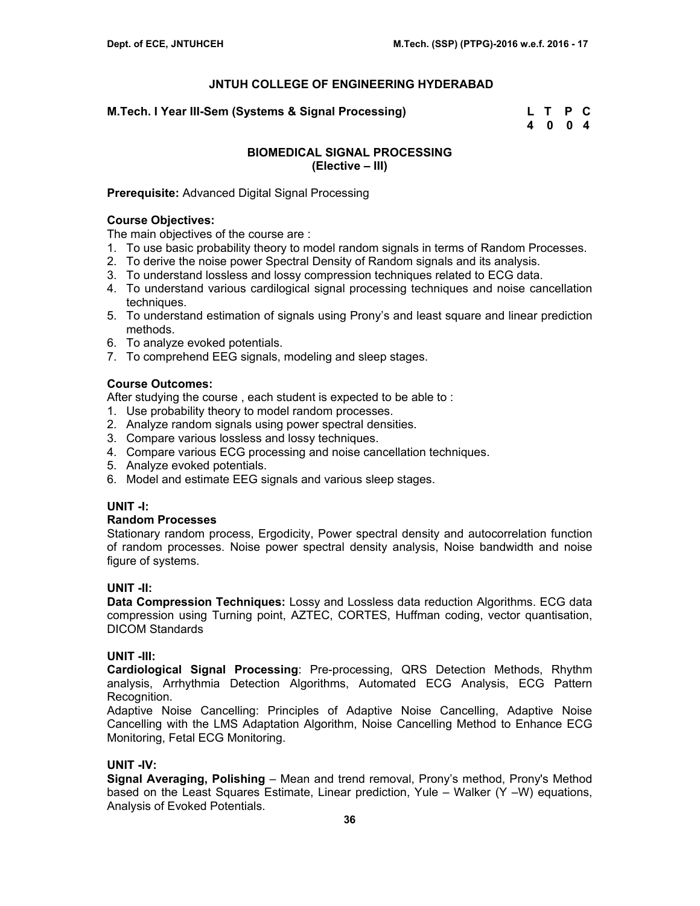## JNTUH COLLEGE OF ENGINEERING HYDERABAD

**M.Tech. I Year III-Sem (Systems & Signal Processing)**

| L | T | P | C |
|---|---|---|---|
| 4 | 0 | 0 | 4 |

### BIOMEDICAL SIGNAL PROCESSING
### (Elective – III)

**Prerequisite:** Advanced Digital Signal Processing

**Course Objectives:**

The main objectives of the course are :

1. To use basic probability theory to model random signals in terms of Random Processes.
2. To derive the noise power Spectral Density of Random signals and its analysis.
3. To understand lossless and lossy compression techniques related to ECG data.
4. To understand various cardilogical signal processing techniques and noise cancellation techniques.
5. To understand estimation of signals using Prony's and least square and linear prediction methods.
6. To analyze evoked potentials.
7. To comprehend EEG signals, modeling and sleep stages.

**Course Outcomes:**

After studying the course , each student is expected to be able to :

1. Use probability theory to model random processes.
2. Analyze random signals using power spectral densities.
3. Compare various lossless and lossy techniques.
4. Compare various ECG processing and noise cancellation techniques.
5. Analyze evoked potentials.
6. Model and estimate EEG signals and various sleep stages.

**UNIT -I:**

**Random Processes**

Stationary random process, Ergodicity, Power spectral density and autocorrelation function of random processes. Noise power spectral density analysis, Noise bandwidth and noise figure of systems.

**UNIT -II:**

**Data Compression Techniques:** Lossy and Lossless data reduction Algorithms. ECG data compression using Turning point, AZTEC, CORTES, Huffman coding, vector quantisation, DICOM Standards

**UNIT -III:**

**Cardiological Signal Processing**: Pre-processing, QRS Detection Methods, Rhythm analysis, Arrhythmia Detection Algorithms, Automated ECG Analysis, ECG Pattern Recognition.

Adaptive Noise Cancelling: Principles of Adaptive Noise Cancelling, Adaptive Noise Cancelling with the LMS Adaptation Algorithm, Noise Cancelling Method to Enhance ECG Monitoring, Fetal ECG Monitoring.

**UNIT -IV:**

**Signal Averaging, Polishing** – Mean and trend removal, Prony's method, Prony's Method based on the Least Squares Estimate, Linear prediction, Yule – Walker (Y –W) equations, Analysis of Evoked Potentials.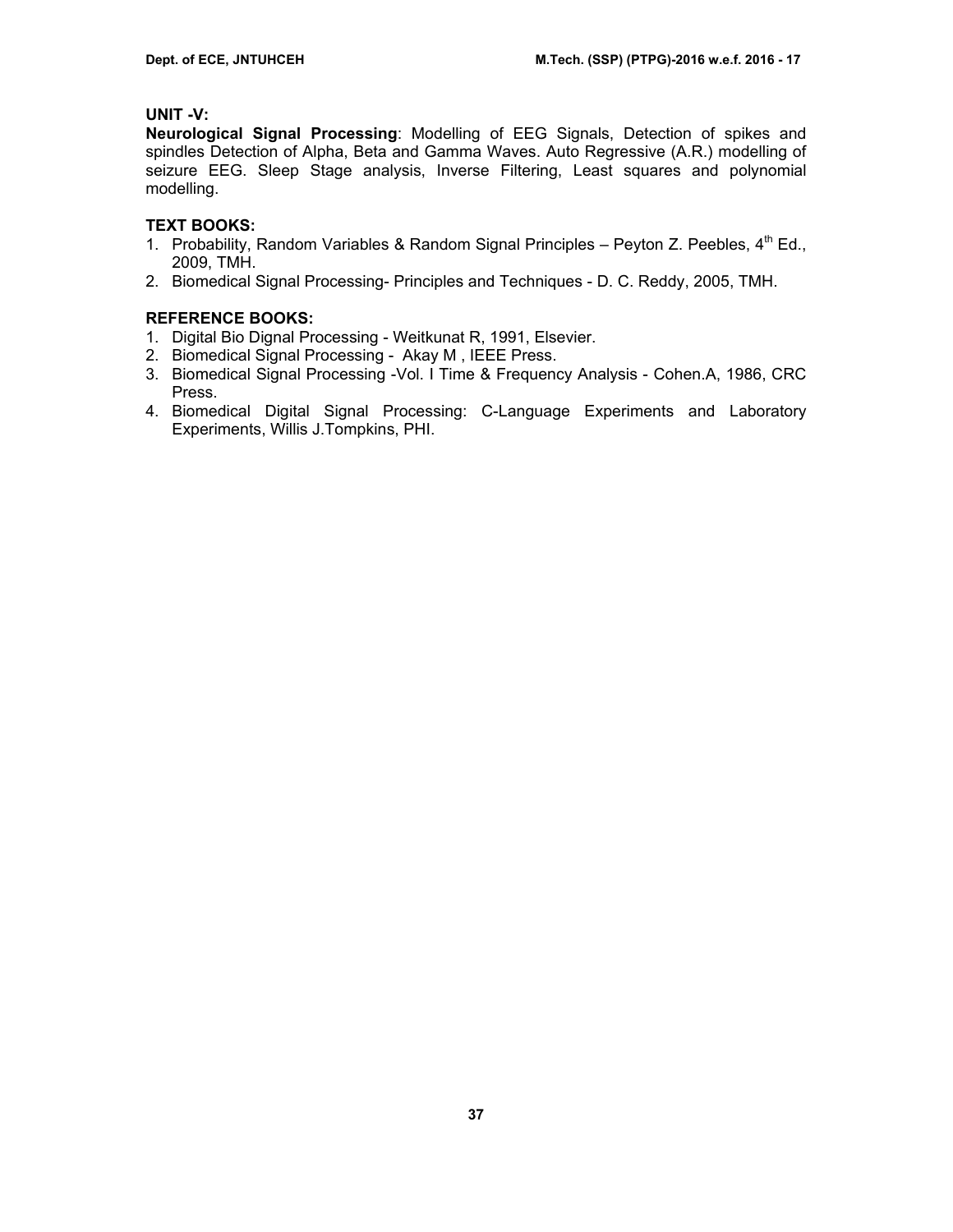### UNIT -V:

**Neurological Signal Processing**: Modelling of EEG Signals, Detection of spikes and spindles Detection of Alpha, Beta and Gamma Waves. Auto Regressive (A.R.) modelling of seizure EEG. Sleep Stage analysis, Inverse Filtering, Least squares and polynomial modelling.

### TEXT BOOKS:

1. Probability, Random Variables & Random Signal Principles – Peyton Z. Peebles, 4th Ed., 2009, TMH.
2. Biomedical Signal Processing- Principles and Techniques - D. C. Reddy, 2005, TMH.

### REFERENCE BOOKS:

1. Digital Bio Dignal Processing - Weitkunat R, 1991, Elsevier.
2. Biomedical Signal Processing - Akay M , IEEE Press.
3. Biomedical Signal Processing -Vol. I Time & Frequency Analysis - Cohen.A, 1986, CRC Press.
4. Biomedical Digital Signal Processing: C-Language Experiments and Laboratory Experiments, Willis J.Tompkins, PHI.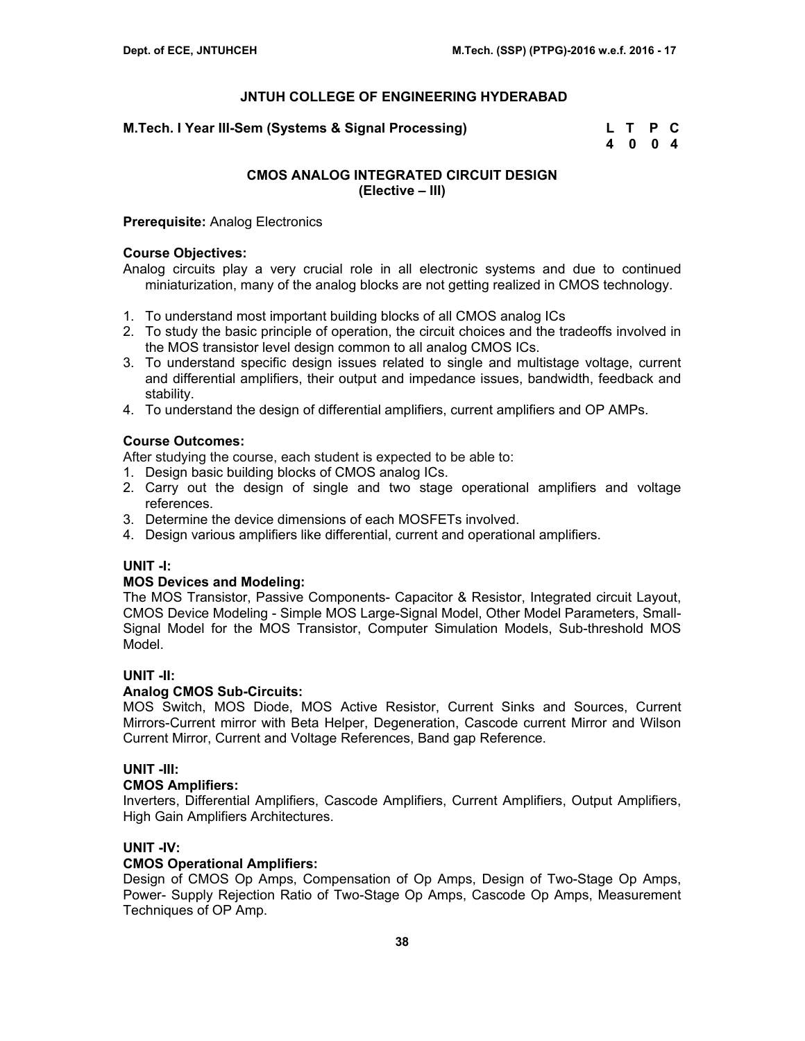## JNTUH COLLEGE OF ENGINEERING HYDERABAD

**M.Tech. I Year III-Sem (Systems & Signal Processing)**

| L | T | P | C |
|---|---|---|---|
| 4 | 0 | 0 | 4 |

### CMOS ANALOG INTEGRATED CIRCUIT DESIGN
### (Elective – III)

**Prerequisite:** Analog Electronics

**Course Objectives:**

Analog circuits play a very crucial role in all electronic systems and due to continued miniaturization, many of the analog blocks are not getting realized in CMOS technology.

1. To understand most important building blocks of all CMOS analog ICs
2. To study the basic principle of operation, the circuit choices and the tradeoffs involved in the MOS transistor level design common to all analog CMOS ICs.
3. To understand specific design issues related to single and multistage voltage, current and differential amplifiers, their output and impedance issues, bandwidth, feedback and stability.
4. To understand the design of differential amplifiers, current amplifiers and OP AMPs.

**Course Outcomes:**

After studying the course, each student is expected to be able to:

1. Design basic building blocks of CMOS analog ICs.
2. Carry out the design of single and two stage operational amplifiers and voltage references.
3. Determine the device dimensions of each MOSFETs involved.
4. Design various amplifiers like differential, current and operational amplifiers.

**UNIT -I:**

**MOS Devices and Modeling:**

The MOS Transistor, Passive Components- Capacitor & Resistor, Integrated circuit Layout, CMOS Device Modeling - Simple MOS Large-Signal Model, Other Model Parameters, Small-Signal Model for the MOS Transistor, Computer Simulation Models, Sub-threshold MOS Model.

**UNIT -II:**

**Analog CMOS Sub-Circuits:**

MOS Switch, MOS Diode, MOS Active Resistor, Current Sinks and Sources, Current Mirrors-Current mirror with Beta Helper, Degeneration, Cascode current Mirror and Wilson Current Mirror, Current and Voltage References, Band gap Reference.

**UNIT -III:**

**CMOS Amplifiers:**

Inverters, Differential Amplifiers, Cascode Amplifiers, Current Amplifiers, Output Amplifiers, High Gain Amplifiers Architectures.

**UNIT -IV:**

**CMOS Operational Amplifiers:**

Design of CMOS Op Amps, Compensation of Op Amps, Design of Two-Stage Op Amps, Power- Supply Rejection Ratio of Two-Stage Op Amps, Cascode Op Amps, Measurement Techniques of OP Amp.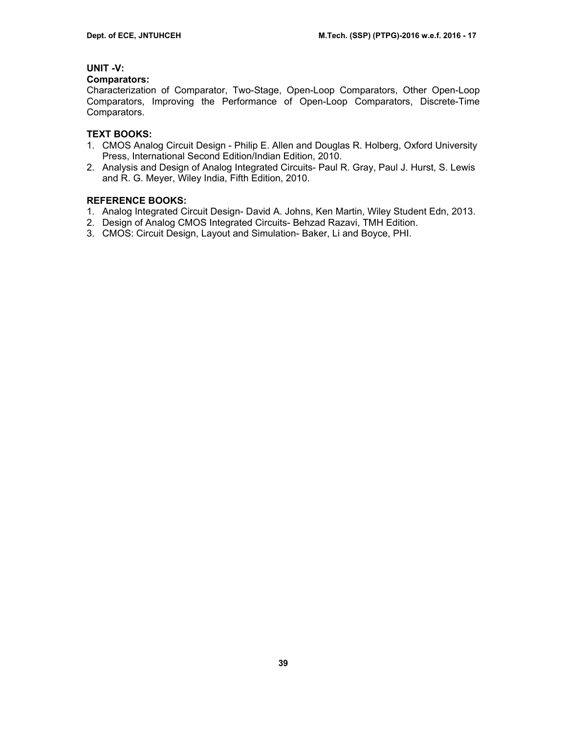**UNIT -V:**

**Comparators:**

Characterization of Comparator, Two-Stage, Open-Loop Comparators, Other Open-Loop Comparators, Improving the Performance of Open-Loop Comparators, Discrete-Time Comparators.

**TEXT BOOKS:**

1. CMOS Analog Circuit Design - Philip E. Allen and Douglas R. Holberg, Oxford University Press, International Second Edition/Indian Edition, 2010.
2. Analysis and Design of Analog Integrated Circuits- Paul R. Gray, Paul J. Hurst, S. Lewis and R. G. Meyer, Wiley India, Fifth Edition, 2010.

**REFERENCE BOOKS:**

1. Analog Integrated Circuit Design- David A. Johns, Ken Martin, Wiley Student Edn, 2013.
2. Design of Analog CMOS Integrated Circuits- Behzad Razavi, TMH Edition.
3. CMOS: Circuit Design, Layout and Simulation- Baker, Li and Boyce, PHI.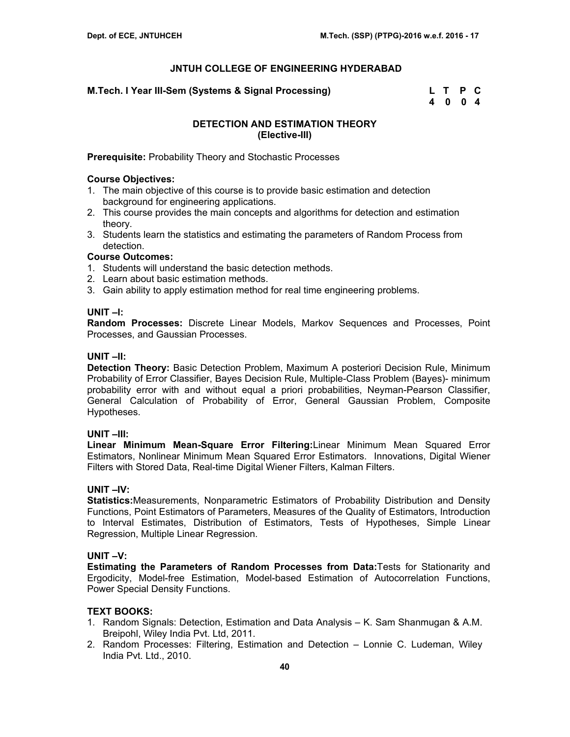## JNTUH COLLEGE OF ENGINEERING HYDERABAD

**M.Tech. I Year III-Sem (Systems & Signal Processing)**

| L | T | P | C |
|---|---|---|---|
| 4 | 0 | 0 | 4 |

### DETECTION AND ESTIMATION THEORY
### (Elective-III)

**Prerequisite:** Probability Theory and Stochastic Processes

**Course Objectives:**
1. The main objective of this course is to provide basic estimation and detection background for engineering applications.
2. This course provides the main concepts and algorithms for detection and estimation theory.
3. Students learn the statistics and estimating the parameters of Random Process from detection.

**Course Outcomes:**
1. Students will understand the basic detection methods.
2. Learn about basic estimation methods.
3. Gain ability to apply estimation method for real time engineering problems.

**UNIT –I:**

**Random Processes:** Discrete Linear Models, Markov Sequences and Processes, Point Processes, and Gaussian Processes.

**UNIT –II:**

**Detection Theory:** Basic Detection Problem, Maximum A posteriori Decision Rule, Minimum Probability of Error Classifier, Bayes Decision Rule, Multiple-Class Problem (Bayes)- minimum probability error with and without equal a priori probabilities, Neyman-Pearson Classifier, General Calculation of Probability of Error, General Gaussian Problem, Composite Hypotheses.

**UNIT –III:**

**Linear Minimum Mean-Square Error Filtering:** Linear Minimum Mean Squared Error Estimators, Nonlinear Minimum Mean Squared Error Estimators. Innovations, Digital Wiener Filters with Stored Data, Real-time Digital Wiener Filters, Kalman Filters.

**UNIT –IV:**

**Statistics:** Measurements, Nonparametric Estimators of Probability Distribution and Density Functions, Point Estimators of Parameters, Measures of the Quality of Estimators, Introduction to Interval Estimates, Distribution of Estimators, Tests of Hypotheses, Simple Linear Regression, Multiple Linear Regression.

**UNIT –V:**

**Estimating the Parameters of Random Processes from Data:** Tests for Stationarity and Ergodicity, Model-free Estimation, Model-based Estimation of Autocorrelation Functions, Power Special Density Functions.

**TEXT BOOKS:**
1. Random Signals: Detection, Estimation and Data Analysis – K. Sam Shanmugan & A.M. Breipohl, Wiley India Pvt. Ltd, 2011.
2. Random Processes: Filtering, Estimation and Detection – Lonnie C. Ludeman, Wiley India Pvt. Ltd., 2010.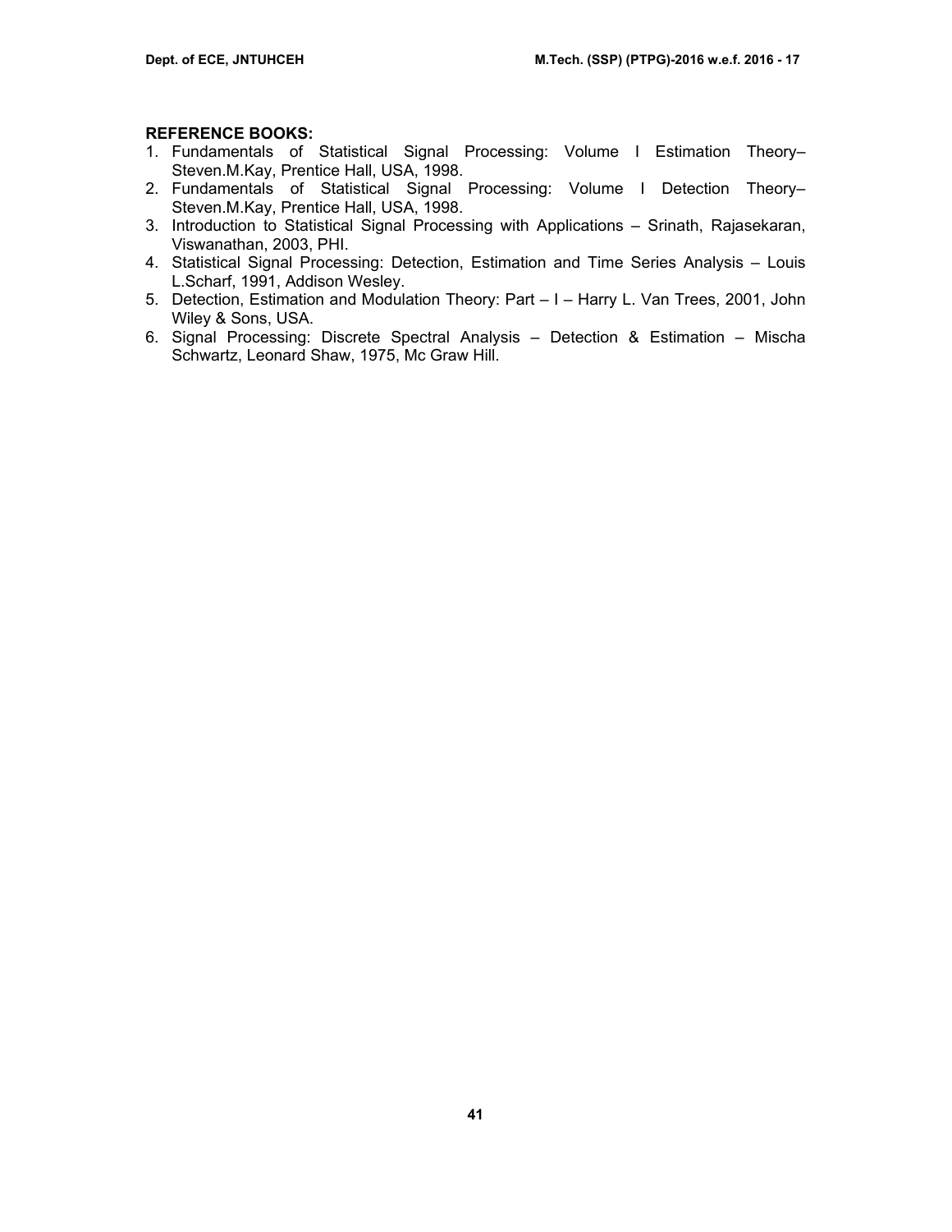**REFERENCE BOOKS:**

1. Fundamentals of Statistical Signal Processing: Volume I Estimation Theory– Steven.M.Kay, Prentice Hall, USA, 1998.
2. Fundamentals of Statistical Signal Processing: Volume I Detection Theory– Steven.M.Kay, Prentice Hall, USA, 1998.
3. Introduction to Statistical Signal Processing with Applications – Srinath, Rajasekaran, Viswanathan, 2003, PHI.
4. Statistical Signal Processing: Detection, Estimation and Time Series Analysis – Louis L.Scharf, 1991, Addison Wesley.
5. Detection, Estimation and Modulation Theory: Part – I – Harry L. Van Trees, 2001, John Wiley & Sons, USA.
6. Signal Processing: Discrete Spectral Analysis – Detection & Estimation – Mischa Schwartz, Leonard Shaw, 1975, Mc Graw Hill.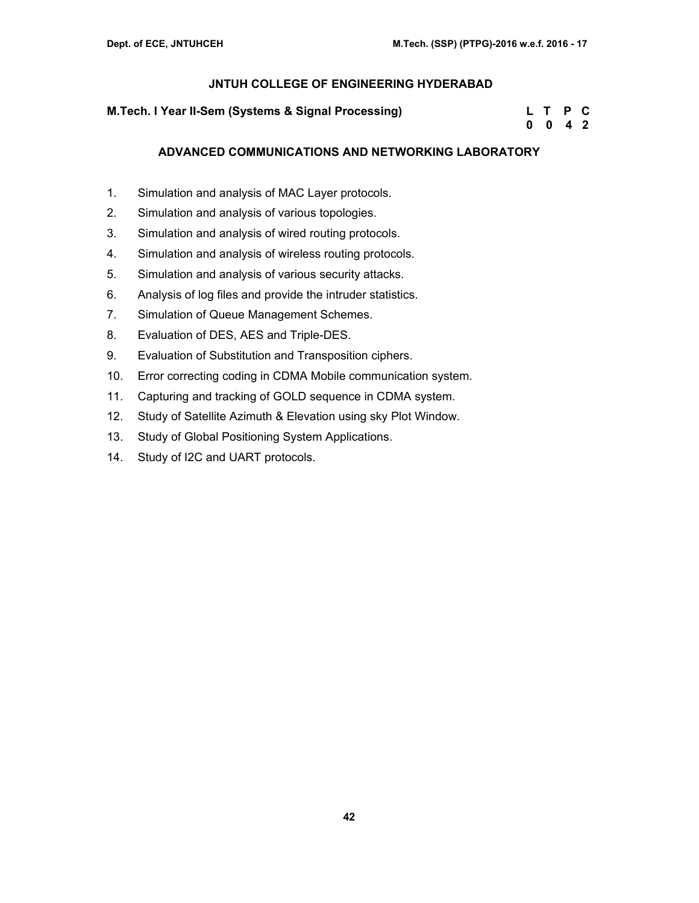# JNTUH COLLEGE OF ENGINEERING HYDERABAD

**M.Tech. I Year II-Sem (Systems & Signal Processing)**

| L | T | P | C |
|---|---|---|---|
| 0 | 0 | 4 | 2 |

## ADVANCED COMMUNICATIONS AND NETWORKING LABORATORY

1. Simulation and analysis of MAC Layer protocols.
2. Simulation and analysis of various topologies.
3. Simulation and analysis of wired routing protocols.
4. Simulation and analysis of wireless routing protocols.
5. Simulation and analysis of various security attacks.
6. Analysis of log files and provide the intruder statistics.
7. Simulation of Queue Management Schemes.
8. Evaluation of DES, AES and Triple-DES.
9. Evaluation of Substitution and Transposition ciphers.
10. Error correcting coding in CDMA Mobile communication system.
11. Capturing and tracking of GOLD sequence in CDMA system.
12. Study of Satellite Azimuth & Elevation using sky Plot Window.
13. Study of Global Positioning System Applications.
14. Study of I2C and UART protocols.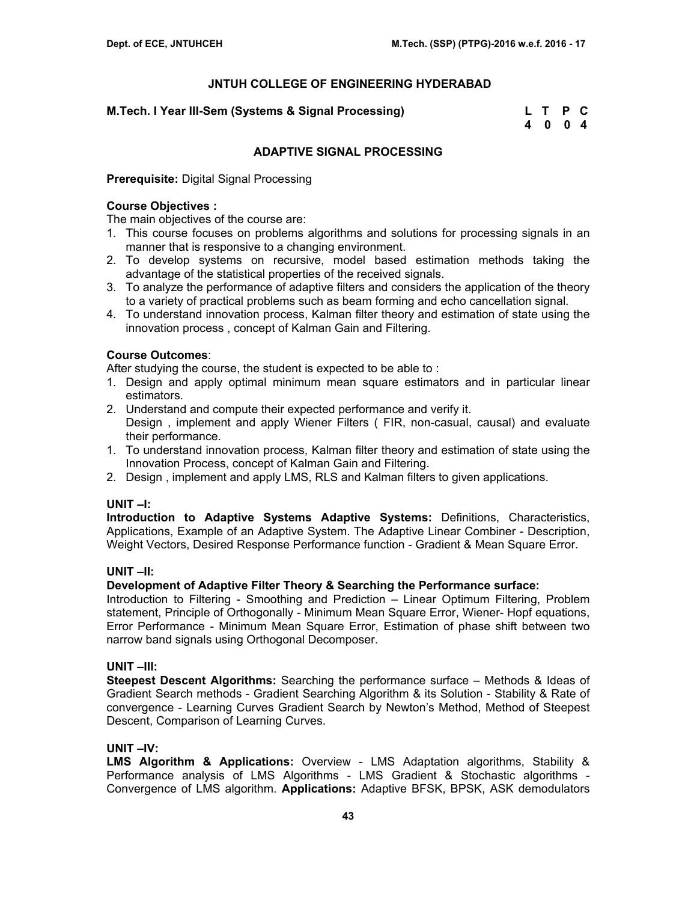## JNTUH COLLEGE OF ENGINEERING HYDERABAD

**M.Tech. I Year III-Sem (Systems & Signal Processing)**

| L | T | P | C |
|---|---|---|---|
| 4 | 0 | 0 | 4 |

### ADAPTIVE SIGNAL PROCESSING

**Prerequisite:** Digital Signal Processing

**Course Objectives :**

The main objectives of the course are:

1. This course focuses on problems algorithms and solutions for processing signals in an manner that is responsive to a changing environment.
2. To develop systems on recursive, model based estimation methods taking the advantage of the statistical properties of the received signals.
3. To analyze the performance of adaptive filters and considers the application of the theory to a variety of practical problems such as beam forming and echo cancellation signal.
4. To understand innovation process, Kalman filter theory and estimation of state using the innovation process , concept of Kalman Gain and Filtering.

**Course Outcomes**:

After studying the course, the student is expected to be able to :

1. Design and apply optimal minimum mean square estimators and in particular linear estimators.
2. Understand and compute their expected performance and verify it.
   Design , implement and apply Wiener Filters ( FIR, non-casual, causal) and evaluate their performance.
1. To understand innovation process, Kalman filter theory and estimation of state using the Innovation Process, concept of Kalman Gain and Filtering.
2. Design , implement and apply LMS, RLS and Kalman filters to given applications.

**UNIT –I:**

**Introduction to Adaptive Systems Adaptive Systems:** Definitions, Characteristics, Applications, Example of an Adaptive System. The Adaptive Linear Combiner - Description, Weight Vectors, Desired Response Performance function - Gradient & Mean Square Error.

**UNIT –II:**

**Development of Adaptive Filter Theory & Searching the Performance surface:**

Introduction to Filtering - Smoothing and Prediction – Linear Optimum Filtering, Problem statement, Principle of Orthogonally - Minimum Mean Square Error, Wiener- Hopf equations, Error Performance - Minimum Mean Square Error, Estimation of phase shift between two narrow band signals using Orthogonal Decomposer.

**UNIT –III:**

**Steepest Descent Algorithms:** Searching the performance surface – Methods & Ideas of Gradient Search methods - Gradient Searching Algorithm & its Solution - Stability & Rate of convergence - Learning Curves Gradient Search by Newton's Method, Method of Steepest Descent, Comparison of Learning Curves.

**UNIT –IV:**

**LMS Algorithm & Applications:** Overview - LMS Adaptation algorithms, Stability & Performance analysis of LMS Algorithms - LMS Gradient & Stochastic algorithms - Convergence of LMS algorithm. **Applications:** Adaptive BFSK, BPSK, ASK demodulators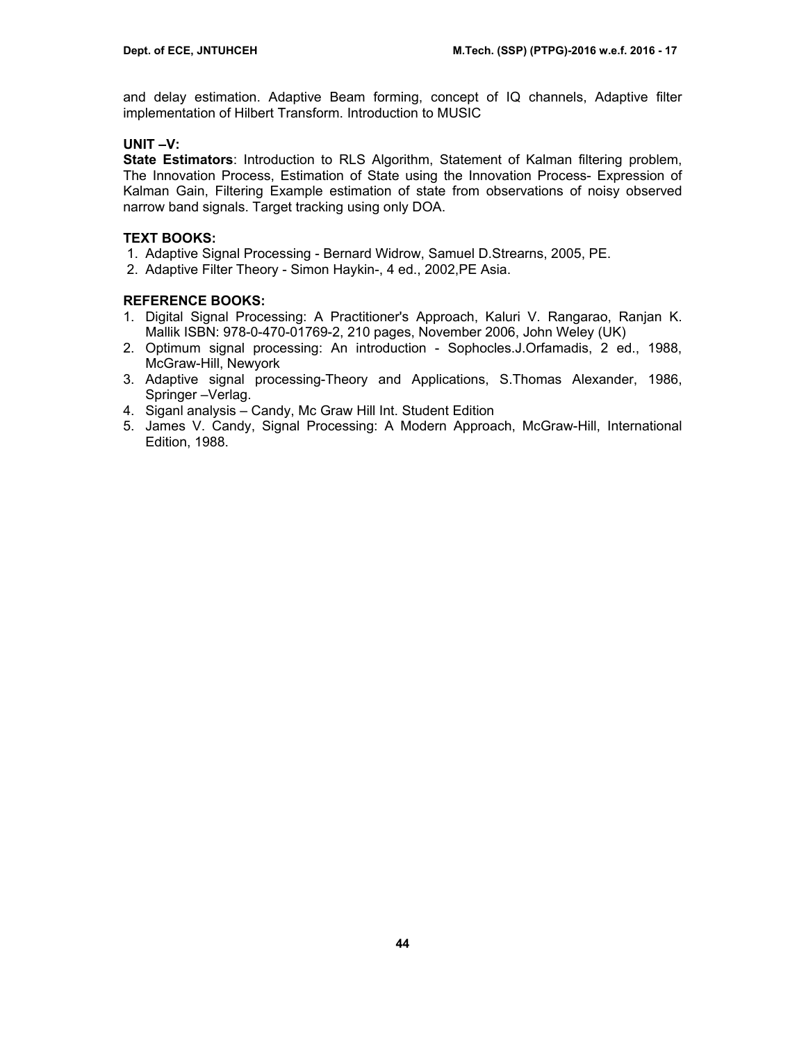and delay estimation. Adaptive Beam forming, concept of IQ channels, Adaptive filter implementation of Hilbert Transform. Introduction to MUSIC

**UNIT –V:**

**State Estimators**: Introduction to RLS Algorithm, Statement of Kalman filtering problem, The Innovation Process, Estimation of State using the Innovation Process- Expression of Kalman Gain, Filtering Example estimation of state from observations of noisy observed narrow band signals. Target tracking using only DOA.

**TEXT BOOKS:**

1. Adaptive Signal Processing - Bernard Widrow, Samuel D.Strearns, 2005, PE.
2. Adaptive Filter Theory - Simon Haykin-, 4 ed., 2002,PE Asia.

**REFERENCE BOOKS:**

1. Digital Signal Processing: A Practitioner's Approach, Kaluri V. Rangarao, Ranjan K. Mallik ISBN: 978-0-470-01769-2, 210 pages, November 2006, John Weley (UK)
2. Optimum signal processing: An introduction - Sophocles.J.Orfamadis, 2 ed., 1988, McGraw-Hill, Newyork
3. Adaptive signal processing-Theory and Applications, S.Thomas Alexander, 1986, Springer –Verlag.
4. Siganl analysis – Candy, Mc Graw Hill Int. Student Edition
5. James V. Candy, Signal Processing: A Modern Approach, McGraw-Hill, International Edition, 1988.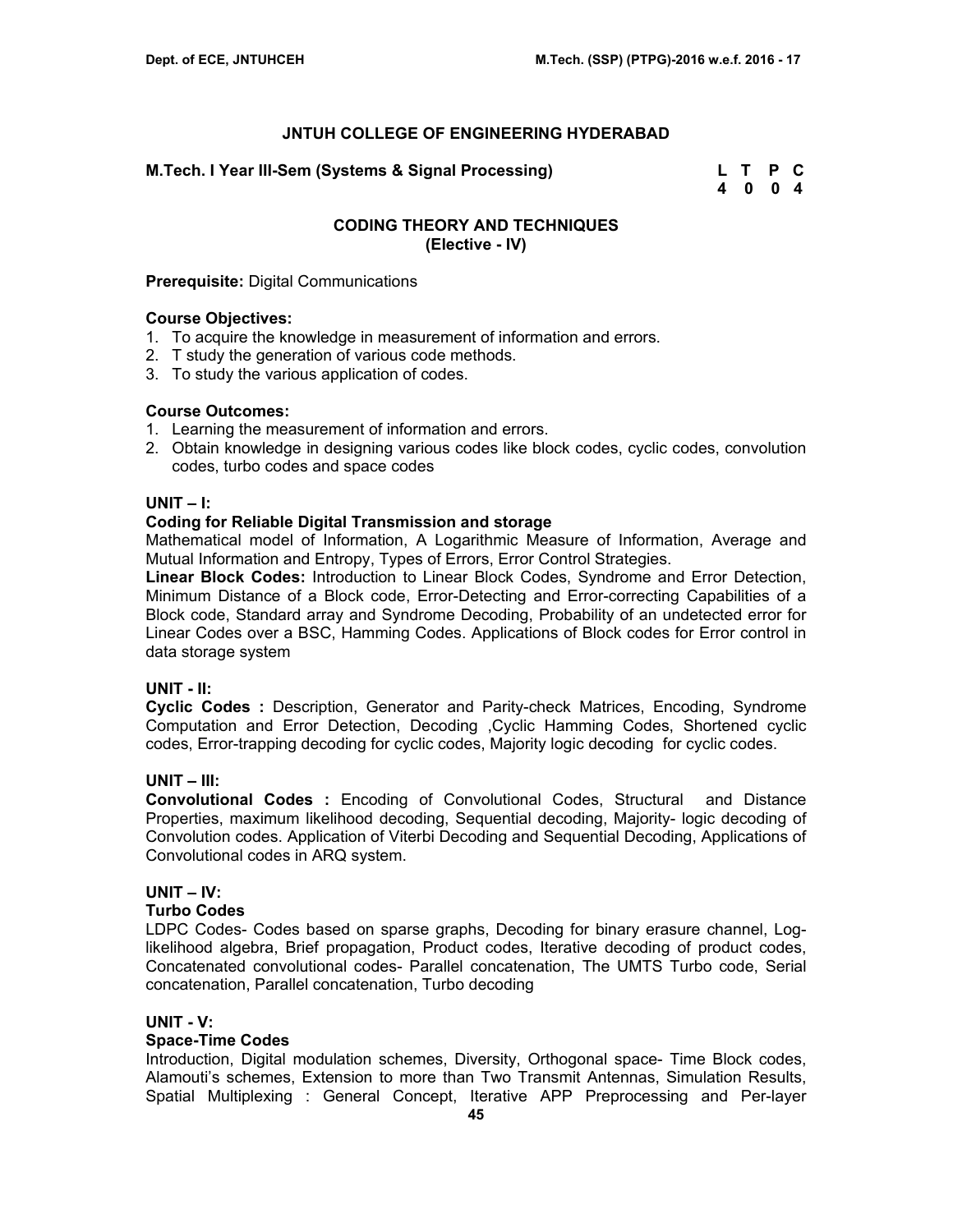### JNTUH COLLEGE OF ENGINEERING HYDERABAD

**M.Tech. I Year III-Sem (Systems & Signal Processing)**

| L | T | P | C |
|---|---|---|---|
| 4 | 0 | 0 | 4 |

## CODING THEORY AND TECHNIQUES
### (Elective - IV)

**Prerequisite:** Digital Communications

**Course Objectives:**
1. To acquire the knowledge in measurement of information and errors.
2. T study the generation of various code methods.
3. To study the various application of codes.

**Course Outcomes:**
1. Learning the measurement of information and errors.
2. Obtain knowledge in designing various codes like block codes, cyclic codes, convolution codes, turbo codes and space codes

**UNIT – I:**

**Coding for Reliable Digital Transmission and storage**

Mathematical model of Information, A Logarithmic Measure of Information, Average and Mutual Information and Entropy, Types of Errors, Error Control Strategies.

**Linear Block Codes:** Introduction to Linear Block Codes, Syndrome and Error Detection, Minimum Distance of a Block code, Error-Detecting and Error-correcting Capabilities of a Block code, Standard array and Syndrome Decoding, Probability of an undetected error for Linear Codes over a BSC, Hamming Codes. Applications of Block codes for Error control in data storage system

**UNIT - II:**

**Cyclic Codes :** Description, Generator and Parity-check Matrices, Encoding, Syndrome Computation and Error Detection, Decoding ,Cyclic Hamming Codes, Shortened cyclic codes, Error-trapping decoding for cyclic codes, Majority logic decoding for cyclic codes.

**UNIT – III:**

**Convolutional Codes :** Encoding of Convolutional Codes, Structural and Distance Properties, maximum likelihood decoding, Sequential decoding, Majority- logic decoding of Convolution codes. Application of Viterbi Decoding and Sequential Decoding, Applications of Convolutional codes in ARQ system.

**UNIT – IV:**

**Turbo Codes**

LDPC Codes- Codes based on sparse graphs, Decoding for binary erasure channel, Log-likelihood algebra, Brief propagation, Product codes, Iterative decoding of product codes, Concatenated convolutional codes- Parallel concatenation, The UMTS Turbo code, Serial concatenation, Parallel concatenation, Turbo decoding

**UNIT - V:**

**Space-Time Codes**

Introduction, Digital modulation schemes, Diversity, Orthogonal space- Time Block codes, Alamouti's schemes, Extension to more than Two Transmit Antennas, Simulation Results, Spatial Multiplexing : General Concept, Iterative APP Preprocessing and Per-layer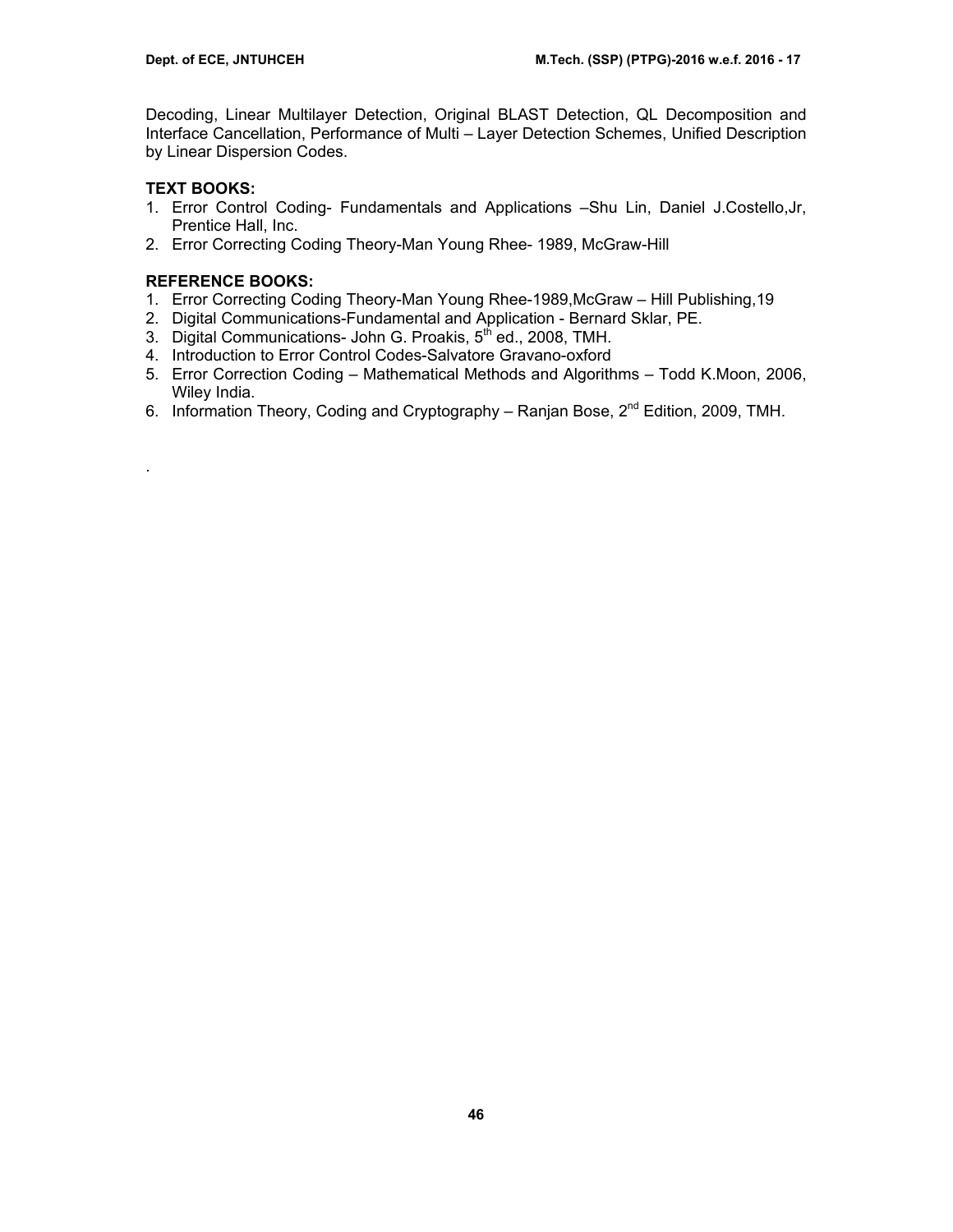Decoding, Linear Multilayer Detection, Original BLAST Detection, QL Decomposition and Interface Cancellation, Performance of Multi – Layer Detection Schemes, Unified Description by Linear Dispersion Codes.

**TEXT BOOKS:**

1. Error Control Coding- Fundamentals and Applications –Shu Lin, Daniel J.Costello,Jr, Prentice Hall, Inc.
2. Error Correcting Coding Theory-Man Young Rhee- 1989, McGraw-Hill

**REFERENCE BOOKS:**

1. Error Correcting Coding Theory-Man Young Rhee-1989,McGraw – Hill Publishing,19
2. Digital Communications-Fundamental and Application - Bernard Sklar, PE.
3. Digital Communications- John G. Proakis, 5th ed., 2008, TMH.
4. Introduction to Error Control Codes-Salvatore Gravano-oxford
5. Error Correction Coding – Mathematical Methods and Algorithms – Todd K.Moon, 2006, Wiley India.
6. Information Theory, Coding and Cryptography – Ranjan Bose, 2nd Edition, 2009, TMH.

.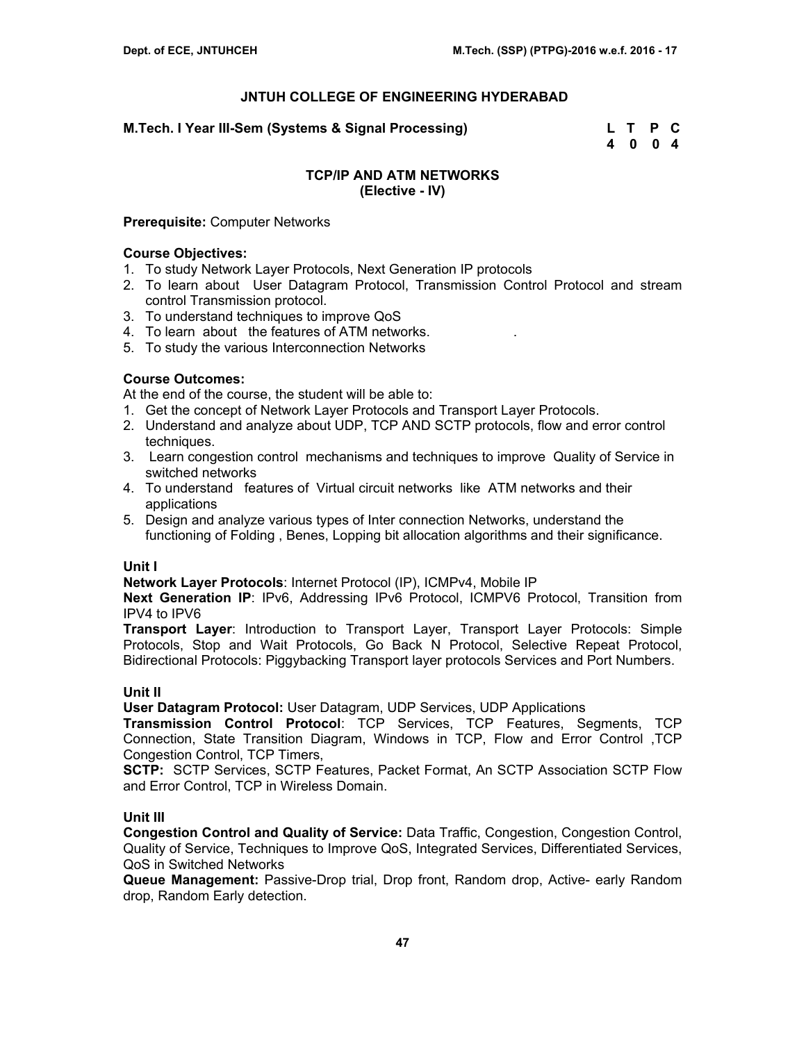**JNTUH COLLEGE OF ENGINEERING HYDERABAD**

**M.Tech. I Year III-Sem (Systems & Signal Processing)**

| L | T | P | C |
|---|---|---|---|
| 4 | 0 | 0 | 4 |

## TCP/IP AND ATM NETWORKS
**(Elective - IV)**

**Prerequisite:** Computer Networks

**Course Objectives:**
1. To study Network Layer Protocols, Next Generation IP protocols
2. To learn about User Datagram Protocol, Transmission Control Protocol and stream control Transmission protocol.
3. To understand techniques to improve QoS
4. To learn about the features of ATM networks.
5. To study the various Interconnection Networks

**Course Outcomes:**
At the end of the course, the student will be able to:
1. Get the concept of Network Layer Protocols and Transport Layer Protocols.
2. Understand and analyze about UDP, TCP AND SCTP protocols, flow and error control techniques.
3. Learn congestion control mechanisms and techniques to improve Quality of Service in switched networks
4. To understand features of Virtual circuit networks like ATM networks and their applications
5. Design and analyze various types of Inter connection Networks, understand the functioning of Folding , Benes, Lopping bit allocation algorithms and their significance.

**Unit I**

**Network Layer Protocols**: Internet Protocol (IP), ICMPv4, Mobile IP

**Next Generation IP**: IPv6, Addressing IPv6 Protocol, ICMPV6 Protocol, Transition from IPV4 to IPV6

**Transport Layer**: Introduction to Transport Layer, Transport Layer Protocols: Simple Protocols, Stop and Wait Protocols, Go Back N Protocol, Selective Repeat Protocol, Bidirectional Protocols: Piggybacking Transport layer protocols Services and Port Numbers.

**Unit II**

**User Datagram Protocol:** User Datagram, UDP Services, UDP Applications

**Transmission Control Protocol**: TCP Services, TCP Features, Segments, TCP Connection, State Transition Diagram, Windows in TCP, Flow and Error Control ,TCP Congestion Control, TCP Timers,

**SCTP:** SCTP Services, SCTP Features, Packet Format, An SCTP Association SCTP Flow and Error Control, TCP in Wireless Domain.

**Unit III**

**Congestion Control and Quality of Service:** Data Traffic, Congestion, Congestion Control, Quality of Service, Techniques to Improve QoS, Integrated Services, Differentiated Services, QoS in Switched Networks

**Queue Management:** Passive-Drop trial, Drop front, Random drop, Active- early Random drop, Random Early detection.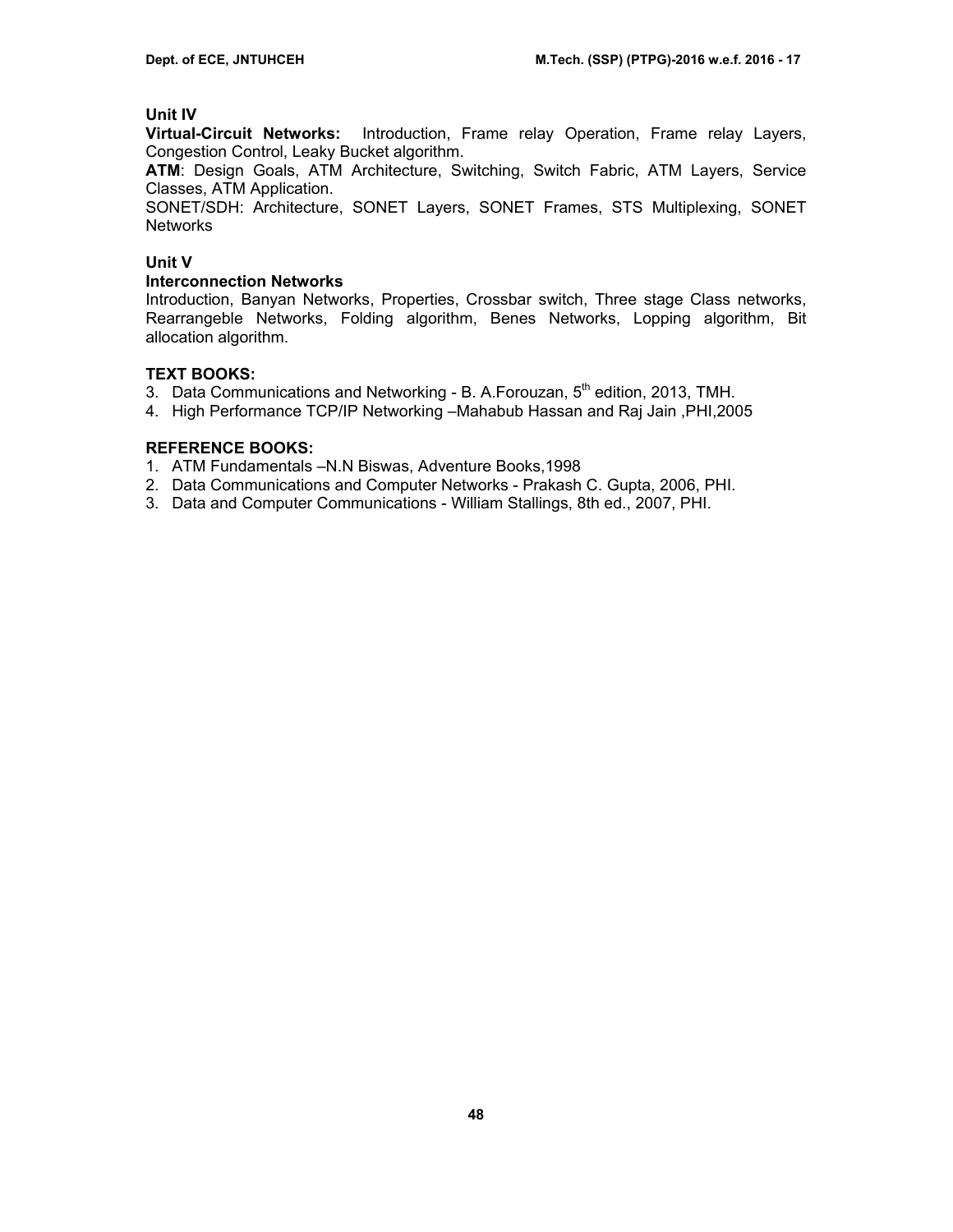**Unit IV**

**Virtual-Circuit Networks:** Introduction, Frame relay Operation, Frame relay Layers, Congestion Control, Leaky Bucket algorithm.

**ATM**: Design Goals, ATM Architecture, Switching, Switch Fabric, ATM Layers, Service Classes, ATM Application.

SONET/SDH: Architecture, SONET Layers, SONET Frames, STS Multiplexing, SONET Networks

**Unit V**

**Interconnection Networks**

Introduction, Banyan Networks, Properties, Crossbar switch, Three stage Class networks, Rearrangeble Networks, Folding algorithm, Benes Networks, Lopping algorithm, Bit allocation algorithm.

**TEXT BOOKS:**

3. Data Communications and Networking - B. A.Forouzan, 5th edition, 2013, TMH.
4. High Performance TCP/IP Networking –Mahabub Hassan and Raj Jain ,PHI,2005

**REFERENCE BOOKS:**

1. ATM Fundamentals –N.N Biswas, Adventure Books,1998
2. Data Communications and Computer Networks - Prakash C. Gupta, 2006, PHI.
3. Data and Computer Communications - William Stallings, 8th ed., 2007, PHI.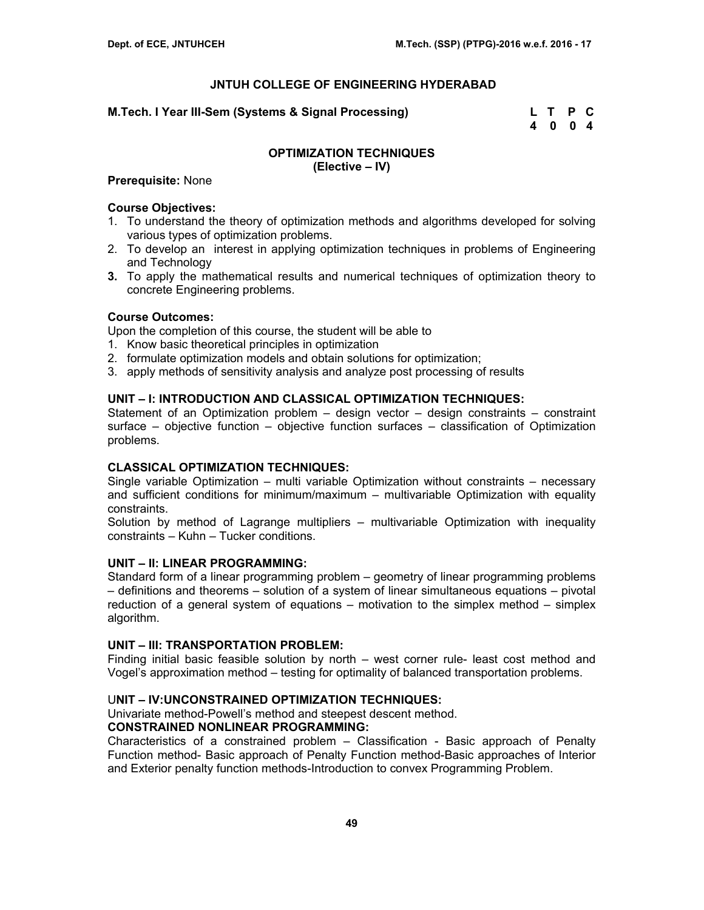## JNTUH COLLEGE OF ENGINEERING HYDERABAD

**M.Tech. I Year III-Sem (Systems & Signal Processing)**

| L | T | P | C |
|---|---|---|---|
| 4 | 0 | 0 | 4 |

### OPTIMIZATION TECHNIQUES
**(Elective – IV)**

**Prerequisite:** None

**Course Objectives:**
1. To understand the theory of optimization methods and algorithms developed for solving various types of optimization problems.
2. To develop an interest in applying optimization techniques in problems of Engineering and Technology
3. To apply the mathematical results and numerical techniques of optimization theory to concrete Engineering problems.

**Course Outcomes:**
Upon the completion of this course, the student will be able to
1. Know basic theoretical principles in optimization
2. formulate optimization models and obtain solutions for optimization;
3. apply methods of sensitivity analysis and analyze post processing of results

**UNIT – I: INTRODUCTION AND CLASSICAL OPTIMIZATION TECHNIQUES:**
Statement of an Optimization problem – design vector – design constraints – constraint surface – objective function – objective function surfaces – classification of Optimization problems.

**CLASSICAL OPTIMIZATION TECHNIQUES:**
Single variable Optimization – multi variable Optimization without constraints – necessary and sufficient conditions for minimum/maximum – multivariable Optimization with equality constraints.
Solution by method of Lagrange multipliers – multivariable Optimization with inequality constraints – Kuhn – Tucker conditions.

**UNIT – II: LINEAR PROGRAMMING:**
Standard form of a linear programming problem – geometry of linear programming problems – definitions and theorems – solution of a system of linear simultaneous equations – pivotal reduction of a general system of equations – motivation to the simplex method – simplex algorithm.

**UNIT – III: TRANSPORTATION PROBLEM:**
Finding initial basic feasible solution by north – west corner rule- least cost method and Vogel's approximation method – testing for optimality of balanced transportation problems.

**UNIT – IV:UNCONSTRAINED OPTIMIZATION TECHNIQUES:**
Univariate method-Powell's method and steepest descent method.
**CONSTRAINED NONLINEAR PROGRAMMING:**
Characteristics of a constrained problem – Classification - Basic approach of Penalty Function method- Basic approach of Penalty Function method-Basic approaches of Interior and Exterior penalty function methods-Introduction to convex Programming Problem.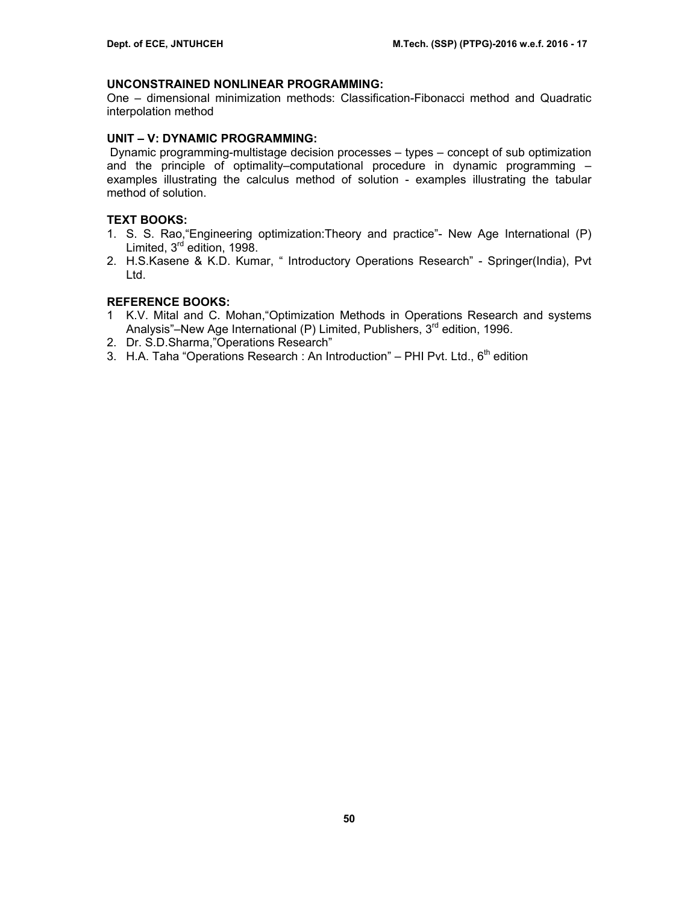**UNCONSTRAINED NONLINEAR PROGRAMMING:**
One – dimensional minimization methods: Classification-Fibonacci method and Quadratic interpolation method

**UNIT – V: DYNAMIC PROGRAMMING:**
Dynamic programming-multistage decision processes – types – concept of sub optimization and the principle of optimality–computational procedure in dynamic programming – examples illustrating the calculus method of solution - examples illustrating the tabular method of solution.

**TEXT BOOKS:**
1. S. S. Rao,"Engineering optimization:Theory and practice"- New Age International (P) Limited, 3rd edition, 1998.
2. H.S.Kasene & K.D. Kumar, " Introductory Operations Research" - Springer(India), Pvt Ltd.

**REFERENCE BOOKS:**
1. K.V. Mital and C. Mohan,"Optimization Methods in Operations Research and systems Analysis"–New Age International (P) Limited, Publishers, 3rd edition, 1996.
2. Dr. S.D.Sharma,"Operations Research"
3. H.A. Taha "Operations Research : An Introduction" – PHI Pvt. Ltd., 6th edition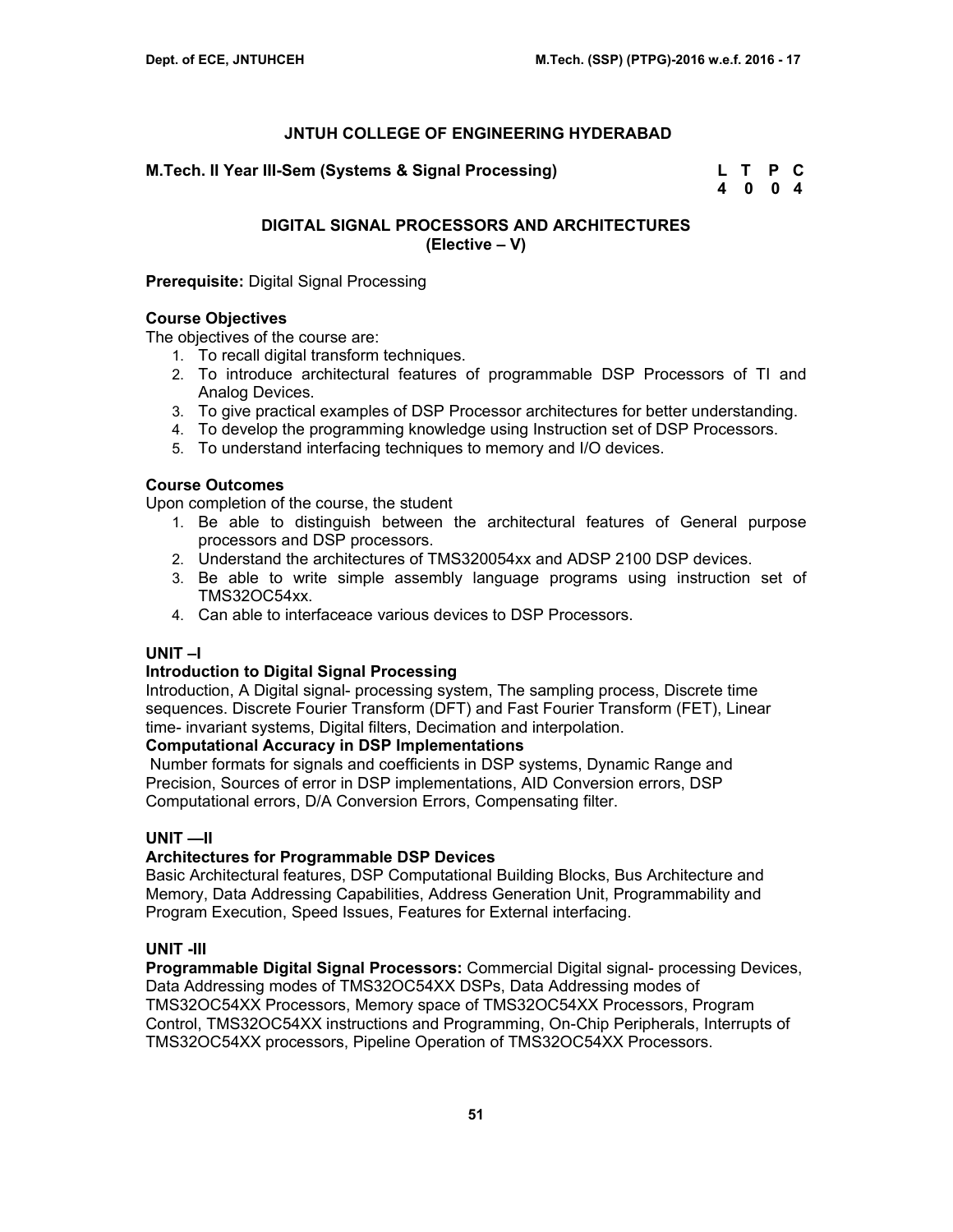# JNTUH COLLEGE OF ENGINEERING HYDERABAD

**M.Tech. II Year III-Sem (Systems & Signal Processing)**

| L | T | P | C |
|---|---|---|---|
| 4 | 0 | 0 | 4 |

## DIGITAL SIGNAL PROCESSORS AND ARCHITECTURES
## (Elective – V)

**Prerequisite:** Digital Signal Processing

**Course Objectives**

The objectives of the course are:

1. To recall digital transform techniques.
2. To introduce architectural features of programmable DSP Processors of TI and Analog Devices.
3. To give practical examples of DSP Processor architectures for better understanding.
4. To develop the programming knowledge using Instruction set of DSP Processors.
5. To understand interfacing techniques to memory and I/O devices.

**Course Outcomes**

Upon completion of the course, the student

1. Be able to distinguish between the architectural features of General purpose processors and DSP processors.
2. Understand the architectures of TMS320054xx and ADSP 2100 DSP devices.
3. Be able to write simple assembly language programs using instruction set of TMS32OC54xx.
4. Can able to interfaceace various devices to DSP Processors.

**UNIT –I**

**Introduction to Digital Signal Processing**

Introduction, A Digital signal- processing system, The sampling process, Discrete time sequences. Discrete Fourier Transform (DFT) and Fast Fourier Transform (FET), Linear time- invariant systems, Digital filters, Decimation and interpolation.

**Computational Accuracy in DSP Implementations**

Number formats for signals and coefficients in DSP systems, Dynamic Range and Precision, Sources of error in DSP implementations, AID Conversion errors, DSP Computational errors, D/A Conversion Errors, Compensating filter.

**UNIT —II**

**Architectures for Programmable DSP Devices**

Basic Architectural features, DSP Computational Building Blocks, Bus Architecture and Memory, Data Addressing Capabilities, Address Generation Unit, Programmability and Program Execution, Speed Issues, Features for External interfacing.

**UNIT -III**

**Programmable Digital Signal Processors:** Commercial Digital signal- processing Devices, Data Addressing modes of TMS32OC54XX DSPs, Data Addressing modes of TMS32OC54XX Processors, Memory space of TMS32OC54XX Processors, Program Control, TMS32OC54XX instructions and Programming, On-Chip Peripherals, Interrupts of TMS32OC54XX processors, Pipeline Operation of TMS32OC54XX Processors.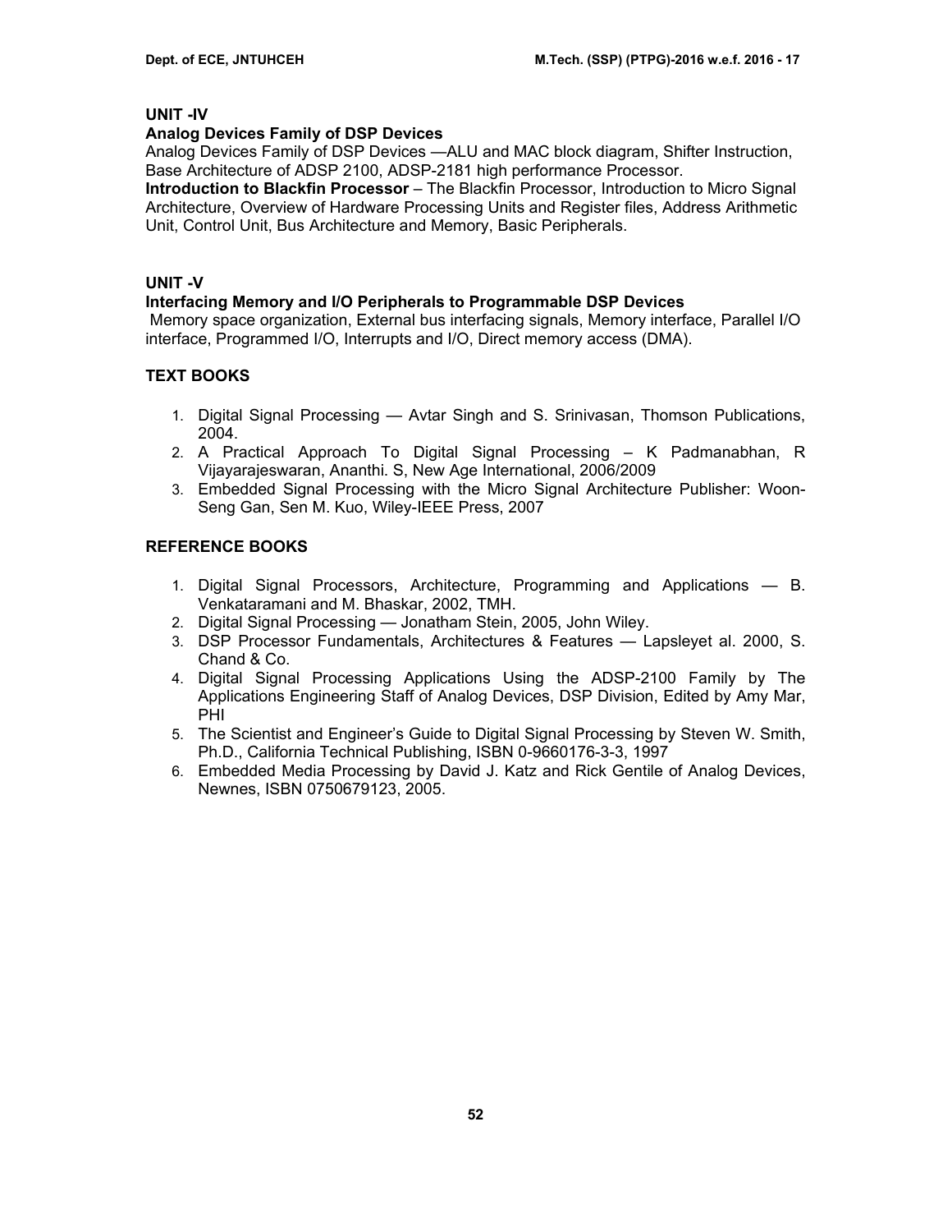## UNIT -IV

### Analog Devices Family of DSP Devices

Analog Devices Family of DSP Devices —ALU and MAC block diagram, Shifter Instruction, Base Architecture of ADSP 2100, ADSP-2181 high performance Processor.

**Introduction to Blackfin Processor** – The Blackfin Processor, Introduction to Micro Signal Architecture, Overview of Hardware Processing Units and Register files, Address Arithmetic Unit, Control Unit, Bus Architecture and Memory, Basic Peripherals.

## UNIT -V

### Interfacing Memory and I/O Peripherals to Programmable DSP Devices

Memory space organization, External bus interfacing signals, Memory interface, Parallel I/O interface, Programmed I/O, Interrupts and I/O, Direct memory access (DMA).

## TEXT BOOKS

1. Digital Signal Processing — Avtar Singh and S. Srinivasan, Thomson Publications, 2004.
2. A Practical Approach To Digital Signal Processing – K Padmanabhan, R Vijayarajeswaran, Ananthi. S, New Age International, 2006/2009
3. Embedded Signal Processing with the Micro Signal Architecture Publisher: Woon-Seng Gan, Sen M. Kuo, Wiley-IEEE Press, 2007

## REFERENCE BOOKS

1. Digital Signal Processors, Architecture, Programming and Applications — B. Venkataramani and M. Bhaskar, 2002, TMH.
2. Digital Signal Processing — Jonatham Stein, 2005, John Wiley.
3. DSP Processor Fundamentals, Architectures & Features — Lapsleyet al. 2000, S. Chand & Co.
4. Digital Signal Processing Applications Using the ADSP-2100 Family by The Applications Engineering Staff of Analog Devices, DSP Division, Edited by Amy Mar, PHI
5. The Scientist and Engineer's Guide to Digital Signal Processing by Steven W. Smith, Ph.D., California Technical Publishing, ISBN 0-9660176-3-3, 1997
6. Embedded Media Processing by David J. Katz and Rick Gentile of Analog Devices, Newnes, ISBN 0750679123, 2005.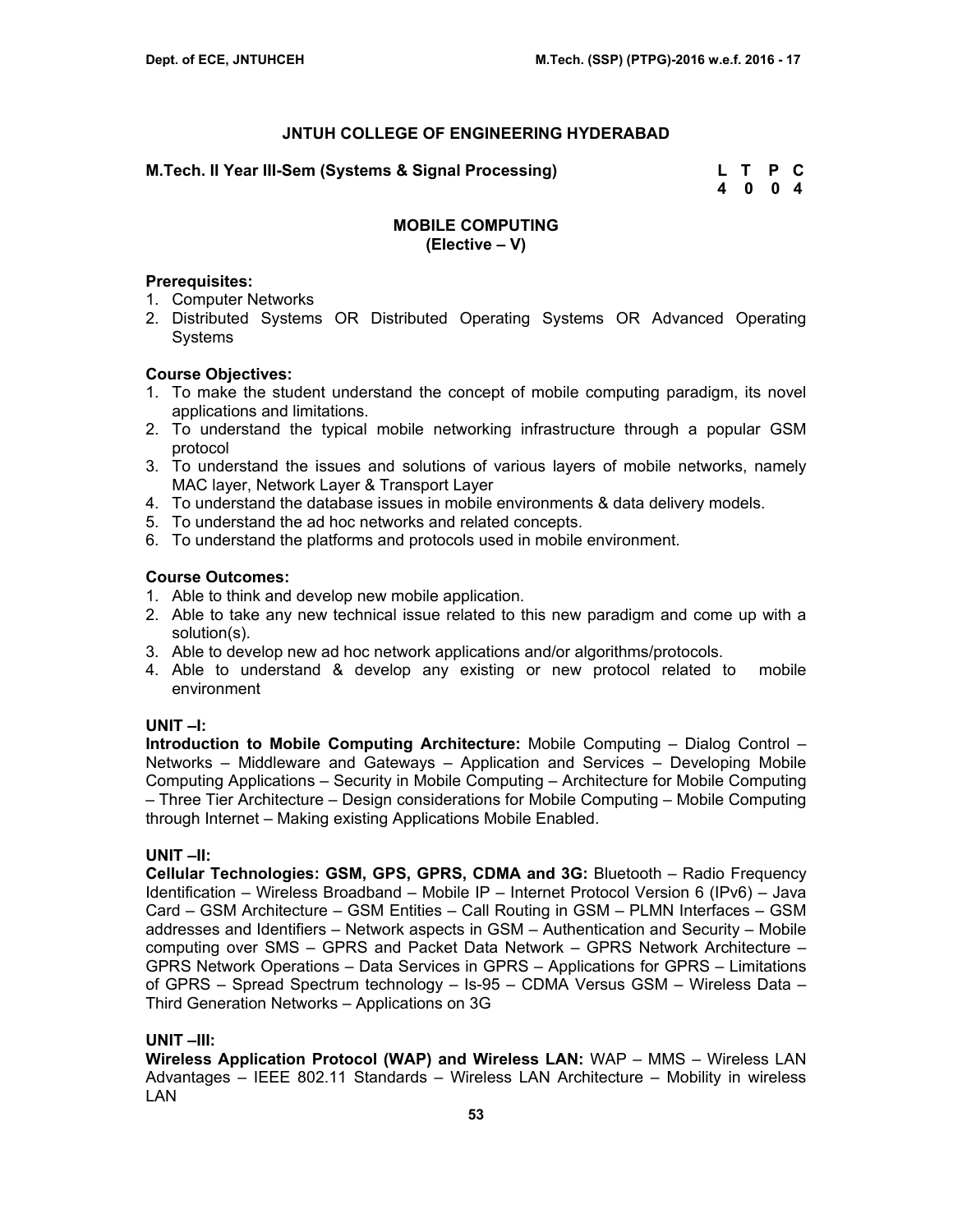# JNTUH COLLEGE OF ENGINEERING HYDERABAD

**M.Tech. II Year III-Sem (Systems & Signal Processing)**

| L | T | P | C |
|---|---|---|---|
| 4 | 0 | 0 | 4 |

## MOBILE COMPUTING
### (Elective – V)

**Prerequisites:**
1. Computer Networks
2. Distributed Systems OR Distributed Operating Systems OR Advanced Operating Systems

**Course Objectives:**
1. To make the student understand the concept of mobile computing paradigm, its novel applications and limitations.
2. To understand the typical mobile networking infrastructure through a popular GSM protocol
3. To understand the issues and solutions of various layers of mobile networks, namely MAC layer, Network Layer & Transport Layer
4. To understand the database issues in mobile environments & data delivery models.
5. To understand the ad hoc networks and related concepts.
6. To understand the platforms and protocols used in mobile environment.

**Course Outcomes:**
1. Able to think and develop new mobile application.
2. Able to take any new technical issue related to this new paradigm and come up with a solution(s).
3. Able to develop new ad hoc network applications and/or algorithms/protocols.
4. Able to understand & develop any existing or new protocol related to mobile environment

**UNIT –I:**

**Introduction to Mobile Computing Architecture:** Mobile Computing – Dialog Control – Networks – Middleware and Gateways – Application and Services – Developing Mobile Computing Applications – Security in Mobile Computing – Architecture for Mobile Computing – Three Tier Architecture – Design considerations for Mobile Computing – Mobile Computing through Internet – Making existing Applications Mobile Enabled.

**UNIT –II:**

**Cellular Technologies: GSM, GPS, GPRS, CDMA and 3G:** Bluetooth – Radio Frequency Identification – Wireless Broadband – Mobile IP – Internet Protocol Version 6 (IPv6) – Java Card – GSM Architecture – GSM Entities – Call Routing in GSM – PLMN Interfaces – GSM addresses and Identifiers – Network aspects in GSM – Authentication and Security – Mobile computing over SMS – GPRS and Packet Data Network – GPRS Network Architecture – GPRS Network Operations – Data Services in GPRS – Applications for GPRS – Limitations of GPRS – Spread Spectrum technology – Is-95 – CDMA Versus GSM – Wireless Data – Third Generation Networks – Applications on 3G

**UNIT –III:**

**Wireless Application Protocol (WAP) and Wireless LAN:** WAP – MMS – Wireless LAN Advantages – IEEE 802.11 Standards – Wireless LAN Architecture – Mobility in wireless LAN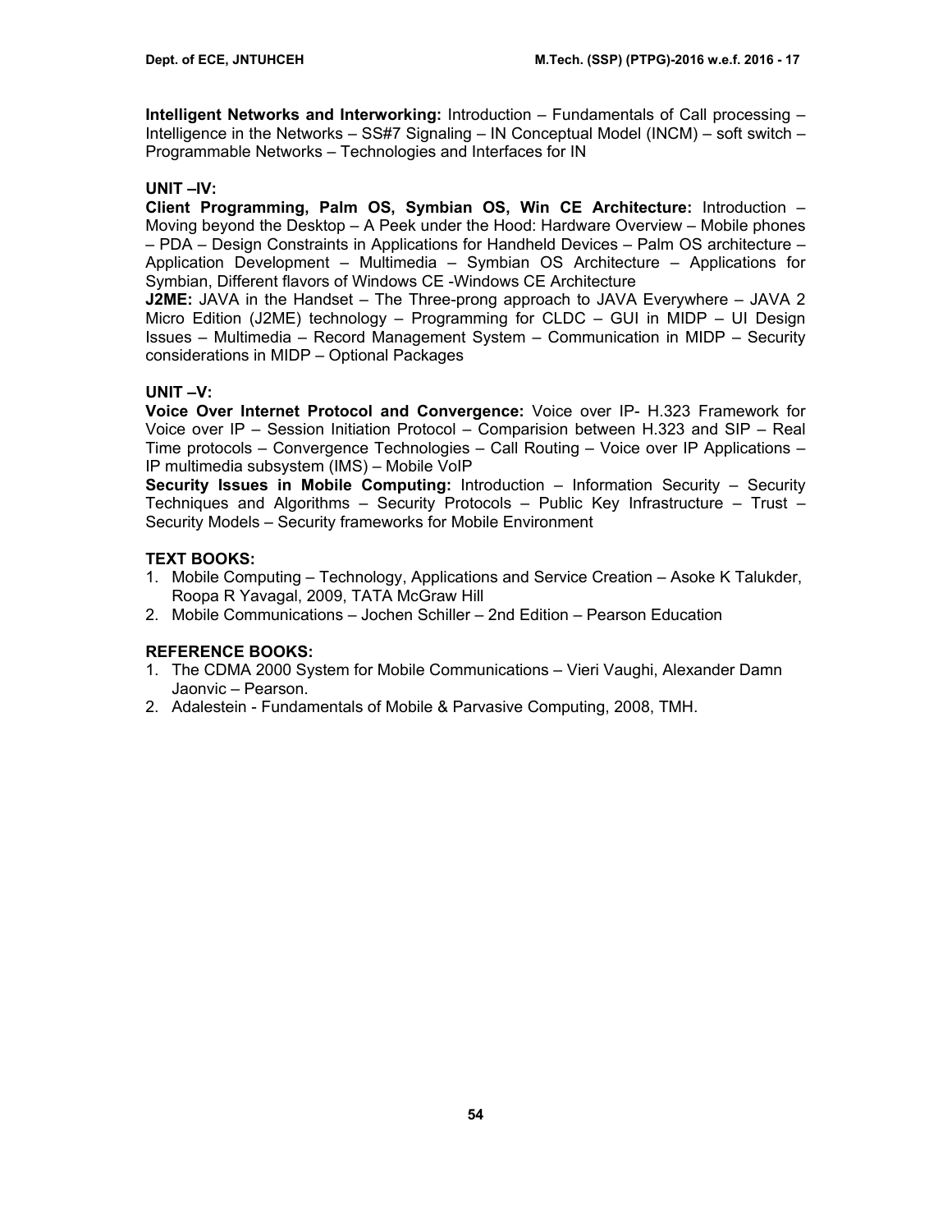**Intelligent Networks and Interworking:** Introduction – Fundamentals of Call processing – Intelligence in the Networks – SS#7 Signaling – IN Conceptual Model (INCM) – soft switch – Programmable Networks – Technologies and Interfaces for IN

**UNIT –IV:**

**Client Programming, Palm OS, Symbian OS, Win CE Architecture:** Introduction – Moving beyond the Desktop – A Peek under the Hood: Hardware Overview – Mobile phones – PDA – Design Constraints in Applications for Handheld Devices – Palm OS architecture – Application Development – Multimedia – Symbian OS Architecture – Applications for Symbian, Different flavors of Windows CE -Windows CE Architecture

**J2ME:** JAVA in the Handset – The Three-prong approach to JAVA Everywhere – JAVA 2 Micro Edition (J2ME) technology – Programming for CLDC – GUI in MIDP – UI Design Issues – Multimedia – Record Management System – Communication in MIDP – Security considerations in MIDP – Optional Packages

**UNIT –V:**

**Voice Over Internet Protocol and Convergence:** Voice over IP- H.323 Framework for Voice over IP – Session Initiation Protocol – Comparision between H.323 and SIP – Real Time protocols – Convergence Technologies – Call Routing – Voice over IP Applications – IP multimedia subsystem (IMS) – Mobile VoIP

**Security Issues in Mobile Computing:** Introduction – Information Security – Security Techniques and Algorithms – Security Protocols – Public Key Infrastructure – Trust – Security Models – Security frameworks for Mobile Environment

**TEXT BOOKS:**

1. Mobile Computing – Technology, Applications and Service Creation – Asoke K Talukder, Roopa R Yavagal, 2009, TATA McGraw Hill
2. Mobile Communications – Jochen Schiller – 2nd Edition – Pearson Education

**REFERENCE BOOKS:**

1. The CDMA 2000 System for Mobile Communications – Vieri Vaughi, Alexander Damn Jaonvic – Pearson.
2. Adalestein - Fundamentals of Mobile & Parvasive Computing, 2008, TMH.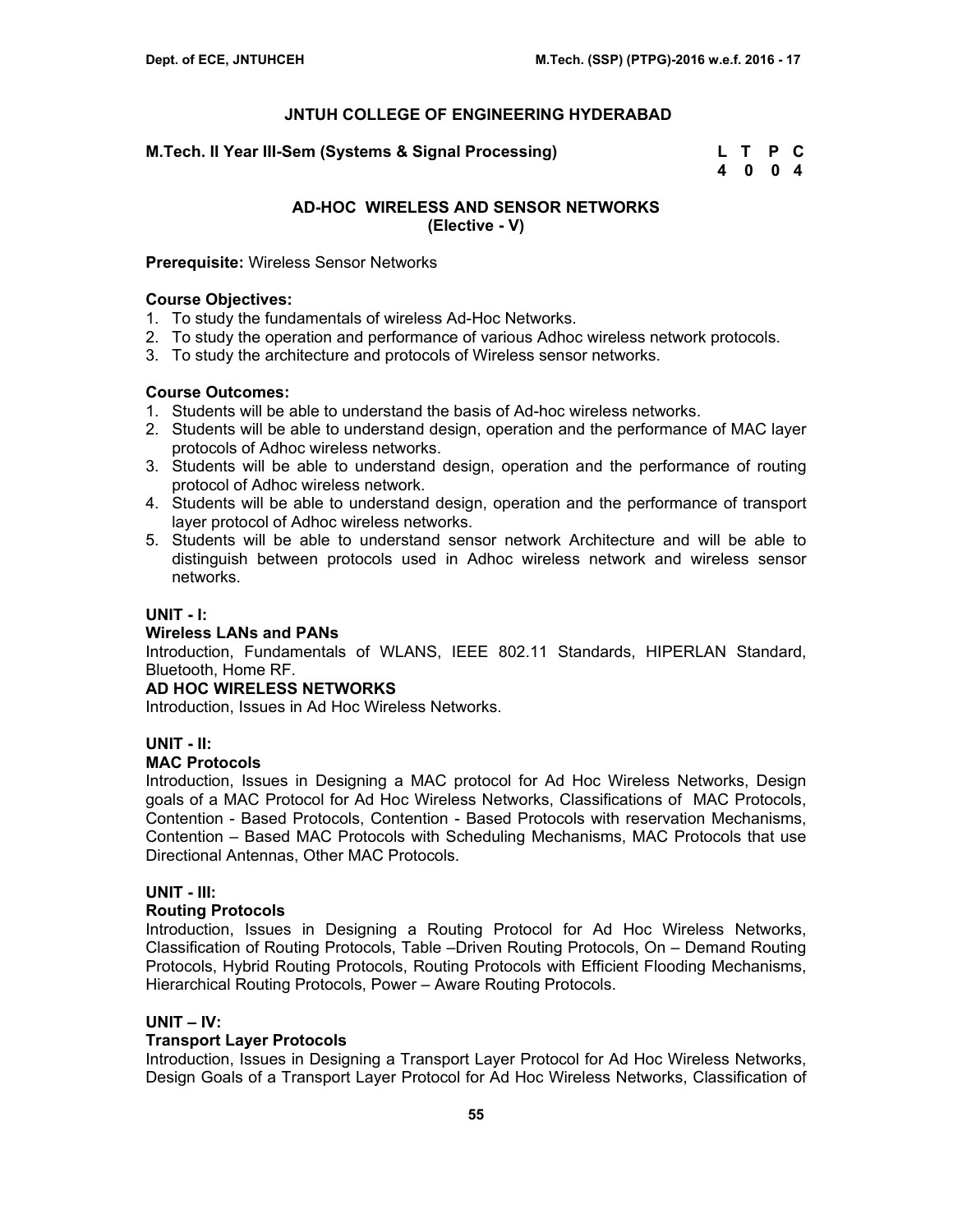## JNTUH COLLEGE OF ENGINEERING HYDERABAD

**M.Tech. II Year III-Sem (Systems & Signal Processing)**

| L | T | P | C |
|---|---|---|---|
| 4 | 0 | 0 | 4 |

### AD-HOC WIRELESS AND SENSOR NETWORKS
### (Elective - V)

**Prerequisite:** Wireless Sensor Networks

**Course Objectives:**
1. To study the fundamentals of wireless Ad-Hoc Networks.
2. To study the operation and performance of various Adhoc wireless network protocols.
3. To study the architecture and protocols of Wireless sensor networks.

**Course Outcomes:**
1. Students will be able to understand the basis of Ad-hoc wireless networks.
2. Students will be able to understand design, operation and the performance of MAC layer protocols of Adhoc wireless networks.
3. Students will be able to understand design, operation and the performance of routing protocol of Adhoc wireless network.
4. Students will be able to understand design, operation and the performance of transport layer protocol of Adhoc wireless networks.
5. Students will be able to understand sensor network Architecture and will be able to distinguish between protocols used in Adhoc wireless network and wireless sensor networks.

**UNIT - I:**

**Wireless LANs and PANs**

Introduction, Fundamentals of WLANS, IEEE 802.11 Standards, HIPERLAN Standard, Bluetooth, Home RF.

**AD HOC WIRELESS NETWORKS**

Introduction, Issues in Ad Hoc Wireless Networks.

**UNIT - II:**

**MAC Protocols**

Introduction, Issues in Designing a MAC protocol for Ad Hoc Wireless Networks, Design goals of a MAC Protocol for Ad Hoc Wireless Networks, Classifications of MAC Protocols, Contention - Based Protocols, Contention - Based Protocols with reservation Mechanisms, Contention – Based MAC Protocols with Scheduling Mechanisms, MAC Protocols that use Directional Antennas, Other MAC Protocols.

**UNIT - III:**

**Routing Protocols**

Introduction, Issues in Designing a Routing Protocol for Ad Hoc Wireless Networks, Classification of Routing Protocols, Table –Driven Routing Protocols, On – Demand Routing Protocols, Hybrid Routing Protocols, Routing Protocols with Efficient Flooding Mechanisms, Hierarchical Routing Protocols, Power – Aware Routing Protocols.

**UNIT – IV:**

**Transport Layer Protocols**

Introduction, Issues in Designing a Transport Layer Protocol for Ad Hoc Wireless Networks, Design Goals of a Transport Layer Protocol for Ad Hoc Wireless Networks, Classification of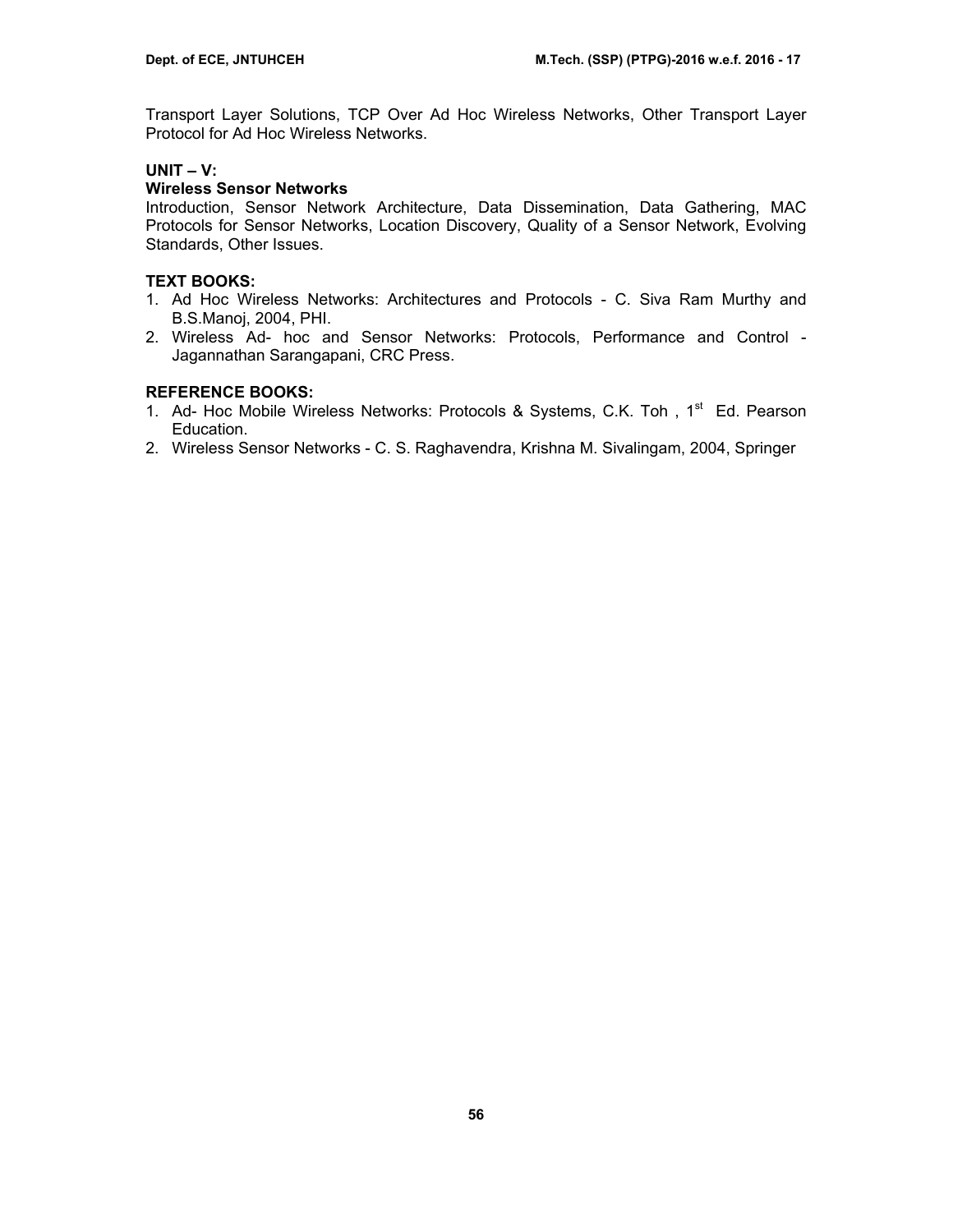Transport Layer Solutions, TCP Over Ad Hoc Wireless Networks, Other Transport Layer Protocol for Ad Hoc Wireless Networks.

**UNIT – V:**

**Wireless Sensor Networks**

Introduction, Sensor Network Architecture, Data Dissemination, Data Gathering, MAC Protocols for Sensor Networks, Location Discovery, Quality of a Sensor Network, Evolving Standards, Other Issues.

**TEXT BOOKS:**

1. Ad Hoc Wireless Networks: Architectures and Protocols - C. Siva Ram Murthy and B.S.Manoj, 2004, PHI.
2. Wireless Ad- hoc and Sensor Networks: Protocols, Performance and Control - Jagannathan Sarangapani, CRC Press.

**REFERENCE BOOKS:**

1. Ad- Hoc Mobile Wireless Networks: Protocols & Systems, C.K. Toh , 1st Ed. Pearson Education.
2. Wireless Sensor Networks - C. S. Raghavendra, Krishna M. Sivalingam, 2004, Springer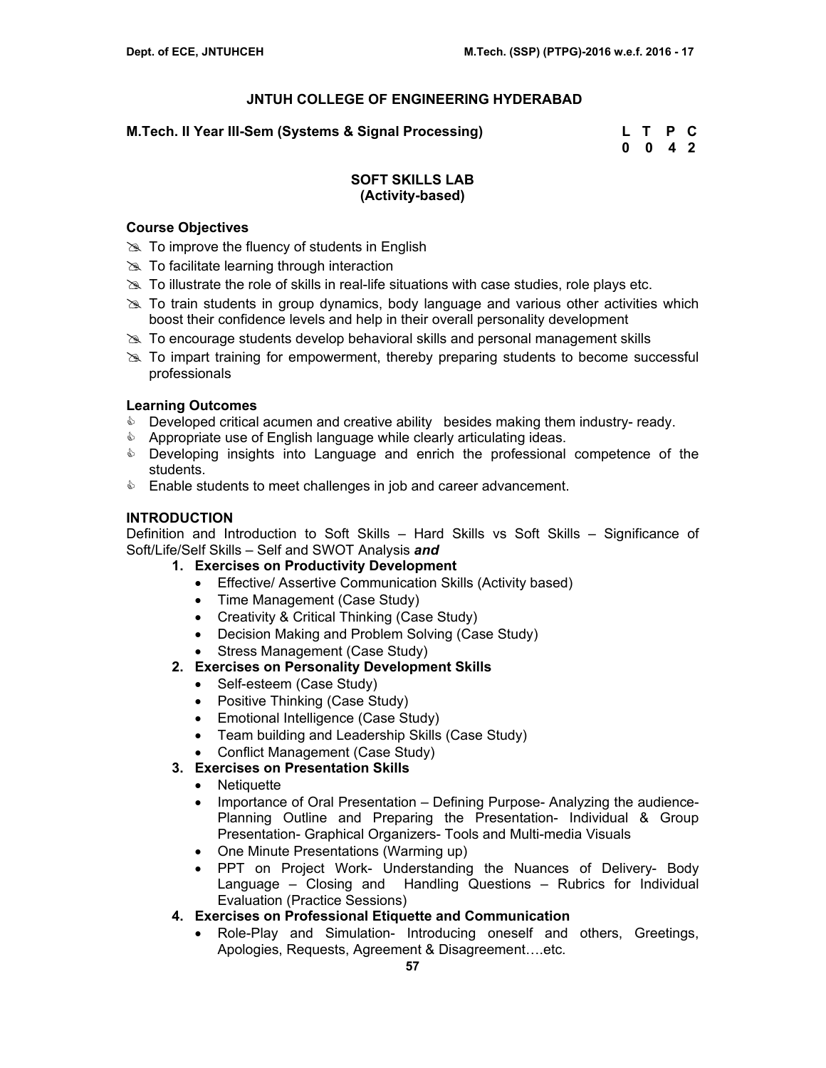## JNTUH COLLEGE OF ENGINEERING HYDERABAD

**M.Tech. II Year III-Sem (Systems & Signal Processing)**

| L | T | P | C |
|---|---|---|---|
| 0 | 0 | 4 | 2 |

### SOFT SKILLS LAB
### (Activity-based)

**Course Objectives**

- To improve the fluency of students in English
- To facilitate learning through interaction
- To illustrate the role of skills in real-life situations with case studies, role plays etc.
- To train students in group dynamics, body language and various other activities which boost their confidence levels and help in their overall personality development
- To encourage students develop behavioral skills and personal management skills
- To impart training for empowerment, thereby preparing students to become successful professionals

**Learning Outcomes**

- Developed critical acumen and creative ability besides making them industry- ready.
- Appropriate use of English language while clearly articulating ideas.
- Developing insights into Language and enrich the professional competence of the students.
- Enable students to meet challenges in job and career advancement.

**INTRODUCTION**

Definition and Introduction to Soft Skills – Hard Skills vs Soft Skills – Significance of Soft/Life/Self Skills – Self and SWOT Analysis ***and***

1. **Exercises on Productivity Development**
   - Effective/ Assertive Communication Skills (Activity based)
   - Time Management (Case Study)
   - Creativity & Critical Thinking (Case Study)
   - Decision Making and Problem Solving (Case Study)
   - Stress Management (Case Study)
2. **Exercises on Personality Development Skills**
   - Self-esteem (Case Study)
   - Positive Thinking (Case Study)
   - Emotional Intelligence (Case Study)
   - Team building and Leadership Skills (Case Study)
   - Conflict Management (Case Study)
3. **Exercises on Presentation Skills**
   - Netiquette
   - Importance of Oral Presentation – Defining Purpose- Analyzing the audience- Planning Outline and Preparing the Presentation- Individual & Group Presentation- Graphical Organizers- Tools and Multi-media Visuals
   - One Minute Presentations (Warming up)
   - PPT on Project Work- Understanding the Nuances of Delivery- Body Language – Closing and Handling Questions – Rubrics for Individual Evaluation (Practice Sessions)
4. **Exercises on Professional Etiquette and Communication**
   - Role-Play and Simulation- Introducing oneself and others, Greetings, Apologies, Requests, Agreement & Disagreement….etc.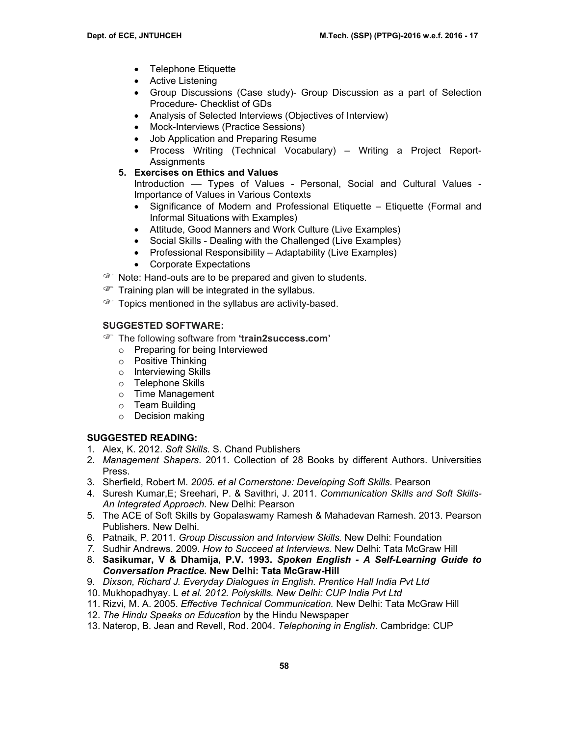- Telephone Etiquette
- Active Listening
- Group Discussions (Case study)- Group Discussion as a part of Selection Procedure- Checklist of GDs
- Analysis of Selected Interviews (Objectives of Interview)
- Mock-Interviews (Practice Sessions)
- Job Application and Preparing Resume
- Process Writing (Technical Vocabulary) – Writing a Project Report- Assignments

**5. Exercises on Ethics and Values**

Introduction –– Types of Values - Personal, Social and Cultural Values - Importance of Values in Various Contexts

- Significance of Modern and Professional Etiquette – Etiquette (Formal and Informal Situations with Examples)
- Attitude, Good Manners and Work Culture (Live Examples)
- Social Skills - Dealing with the Challenged (Live Examples)
- Professional Responsibility – Adaptability (Live Examples)
- Corporate Expectations

☞ Note: Hand-outs are to be prepared and given to students.

☞ Training plan will be integrated in the syllabus.

☞ Topics mentioned in the syllabus are activity-based.

**SUGGESTED SOFTWARE:**

☞ The following software from **'train2success.com'**

- Preparing for being Interviewed
- Positive Thinking
- Interviewing Skills
- Telephone Skills
- Time Management
- Team Building
- Decision making

**SUGGESTED READING:**

1. Alex, K. 2012. *Soft Skills.* S. Chand Publishers
2. *Management Shapers*. 2011. Collection of 28 Books by different Authors. Universities Press.
3. Sherfield, Robert M. *2005. et al Cornerstone: Developing Soft Skills*. Pearson
4. Suresh Kumar,E; Sreehari, P. & Savithri, J. 2011. *Communication Skills and Soft Skills- An Integrated Approach.* New Delhi: Pearson
5. The ACE of Soft Skills by Gopalaswamy Ramesh & Mahadevan Ramesh. 2013. Pearson Publishers. New Delhi.
6. Patnaik, P. 2011. *Group Discussion and Interview Skills.* New Delhi: Foundation
7. Sudhir Andrews. 2009. *How to Succeed at Interviews.* New Delhi: Tata McGraw Hill
8. **Sasikumar, V & Dhamija, P.V. 1993. *Spoken English - A Self-Learning Guide to Conversation Practice.* New Delhi: Tata McGraw-Hill**
9. *Dixson, Richard J. Everyday Dialogues in English. Prentice Hall India Pvt Ltd*
10. Mukhopadhyay. L *et al. 2012. Polyskills. New Delhi: CUP India Pvt Ltd*
11. Rizvi, M. A. 2005. *Effective Technical Communication.* New Delhi: Tata McGraw Hill
12. *The Hindu Speaks on Education* by the Hindu Newspaper
13. Naterop, B. Jean and Revell, Rod. 2004. *Telephoning in English*. Cambridge: CUP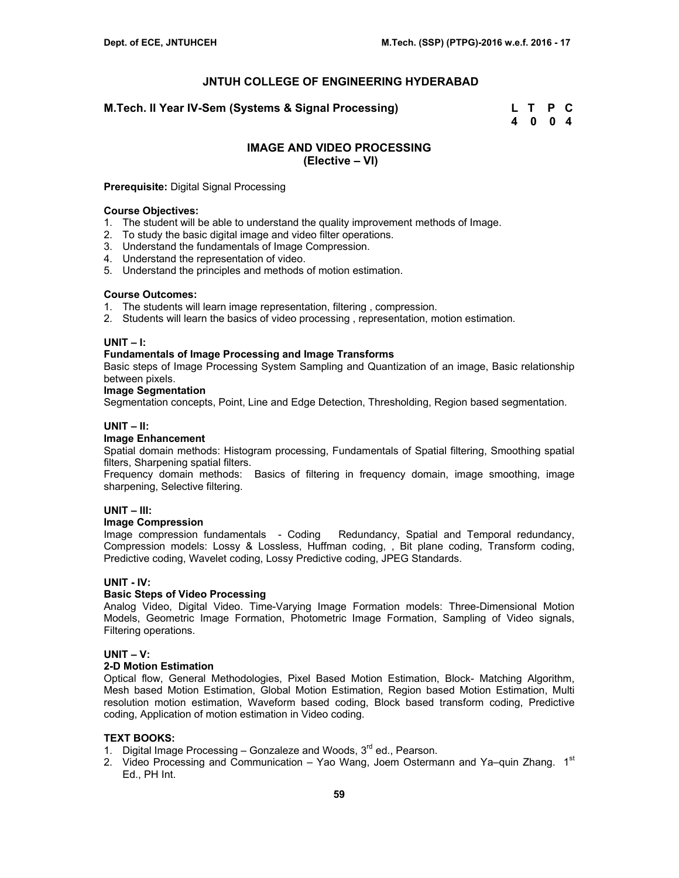# JNTUH COLLEGE OF ENGINEERING HYDERABAD

**M.Tech. II Year IV-Sem (Systems & Signal Processing)**

| L | T | P | C |
|---|---|---|---|
| 4 | 0 | 0 | 4 |

## IMAGE AND VIDEO PROCESSING
## (Elective – VI)

**Prerequisite:** Digital Signal Processing

**Course Objectives:**

1. The student will be able to understand the quality improvement methods of Image.
2. To study the basic digital image and video filter operations.
3. Understand the fundamentals of Image Compression.
4. Understand the representation of video.
5. Understand the principles and methods of motion estimation.

**Course Outcomes:**

1. The students will learn image representation, filtering , compression.
2. Students will learn the basics of video processing , representation, motion estimation.

**UNIT – I:**

**Fundamentals of Image Processing and Image Transforms**

Basic steps of Image Processing System Sampling and Quantization of an image, Basic relationship between pixels.

**Image Segmentation**

Segmentation concepts, Point, Line and Edge Detection, Thresholding, Region based segmentation.

**UNIT – II:**

**Image Enhancement**

Spatial domain methods: Histogram processing, Fundamentals of Spatial filtering, Smoothing spatial filters, Sharpening spatial filters.

Frequency domain methods: Basics of filtering in frequency domain, image smoothing, image sharpening, Selective filtering.

**UNIT – III:**

**Image Compression**

Image compression fundamentals - Coding Redundancy, Spatial and Temporal redundancy, Compression models: Lossy & Lossless, Huffman coding, , Bit plane coding, Transform coding, Predictive coding, Wavelet coding, Lossy Predictive coding, JPEG Standards.

**UNIT - IV:**

**Basic Steps of Video Processing**

Analog Video, Digital Video. Time-Varying Image Formation models: Three-Dimensional Motion Models, Geometric Image Formation, Photometric Image Formation, Sampling of Video signals, Filtering operations.

**UNIT – V:**

**2-D Motion Estimation**

Optical flow, General Methodologies, Pixel Based Motion Estimation, Block- Matching Algorithm, Mesh based Motion Estimation, Global Motion Estimation, Region based Motion Estimation, Multi resolution motion estimation, Waveform based coding, Block based transform coding, Predictive coding, Application of motion estimation in Video coding.

**TEXT BOOKS:**

1. Digital Image Processing – Gonzaleze and Woods, 3rd ed., Pearson.
2. Video Processing and Communication – Yao Wang, Joem Ostermann and Ya–quin Zhang. 1st Ed., PH Int.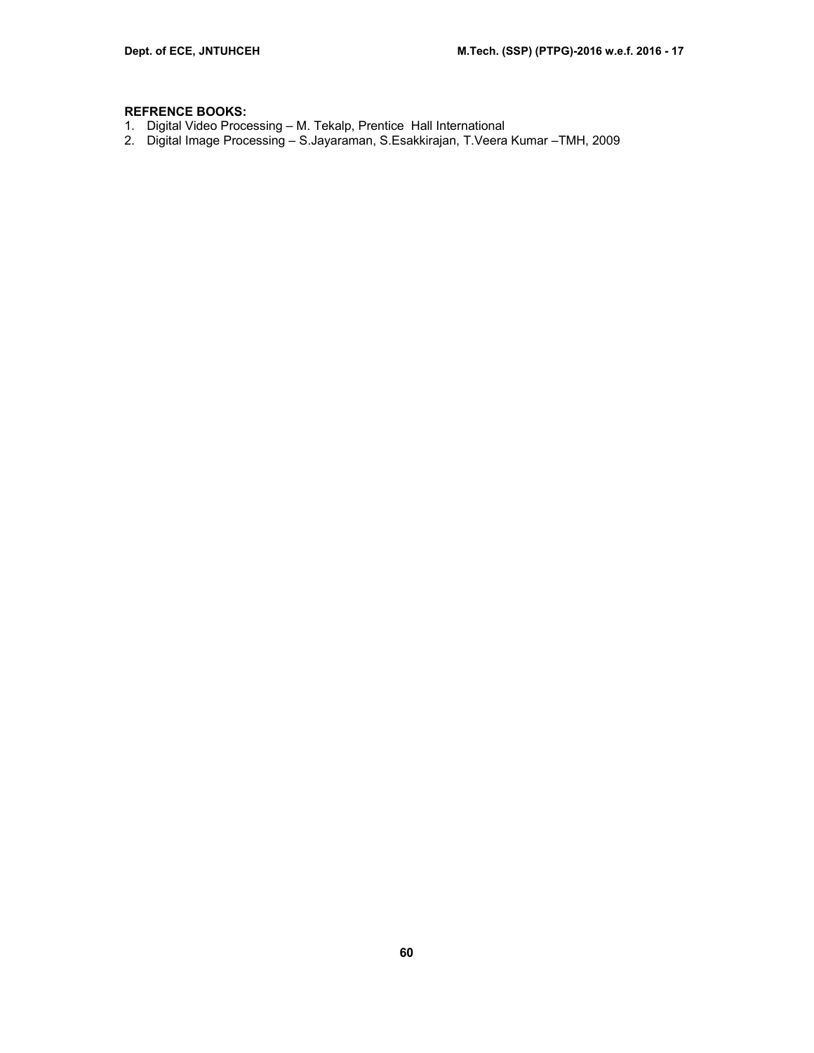**REFRENCE BOOKS:**

1. Digital Video Processing – M. Tekalp, Prentice Hall International
2. Digital Image Processing – S.Jayaraman, S.Esakkirajan, T.Veera Kumar –TMH, 2009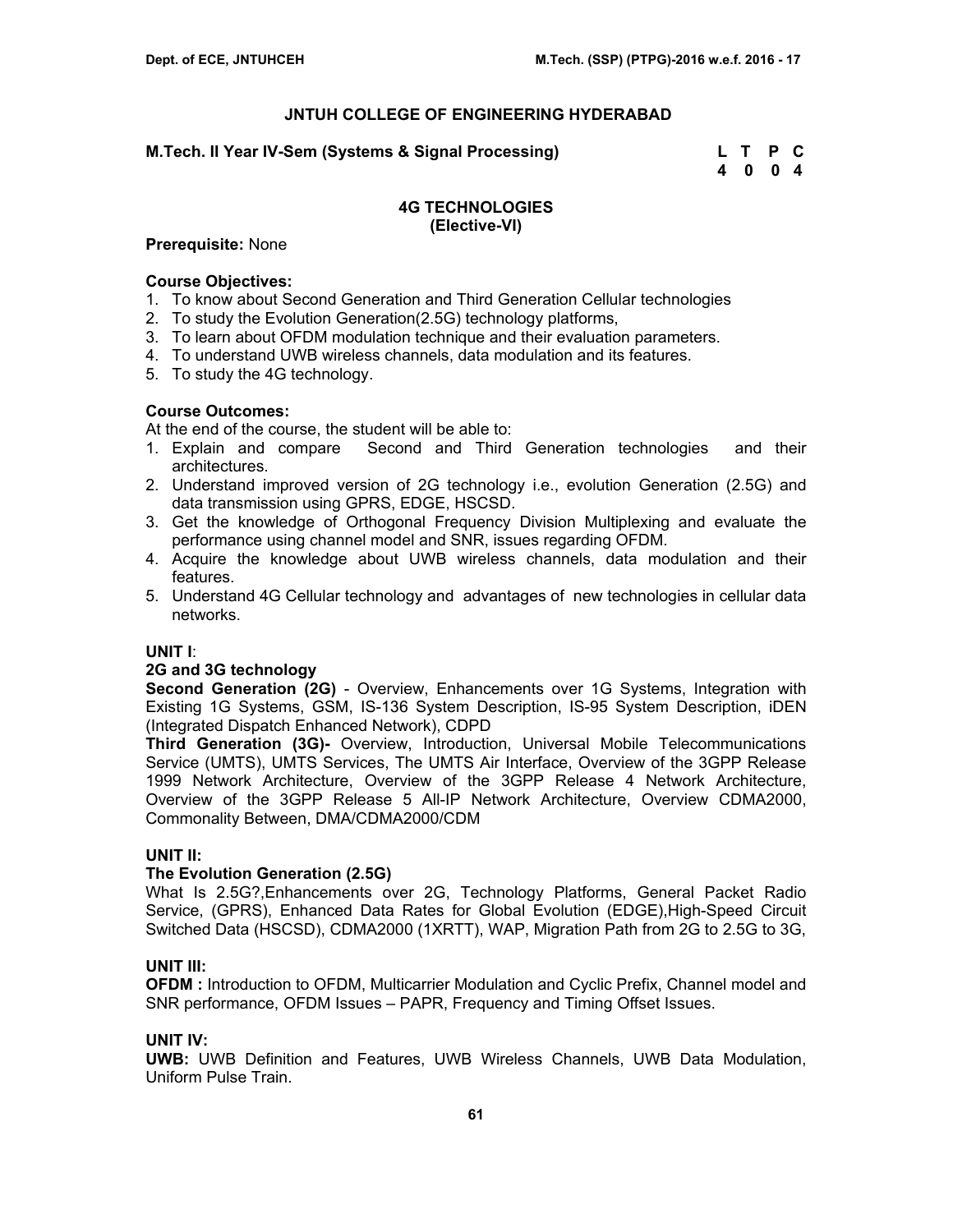**JNTUH COLLEGE OF ENGINEERING HYDERABAD**

**M.Tech. II Year IV-Sem (Systems & Signal Processing)**

| L | T | P | C |
|---|---|---|---|
| 4 | 0 | 0 | 4 |

## 4G TECHNOLOGIES
**(Elective-VI)**

**Prerequisite:** None

**Course Objectives:**

1. To know about Second Generation and Third Generation Cellular technologies
2. To study the Evolution Generation(2.5G) technology platforms,
3. To learn about OFDM modulation technique and their evaluation parameters.
4. To understand UWB wireless channels, data modulation and its features.
5. To study the 4G technology.

**Course Outcomes:**

At the end of the course, the student will be able to:

1. Explain and compare Second and Third Generation technologies and their architectures.
2. Understand improved version of 2G technology i.e., evolution Generation (2.5G) and data transmission using GPRS, EDGE, HSCSD.
3. Get the knowledge of Orthogonal Frequency Division Multiplexing and evaluate the performance using channel model and SNR, issues regarding OFDM.
4. Acquire the knowledge about UWB wireless channels, data modulation and their features.
5. Understand 4G Cellular technology and advantages of new technologies in cellular data networks.

**UNIT I**:

**2G and 3G technology**

**Second Generation (2G)** - Overview, Enhancements over 1G Systems, Integration with Existing 1G Systems, GSM, IS-136 System Description, IS-95 System Description, iDEN (Integrated Dispatch Enhanced Network), CDPD

**Third Generation (3G)-** Overview, Introduction, Universal Mobile Telecommunications Service (UMTS), UMTS Services, The UMTS Air Interface, Overview of the 3GPP Release 1999 Network Architecture, Overview of the 3GPP Release 4 Network Architecture, Overview of the 3GPP Release 5 All-IP Network Architecture, Overview CDMA2000, Commonality Between, DMA/CDMA2000/CDM

**UNIT II:**

**The Evolution Generation (2.5G)**

What Is 2.5G?,Enhancements over 2G, Technology Platforms, General Packet Radio Service, (GPRS), Enhanced Data Rates for Global Evolution (EDGE),High-Speed Circuit Switched Data (HSCSD), CDMA2000 (1XRTT), WAP, Migration Path from 2G to 2.5G to 3G,

**UNIT III:**

**OFDM :** Introduction to OFDM, Multicarrier Modulation and Cyclic Prefix, Channel model and SNR performance, OFDM Issues – PAPR, Frequency and Timing Offset Issues.

**UNIT IV:**

**UWB:** UWB Definition and Features, UWB Wireless Channels, UWB Data Modulation, Uniform Pulse Train.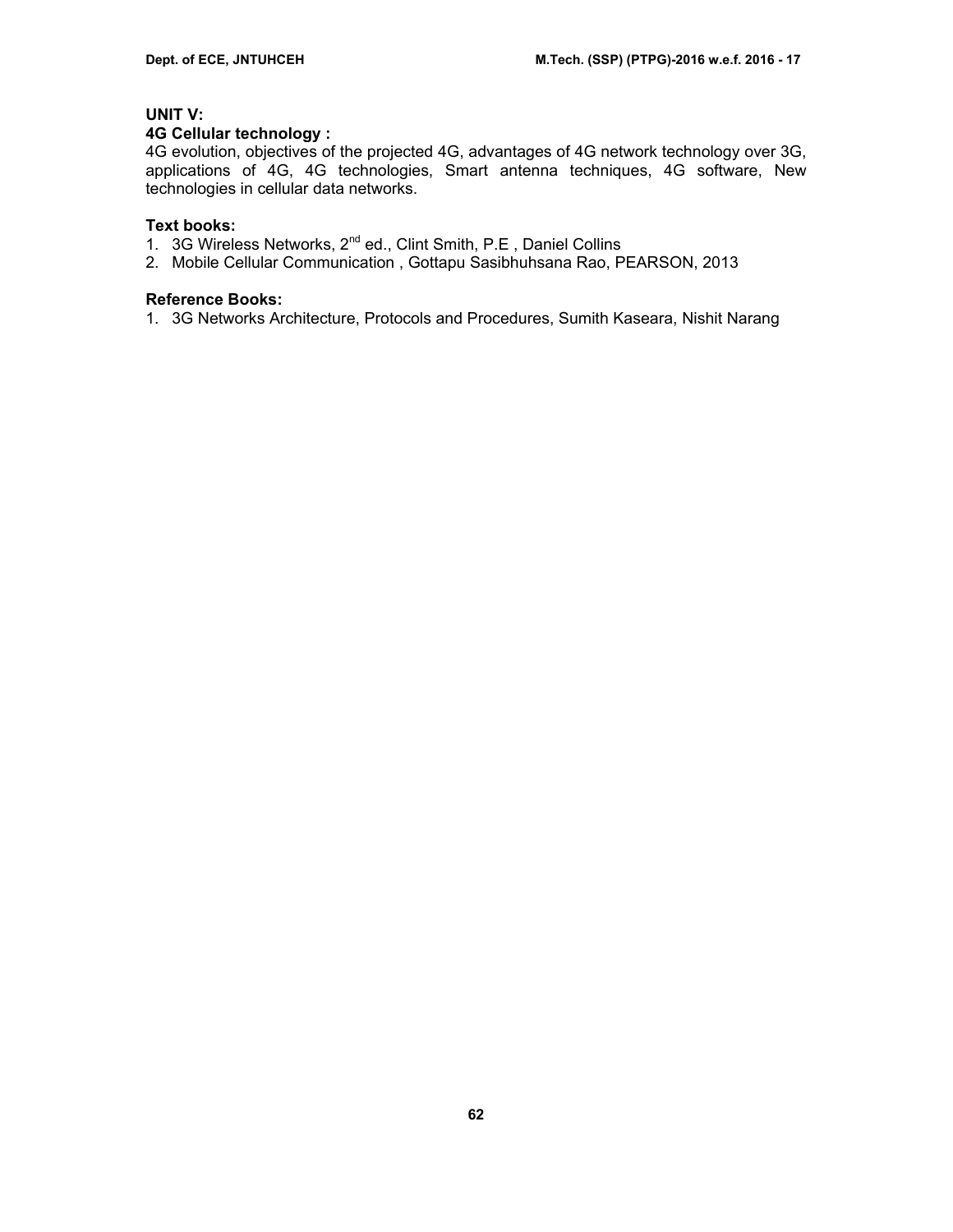**UNIT V:**

**4G Cellular technology :**

4G evolution, objectives of the projected 4G, advantages of 4G network technology over 3G, applications of 4G, 4G technologies, Smart antenna techniques, 4G software, New technologies in cellular data networks.

**Text books:**

1. 3G Wireless Networks, 2nd ed., Clint Smith, P.E , Daniel Collins
2. Mobile Cellular Communication , Gottapu Sasibhuhsana Rao, PEARSON, 2013

**Reference Books:**

1. 3G Networks Architecture, Protocols and Procedures, Sumith Kaseara, Nishit Narang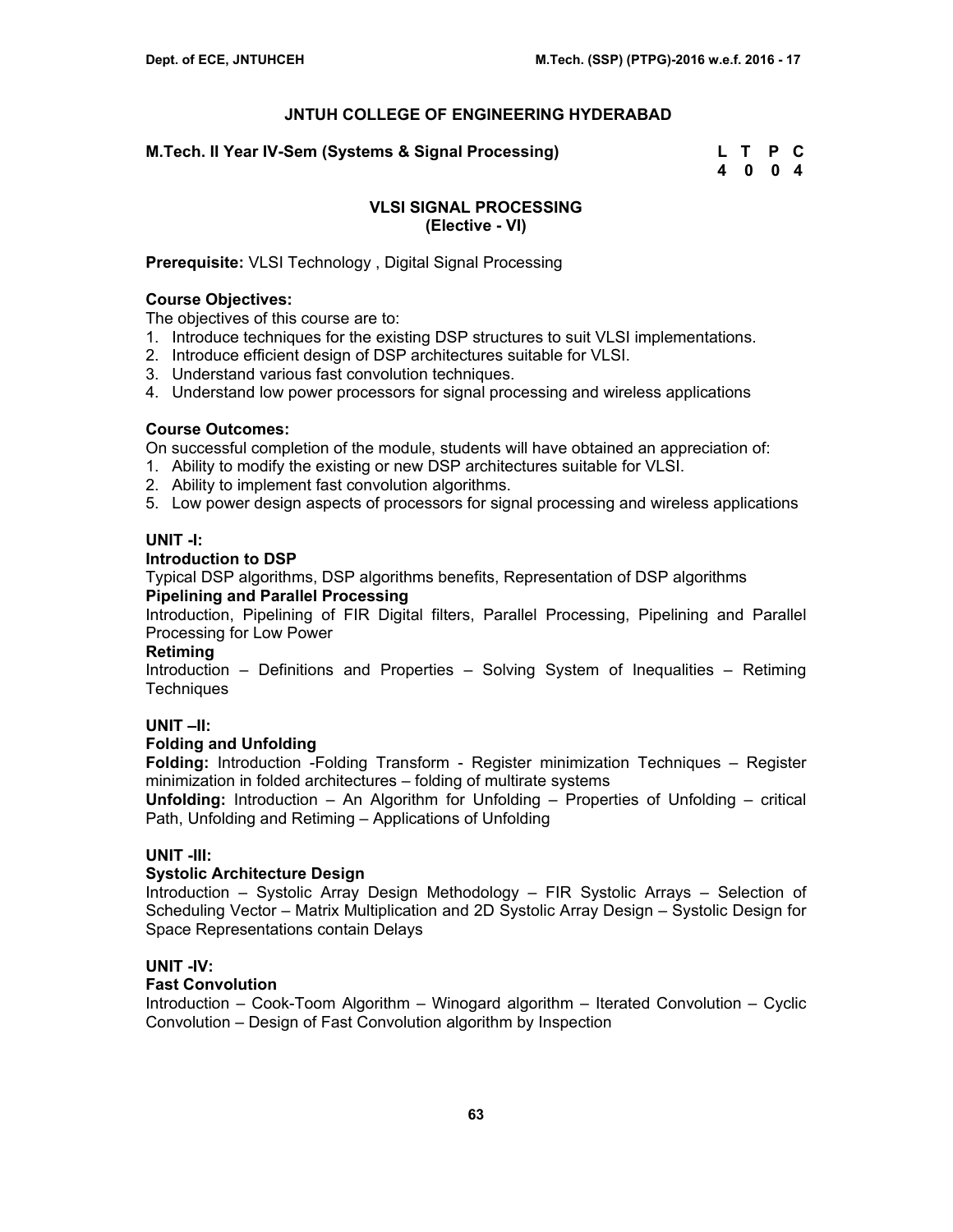## JNTUH COLLEGE OF ENGINEERING HYDERABAD

**M.Tech. II Year IV-Sem (Systems & Signal Processing)**

| L | T | P | C |
|---|---|---|---|
| 4 | 0 | 0 | 4 |

### VLSI SIGNAL PROCESSING
### (Elective - VI)

**Prerequisite:** VLSI Technology , Digital Signal Processing

**Course Objectives:**
The objectives of this course are to:
1. Introduce techniques for the existing DSP structures to suit VLSI implementations.
2. Introduce efficient design of DSP architectures suitable for VLSI.
3. Understand various fast convolution techniques.
4. Understand low power processors for signal processing and wireless applications

**Course Outcomes:**
On successful completion of the module, students will have obtained an appreciation of:
1. Ability to modify the existing or new DSP architectures suitable for VLSI.
2. Ability to implement fast convolution algorithms.
5. Low power design aspects of processors for signal processing and wireless applications

**UNIT -I:**

**Introduction to DSP**
Typical DSP algorithms, DSP algorithms benefits, Representation of DSP algorithms

**Pipelining and Parallel Processing**
Introduction, Pipelining of FIR Digital filters, Parallel Processing, Pipelining and Parallel Processing for Low Power

**Retiming**
Introduction – Definitions and Properties – Solving System of Inequalities – Retiming Techniques

**UNIT –II:**

**Folding and Unfolding**

**Folding:** Introduction -Folding Transform - Register minimization Techniques – Register minimization in folded architectures – folding of multirate systems

**Unfolding:** Introduction – An Algorithm for Unfolding – Properties of Unfolding – critical Path, Unfolding and Retiming – Applications of Unfolding

**UNIT -III:**

**Systolic Architecture Design**
Introduction – Systolic Array Design Methodology – FIR Systolic Arrays – Selection of Scheduling Vector – Matrix Multiplication and 2D Systolic Array Design – Systolic Design for Space Representations contain Delays

**UNIT -IV:**

**Fast Convolution**
Introduction – Cook-Toom Algorithm – Winogard algorithm – Iterated Convolution – Cyclic Convolution – Design of Fast Convolution algorithm by Inspection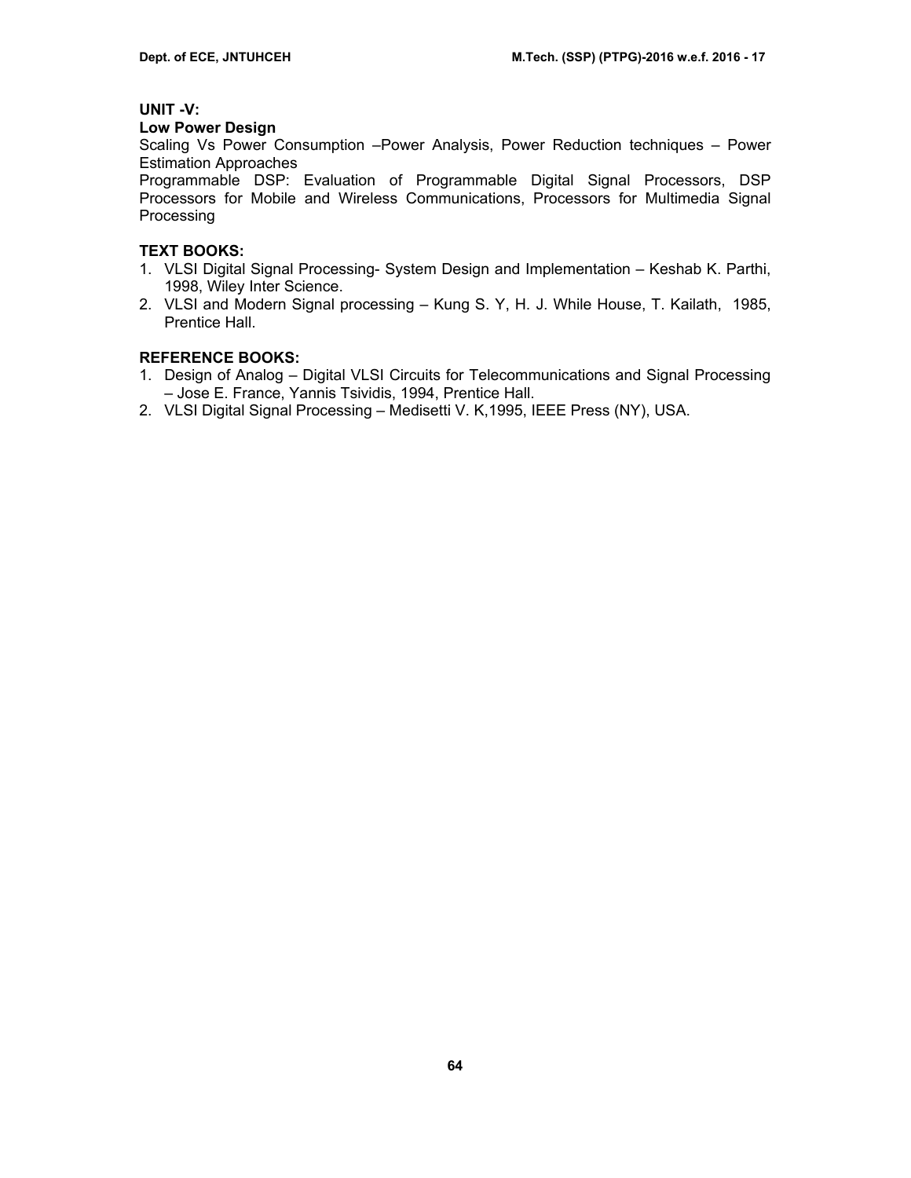**UNIT -V:**

**Low Power Design**

Scaling Vs Power Consumption –Power Analysis, Power Reduction techniques – Power Estimation Approaches

Programmable DSP: Evaluation of Programmable Digital Signal Processors, DSP Processors for Mobile and Wireless Communications, Processors for Multimedia Signal Processing

**TEXT BOOKS:**

1. VLSI Digital Signal Processing- System Design and Implementation – Keshab K. Parthi, 1998, Wiley Inter Science.
2. VLSI and Modern Signal processing – Kung S. Y, H. J. While House, T. Kailath, 1985, Prentice Hall.

**REFERENCE BOOKS:**

1. Design of Analog – Digital VLSI Circuits for Telecommunications and Signal Processing – Jose E. France, Yannis Tsividis, 1994, Prentice Hall.
2. VLSI Digital Signal Processing – Medisetti V. K,1995, IEEE Press (NY), USA.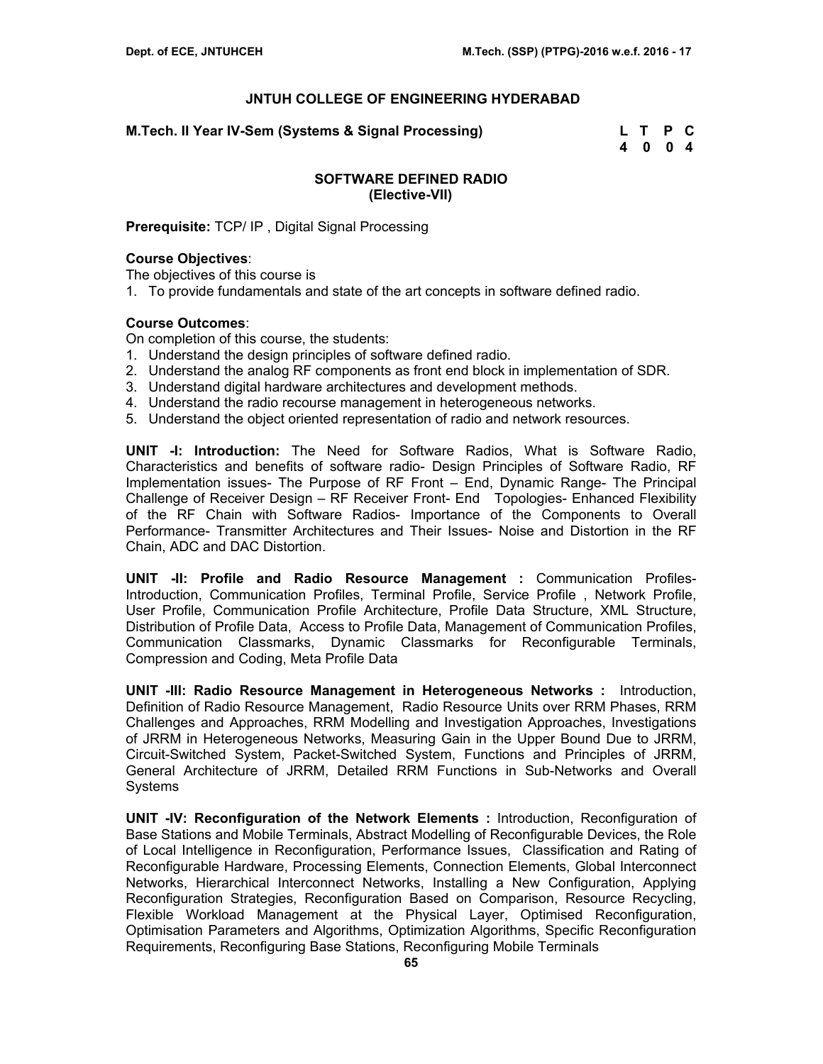# JNTUH COLLEGE OF ENGINEERING HYDERABAD

**M.Tech. II Year IV-Sem (Systems & Signal Processing)**

| L | T | P | C |
|---|---|---|---|
| 4 | 0 | 0 | 4 |

## SOFTWARE DEFINED RADIO
**(Elective-VII)**

**Prerequisite:** TCP/ IP , Digital Signal Processing

**Course Objectives**:
The objectives of this course is
1. To provide fundamentals and state of the art concepts in software defined radio.

**Course Outcomes**:
On completion of this course, the students:
1. Understand the design principles of software defined radio.
2. Understand the analog RF components as front end block in implementation of SDR.
3. Understand digital hardware architectures and development methods.
4. Understand the radio recourse management in heterogeneous networks.
5. Understand the object oriented representation of radio and network resources.

**UNIT -I: Introduction:** The Need for Software Radios, What is Software Radio, Characteristics and benefits of software radio- Design Principles of Software Radio, RF Implementation issues- The Purpose of RF Front – End, Dynamic Range- The Principal Challenge of Receiver Design – RF Receiver Front- End Topologies- Enhanced Flexibility of the RF Chain with Software Radios- Importance of the Components to Overall Performance- Transmitter Architectures and Their Issues- Noise and Distortion in the RF Chain, ADC and DAC Distortion.

**UNIT -II: Profile and Radio Resource Management :** Communication Profiles- Introduction, Communication Profiles, Terminal Profile, Service Profile , Network Profile, User Profile, Communication Profile Architecture, Profile Data Structure, XML Structure, Distribution of Profile Data, Access to Profile Data, Management of Communication Profiles, Communication Classmarks, Dynamic Classmarks for Reconfigurable Terminals, Compression and Coding, Meta Profile Data

**UNIT -III: Radio Resource Management in Heterogeneous Networks :** Introduction, Definition of Radio Resource Management, Radio Resource Units over RRM Phases, RRM Challenges and Approaches, RRM Modelling and Investigation Approaches, Investigations of JRRM in Heterogeneous Networks, Measuring Gain in the Upper Bound Due to JRRM, Circuit-Switched System, Packet-Switched System, Functions and Principles of JRRM, General Architecture of JRRM, Detailed RRM Functions in Sub-Networks and Overall Systems

**UNIT -IV: Reconfiguration of the Network Elements :** Introduction, Reconfiguration of Base Stations and Mobile Terminals, Abstract Modelling of Reconfigurable Devices, the Role of Local Intelligence in Reconfiguration, Performance Issues, Classification and Rating of Reconfigurable Hardware, Processing Elements, Connection Elements, Global Interconnect Networks, Hierarchical Interconnect Networks, Installing a New Configuration, Applying Reconfiguration Strategies, Reconfiguration Based on Comparison, Resource Recycling, Flexible Workload Management at the Physical Layer, Optimised Reconfiguration, Optimisation Parameters and Algorithms, Optimization Algorithms, Specific Reconfiguration Requirements, Reconfiguring Base Stations, Reconfiguring Mobile Terminals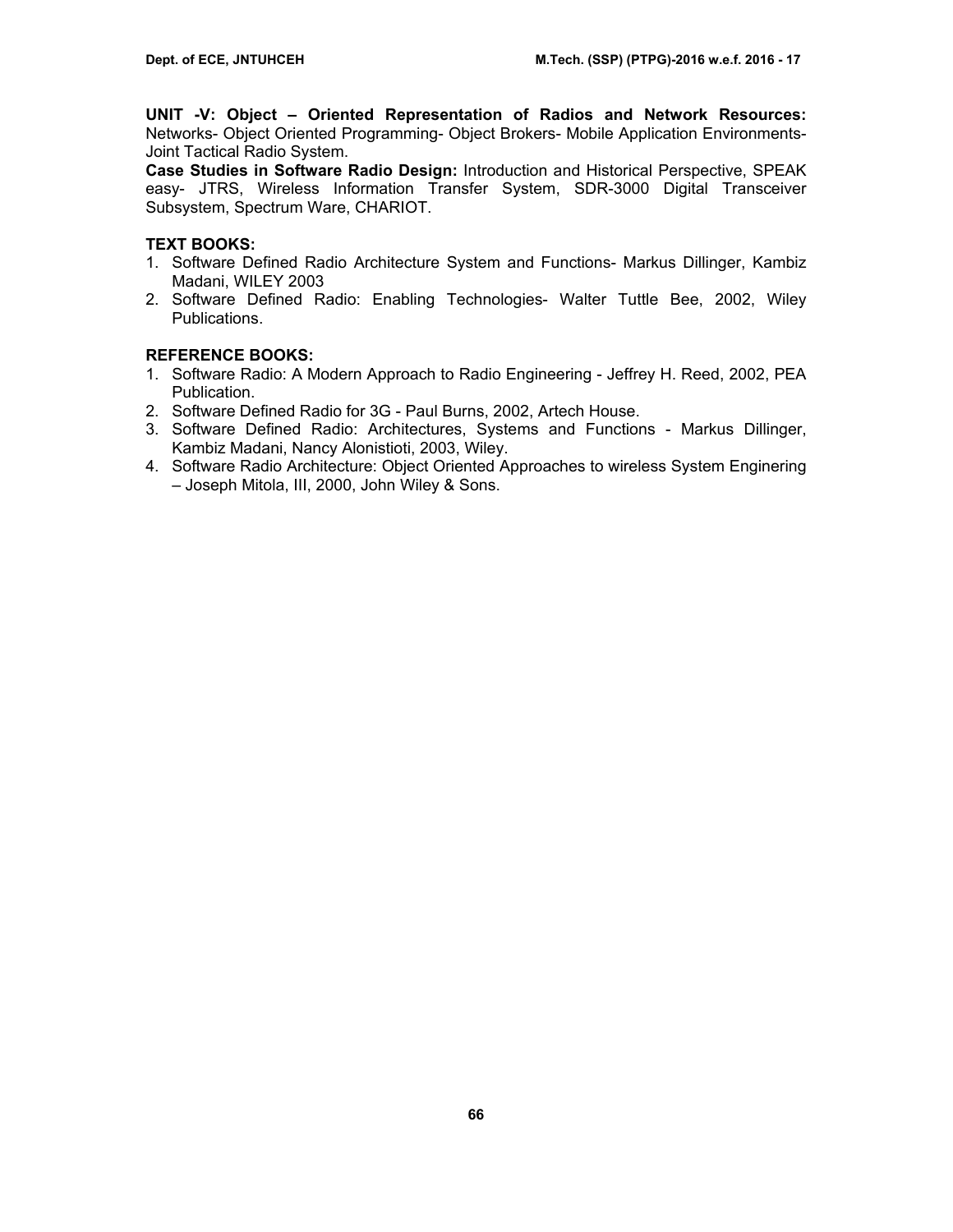**UNIT -V: Object – Oriented Representation of Radios and Network Resources:** Networks- Object Oriented Programming- Object Brokers- Mobile Application Environments- Joint Tactical Radio System.

**Case Studies in Software Radio Design:** Introduction and Historical Perspective, SPEAK easy- JTRS, Wireless Information Transfer System, SDR-3000 Digital Transceiver Subsystem, Spectrum Ware, CHARIOT.

**TEXT BOOKS:**

1. Software Defined Radio Architecture System and Functions- Markus Dillinger, Kambiz Madani, WILEY 2003
2. Software Defined Radio: Enabling Technologies- Walter Tuttle Bee, 2002, Wiley Publications.

**REFERENCE BOOKS:**

1. Software Radio: A Modern Approach to Radio Engineering - Jeffrey H. Reed, 2002, PEA Publication.
2. Software Defined Radio for 3G - Paul Burns, 2002, Artech House.
3. Software Defined Radio: Architectures, Systems and Functions - Markus Dillinger, Kambiz Madani, Nancy Alonistioti, 2003, Wiley.
4. Software Radio Architecture: Object Oriented Approaches to wireless System Enginering – Joseph Mitola, III, 2000, John Wiley & Sons.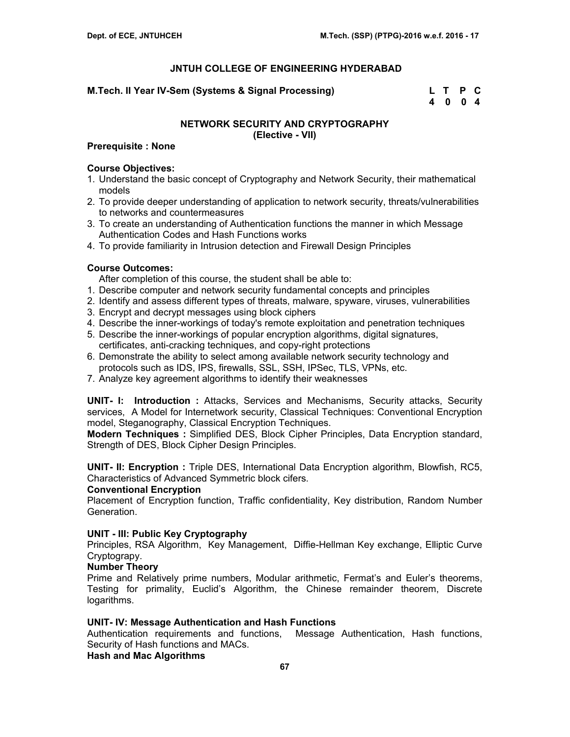## JNTUH COLLEGE OF ENGINEERING HYDERABAD

**M.Tech. II Year IV-Sem (Systems & Signal Processing)**

| L | T | P | C |
|---|---|---|---|
| 4 | 0 | 0 | 4 |

### NETWORK SECURITY AND CRYPTOGRAPHY
**(Elective - VII)**

**Prerequisite : None**

**Course Objectives:**

1. Understand the basic concept of Cryptography and Network Security, their mathematical models
2. To provide deeper understanding of application to network security, threats/vulnerabilities to networks and countermeasures
3. To create an understanding of Authentication functions the manner in which Message Authentication Codes and Hash Functions works
4. To provide familiarity in Intrusion detection and Firewall Design Principles

**Course Outcomes:**

After completion of this course, the student shall be able to:

1. Describe computer and network security fundamental concepts and principles
2. Identify and assess different types of threats, malware, spyware, viruses, vulnerabilities
3. Encrypt and decrypt messages using block ciphers
4. Describe the inner-workings of today's remote exploitation and penetration techniques
5. Describe the inner-workings of popular encryption algorithms, digital signatures, certificates, anti-cracking techniques, and copy-right protections
6. Demonstrate the ability to select among available network security technology and protocols such as IDS, IPS, firewalls, SSL, SSH, IPSec, TLS, VPNs, etc.
7. Analyze key agreement algorithms to identify their weaknesses

**UNIT- I: Introduction :** Attacks, Services and Mechanisms, Security attacks, Security services, A Model for Internetwork security, Classical Techniques: Conventional Encryption model, Steganography, Classical Encryption Techniques.

**Modern Techniques :** Simplified DES, Block Cipher Principles, Data Encryption standard, Strength of DES, Block Cipher Design Principles.

**UNIT- II: Encryption :** Triple DES, International Data Encryption algorithm, Blowfish, RC5, Characteristics of Advanced Symmetric block cifers.

**Conventional Encryption**

Placement of Encryption function, Traffic confidentiality, Key distribution, Random Number Generation.

**UNIT - III: Public Key Cryptography**

Principles, RSA Algorithm, Key Management, Diffie-Hellman Key exchange, Elliptic Curve Cryptograpy.

**Number Theory**

Prime and Relatively prime numbers, Modular arithmetic, Fermat's and Euler's theorems, Testing for primality, Euclid's Algorithm, the Chinese remainder theorem, Discrete logarithms.

**UNIT- IV: Message Authentication and Hash Functions**

Authentication requirements and functions, Message Authentication, Hash functions, Security of Hash functions and MACs.

**Hash and Mac Algorithms**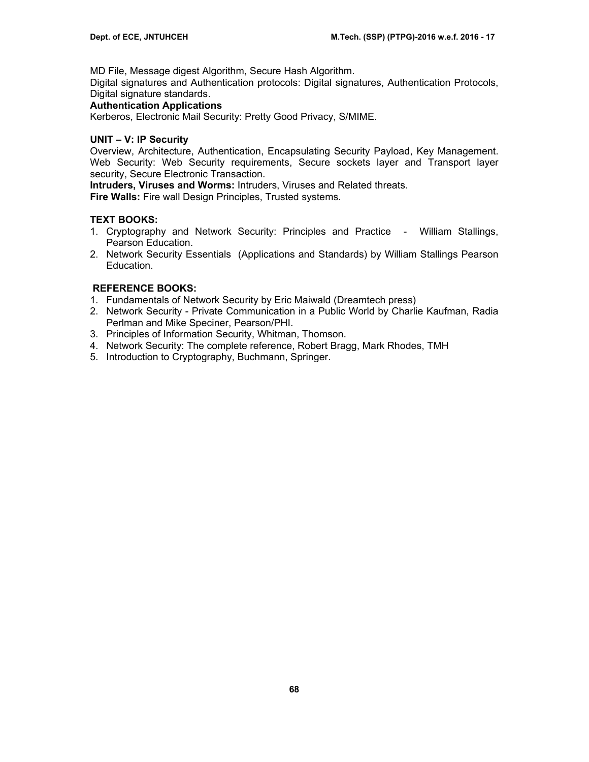MD File, Message digest Algorithm, Secure Hash Algorithm.
Digital signatures and Authentication protocols: Digital signatures, Authentication Protocols, Digital signature standards.

**Authentication Applications**

Kerberos, Electronic Mail Security: Pretty Good Privacy, S/MIME.

**UNIT – V: IP Security**

Overview, Architecture, Authentication, Encapsulating Security Payload, Key Management. Web Security: Web Security requirements, Secure sockets layer and Transport layer security, Secure Electronic Transaction.

**Intruders, Viruses and Worms:** Intruders, Viruses and Related threats.

**Fire Walls:** Fire wall Design Principles, Trusted systems.

**TEXT BOOKS:**

1. Cryptography and Network Security: Principles and Practice - William Stallings, Pearson Education.
2. Network Security Essentials (Applications and Standards) by William Stallings Pearson Education.

**REFERENCE BOOKS:**

1. Fundamentals of Network Security by Eric Maiwald (Dreamtech press)
2. Network Security - Private Communication in a Public World by Charlie Kaufman, Radia Perlman and Mike Speciner, Pearson/PHI.
3. Principles of Information Security, Whitman, Thomson.
4. Network Security: The complete reference, Robert Bragg, Mark Rhodes, TMH
5. Introduction to Cryptography, Buchmann, Springer.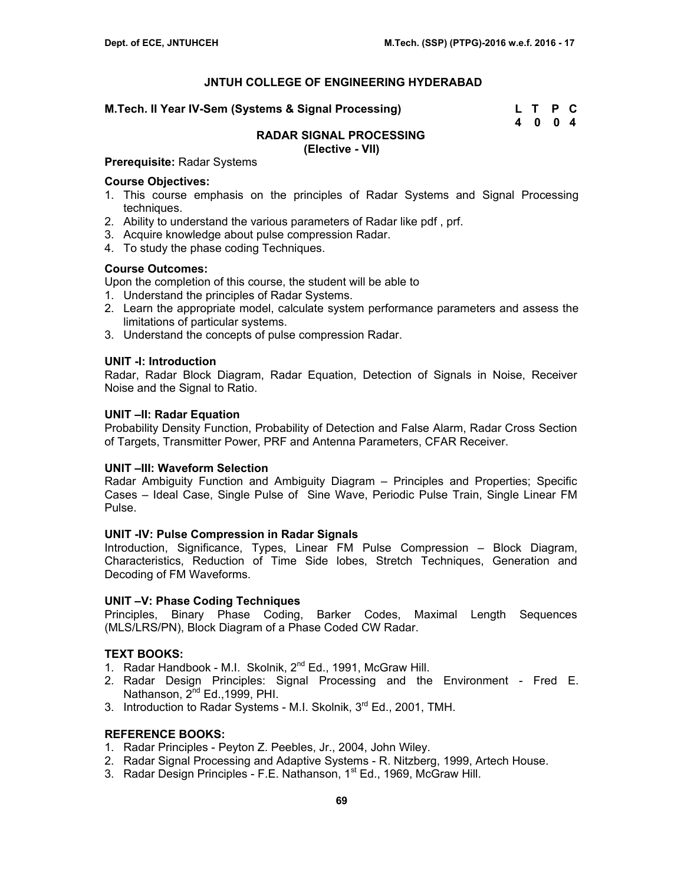**JNTUH COLLEGE OF ENGINEERING HYDERABAD**

**M.Tech. II Year IV-Sem (Systems & Signal Processing)**

| L | T | P | C |
|---|---|---|---|
| 4 | 0 | 0 | 4 |

## RADAR SIGNAL PROCESSING
**(Elective - VII)**

**Prerequisite:** Radar Systems

### Course Objectives:
1. This course emphasis on the principles of Radar Systems and Signal Processing techniques.
2. Ability to understand the various parameters of Radar like pdf , prf.
3. Acquire knowledge about pulse compression Radar.
4. To study the phase coding Techniques.

### Course Outcomes:
Upon the completion of this course, the student will be able to
1. Understand the principles of Radar Systems.
2. Learn the appropriate model, calculate system performance parameters and assess the limitations of particular systems.
3. Understand the concepts of pulse compression Radar.

### UNIT -I: Introduction
Radar, Radar Block Diagram, Radar Equation, Detection of Signals in Noise, Receiver Noise and the Signal to Ratio.

### UNIT –II: Radar Equation
Probability Density Function, Probability of Detection and False Alarm, Radar Cross Section of Targets, Transmitter Power, PRF and Antenna Parameters, CFAR Receiver.

### UNIT –III: Waveform Selection
Radar Ambiguity Function and Ambiguity Diagram – Principles and Properties; Specific Cases – Ideal Case, Single Pulse of Sine Wave, Periodic Pulse Train, Single Linear FM Pulse.

### UNIT -IV: Pulse Compression in Radar Signals
Introduction, Significance, Types, Linear FM Pulse Compression – Block Diagram, Characteristics, Reduction of Time Side lobes, Stretch Techniques, Generation and Decoding of FM Waveforms.

### UNIT –V: Phase Coding Techniques
Principles, Binary Phase Coding, Barker Codes, Maximal Length Sequences (MLS/LRS/PN), Block Diagram of a Phase Coded CW Radar.

### TEXT BOOKS:
1. Radar Handbook - M.I. Skolnik, 2nd Ed., 1991, McGraw Hill.
2. Radar Design Principles: Signal Processing and the Environment - Fred E. Nathanson, 2nd Ed.,1999, PHI.
3. Introduction to Radar Systems - M.I. Skolnik, 3rd Ed., 2001, TMH.

### REFERENCE BOOKS:
1. Radar Principles - Peyton Z. Peebles, Jr., 2004, John Wiley.
2. Radar Signal Processing and Adaptive Systems - R. Nitzberg, 1999, Artech House.
3. Radar Design Principles - F.E. Nathanson, 1st Ed., 1969, McGraw Hill.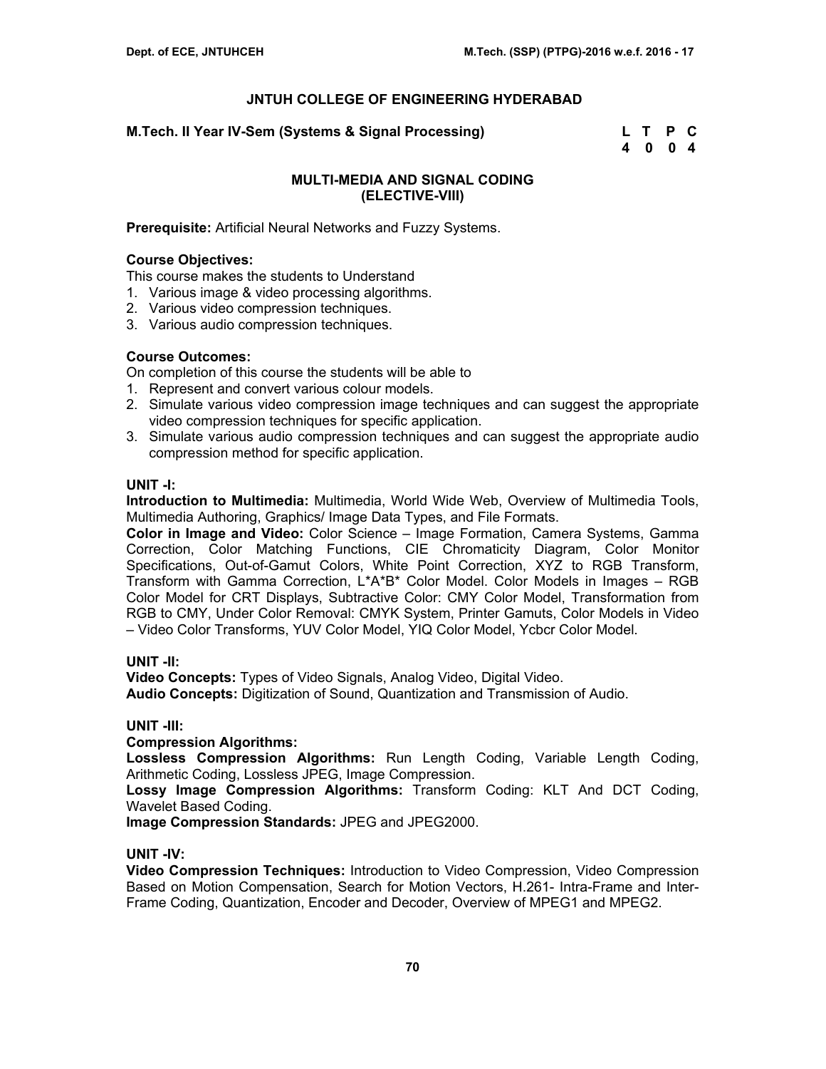## JNTUH COLLEGE OF ENGINEERING HYDERABAD

**M.Tech. II Year IV-Sem (Systems & Signal Processing)**

| L | T | P | C |
|---|---|---|---|
| 4 | 0 | 0 | 4 |

### MULTI-MEDIA AND SIGNAL CODING
### (ELECTIVE-VIII)

**Prerequisite:** Artificial Neural Networks and Fuzzy Systems.

**Course Objectives:**
This course makes the students to Understand
1. Various image & video processing algorithms.
2. Various video compression techniques.
3. Various audio compression techniques.

**Course Outcomes:**
On completion of this course the students will be able to
1. Represent and convert various colour models.
2. Simulate various video compression image techniques and can suggest the appropriate video compression techniques for specific application.
3. Simulate various audio compression techniques and can suggest the appropriate audio compression method for specific application.

**UNIT -I:**
**Introduction to Multimedia:** Multimedia, World Wide Web, Overview of Multimedia Tools, Multimedia Authoring, Graphics/ Image Data Types, and File Formats.
**Color in Image and Video:** Color Science – Image Formation, Camera Systems, Gamma Correction, Color Matching Functions, CIE Chromaticity Diagram, Color Monitor Specifications, Out-of-Gamut Colors, White Point Correction, XYZ to RGB Transform, Transform with Gamma Correction, L*A*B* Color Model. Color Models in Images – RGB Color Model for CRT Displays, Subtractive Color: CMY Color Model, Transformation from RGB to CMY, Under Color Removal: CMYK System, Printer Gamuts, Color Models in Video – Video Color Transforms, YUV Color Model, YIQ Color Model, Ycbcr Color Model.

**UNIT -II:**
**Video Concepts:** Types of Video Signals, Analog Video, Digital Video.
**Audio Concepts:** Digitization of Sound, Quantization and Transmission of Audio.

**UNIT -III:**
**Compression Algorithms:**
**Lossless Compression Algorithms:** Run Length Coding, Variable Length Coding, Arithmetic Coding, Lossless JPEG, Image Compression.
**Lossy Image Compression Algorithms:** Transform Coding: KLT And DCT Coding, Wavelet Based Coding.
**Image Compression Standards:** JPEG and JPEG2000.

**UNIT -IV:**
**Video Compression Techniques:** Introduction to Video Compression, Video Compression Based on Motion Compensation, Search for Motion Vectors, H.261- Intra-Frame and Inter-Frame Coding, Quantization, Encoder and Decoder, Overview of MPEG1 and MPEG2.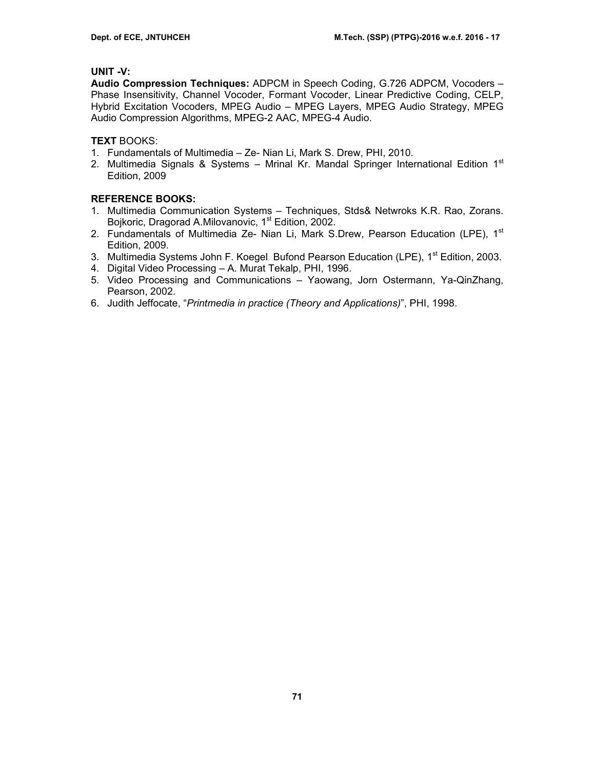**UNIT -V:**

**Audio Compression Techniques:** ADPCM in Speech Coding, G.726 ADPCM, Vocoders – Phase Insensitivity, Channel Vocoder, Formant Vocoder, Linear Predictive Coding, CELP, Hybrid Excitation Vocoders, MPEG Audio – MPEG Layers, MPEG Audio Strategy, MPEG Audio Compression Algorithms, MPEG-2 AAC, MPEG-4 Audio.

**TEXT** BOOKS:

1. Fundamentals of Multimedia – Ze- Nian Li, Mark S. Drew, PHI, 2010.
2. Multimedia Signals & Systems – Mrinal Kr. Mandal Springer International Edition 1st Edition, 2009

**REFERENCE BOOKS:**

1. Multimedia Communication Systems – Techniques, Stds& Netwroks K.R. Rao, Zorans. Bojkoric, Dragorad A.Milovanovic, 1st Edition, 2002.
2. Fundamentals of Multimedia Ze- Nian Li, Mark S.Drew, Pearson Education (LPE), 1st Edition, 2009.
3. Multimedia Systems John F. Koegel Bufond Pearson Education (LPE), 1st Edition, 2003.
4. Digital Video Processing – A. Murat Tekalp, PHI, 1996.
5. Video Processing and Communications – Yaowang, Jorn Ostermann, Ya-QinZhang, Pearson, 2002.
6. Judith Jeffocate, "*Printmedia in practice (Theory and Applications)*", PHI, 1998.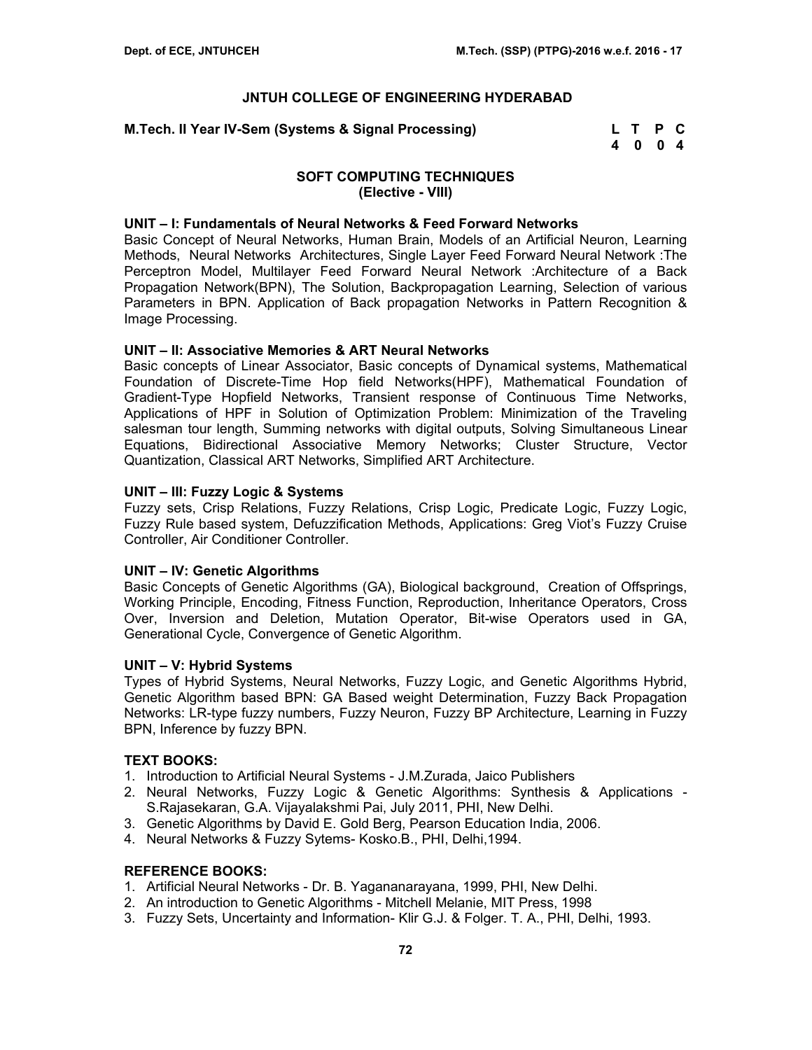## JNTUH COLLEGE OF ENGINEERING HYDERABAD

**M.Tech. II Year IV-Sem (Systems & Signal Processing)**

| L | T | P | C |
|---|---|---|---|
| 4 | 0 | 0 | 4 |

### SOFT COMPUTING TECHNIQUES
### (Elective - VIII)

**UNIT – I: Fundamentals of Neural Networks & Feed Forward Networks**
Basic Concept of Neural Networks, Human Brain, Models of an Artificial Neuron, Learning Methods, Neural Networks Architectures, Single Layer Feed Forward Neural Network :The Perceptron Model, Multilayer Feed Forward Neural Network :Architecture of a Back Propagation Network(BPN), The Solution, Backpropagation Learning, Selection of various Parameters in BPN. Application of Back propagation Networks in Pattern Recognition & Image Processing.

**UNIT – II: Associative Memories & ART Neural Networks**
Basic concepts of Linear Associator, Basic concepts of Dynamical systems, Mathematical Foundation of Discrete-Time Hop field Networks(HPF), Mathematical Foundation of Gradient-Type Hopfield Networks, Transient response of Continuous Time Networks, Applications of HPF in Solution of Optimization Problem: Minimization of the Traveling salesman tour length, Summing networks with digital outputs, Solving Simultaneous Linear Equations, Bidirectional Associative Memory Networks; Cluster Structure, Vector Quantization, Classical ART Networks, Simplified ART Architecture.

**UNIT – III: Fuzzy Logic & Systems**
Fuzzy sets, Crisp Relations, Fuzzy Relations, Crisp Logic, Predicate Logic, Fuzzy Logic, Fuzzy Rule based system, Defuzzification Methods, Applications: Greg Viot's Fuzzy Cruise Controller, Air Conditioner Controller.

**UNIT – IV: Genetic Algorithms**
Basic Concepts of Genetic Algorithms (GA), Biological background, Creation of Offsprings, Working Principle, Encoding, Fitness Function, Reproduction, Inheritance Operators, Cross Over, Inversion and Deletion, Mutation Operator, Bit-wise Operators used in GA, Generational Cycle, Convergence of Genetic Algorithm.

**UNIT – V: Hybrid Systems**
Types of Hybrid Systems, Neural Networks, Fuzzy Logic, and Genetic Algorithms Hybrid, Genetic Algorithm based BPN: GA Based weight Determination, Fuzzy Back Propagation Networks: LR-type fuzzy numbers, Fuzzy Neuron, Fuzzy BP Architecture, Learning in Fuzzy BPN, Inference by fuzzy BPN.

**TEXT BOOKS:**
1. Introduction to Artificial Neural Systems - J.M.Zurada, Jaico Publishers
2. Neural Networks, Fuzzy Logic & Genetic Algorithms: Synthesis & Applications - S.Rajasekaran, G.A. Vijayalakshmi Pai, July 2011, PHI, New Delhi.
3. Genetic Algorithms by David E. Gold Berg, Pearson Education India, 2006.
4. Neural Networks & Fuzzy Sytems- Kosko.B., PHI, Delhi,1994.

**REFERENCE BOOKS:**
1. Artificial Neural Networks - Dr. B. Yagananarayana, 1999, PHI, New Delhi.
2. An introduction to Genetic Algorithms - Mitchell Melanie, MIT Press, 1998
3. Fuzzy Sets, Uncertainty and Information- Klir G.J. & Folger. T. A., PHI, Delhi, 1993.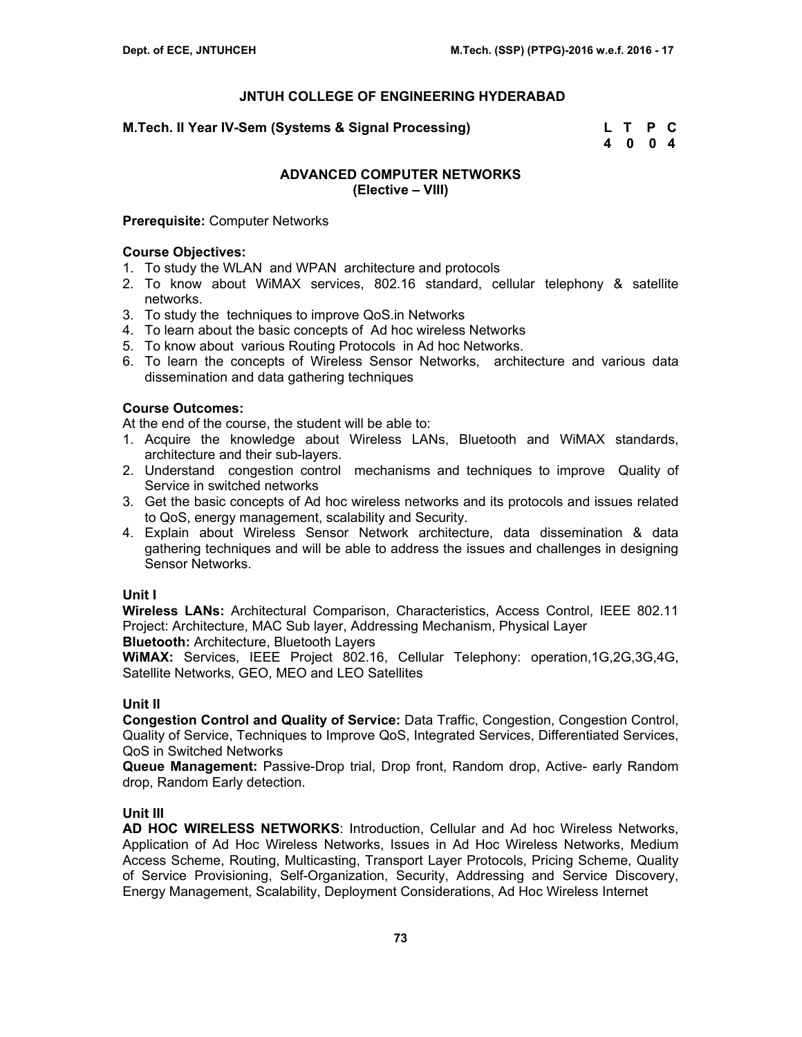**JNTUH COLLEGE OF ENGINEERING HYDERABAD**

**M.Tech. II Year IV-Sem (Systems & Signal Processing)**

| L | T | P | C |
|---|---|---|---|
| 4 | 0 | 0 | 4 |

## ADVANCED COMPUTER NETWORKS
### (Elective – VIII)

**Prerequisite:** Computer Networks

**Course Objectives:**

1. To study the WLAN and WPAN architecture and protocols
2. To know about WiMAX services, 802.16 standard, cellular telephony & satellite networks.
3. To study the techniques to improve QoS.in Networks
4. To learn about the basic concepts of Ad hoc wireless Networks
5. To know about various Routing Protocols in Ad hoc Networks.
6. To learn the concepts of Wireless Sensor Networks, architecture and various data dissemination and data gathering techniques

**Course Outcomes:**

At the end of the course, the student will be able to:

1. Acquire the knowledge about Wireless LANs, Bluetooth and WiMAX standards, architecture and their sub-layers.
2. Understand congestion control mechanisms and techniques to improve Quality of Service in switched networks
3. Get the basic concepts of Ad hoc wireless networks and its protocols and issues related to QoS, energy management, scalability and Security.
4. Explain about Wireless Sensor Network architecture, data dissemination & data gathering techniques and will be able to address the issues and challenges in designing Sensor Networks.

**Unit I**

**Wireless LANs:** Architectural Comparison, Characteristics, Access Control, IEEE 802.11 Project: Architecture, MAC Sub layer, Addressing Mechanism, Physical Layer

**Bluetooth:** Architecture, Bluetooth Layers

**WiMAX:** Services, IEEE Project 802.16, Cellular Telephony: operation,1G,2G,3G,4G, Satellite Networks, GEO, MEO and LEO Satellites

**Unit II**

**Congestion Control and Quality of Service:** Data Traffic, Congestion, Congestion Control, Quality of Service, Techniques to Improve QoS, Integrated Services, Differentiated Services, QoS in Switched Networks

**Queue Management:** Passive-Drop trial, Drop front, Random drop, Active- early Random drop, Random Early detection.

**Unit III**

**AD HOC WIRELESS NETWORKS**: Introduction, Cellular and Ad hoc Wireless Networks, Application of Ad Hoc Wireless Networks, Issues in Ad Hoc Wireless Networks, Medium Access Scheme, Routing, Multicasting, Transport Layer Protocols, Pricing Scheme, Quality of Service Provisioning, Self-Organization, Security, Addressing and Service Discovery, Energy Management, Scalability, Deployment Considerations, Ad Hoc Wireless Internet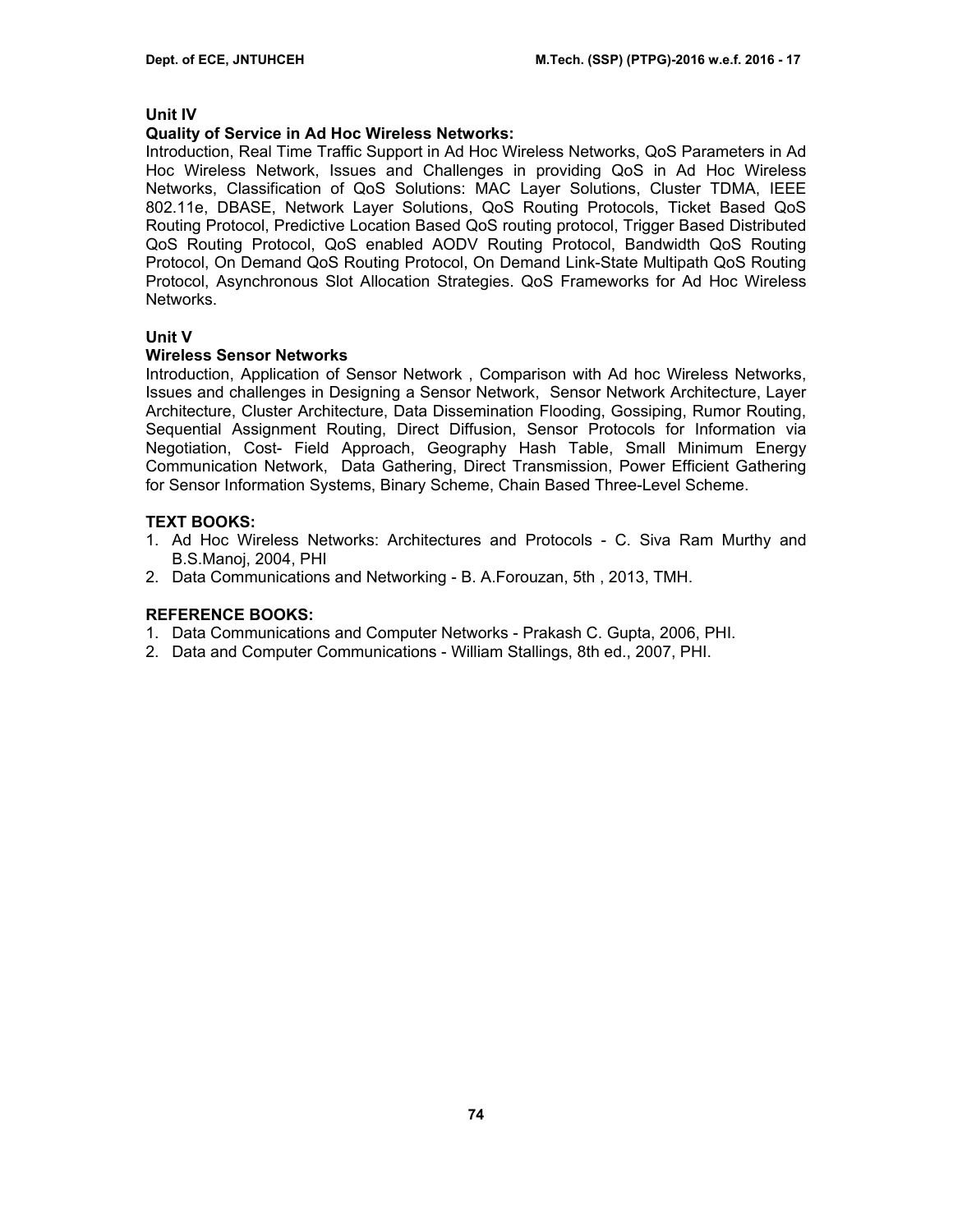**Unit IV**

**Quality of Service in Ad Hoc Wireless Networks:**

Introduction, Real Time Traffic Support in Ad Hoc Wireless Networks, QoS Parameters in Ad Hoc Wireless Network, Issues and Challenges in providing QoS in Ad Hoc Wireless Networks, Classification of QoS Solutions: MAC Layer Solutions, Cluster TDMA, IEEE 802.11e, DBASE, Network Layer Solutions, QoS Routing Protocols, Ticket Based QoS Routing Protocol, Predictive Location Based QoS routing protocol, Trigger Based Distributed QoS Routing Protocol, QoS enabled AODV Routing Protocol, Bandwidth QoS Routing Protocol, On Demand QoS Routing Protocol, On Demand Link-State Multipath QoS Routing Protocol, Asynchronous Slot Allocation Strategies. QoS Frameworks for Ad Hoc Wireless Networks.

**Unit V**

**Wireless Sensor Networks**

Introduction, Application of Sensor Network , Comparison with Ad hoc Wireless Networks, Issues and challenges in Designing a Sensor Network, Sensor Network Architecture, Layer Architecture, Cluster Architecture, Data Dissemination Flooding, Gossiping, Rumor Routing, Sequential Assignment Routing, Direct Diffusion, Sensor Protocols for Information via Negotiation, Cost- Field Approach, Geography Hash Table, Small Minimum Energy Communication Network, Data Gathering, Direct Transmission, Power Efficient Gathering for Sensor Information Systems, Binary Scheme, Chain Based Three-Level Scheme.

**TEXT BOOKS:**

1. Ad Hoc Wireless Networks: Architectures and Protocols - C. Siva Ram Murthy and B.S.Manoj, 2004, PHI
2. Data Communications and Networking - B. A.Forouzan, 5th , 2013, TMH.

**REFERENCE BOOKS:**

1. Data Communications and Computer Networks - Prakash C. Gupta, 2006, PHI.
2. Data and Computer Communications - William Stallings, 8th ed., 2007, PHI.